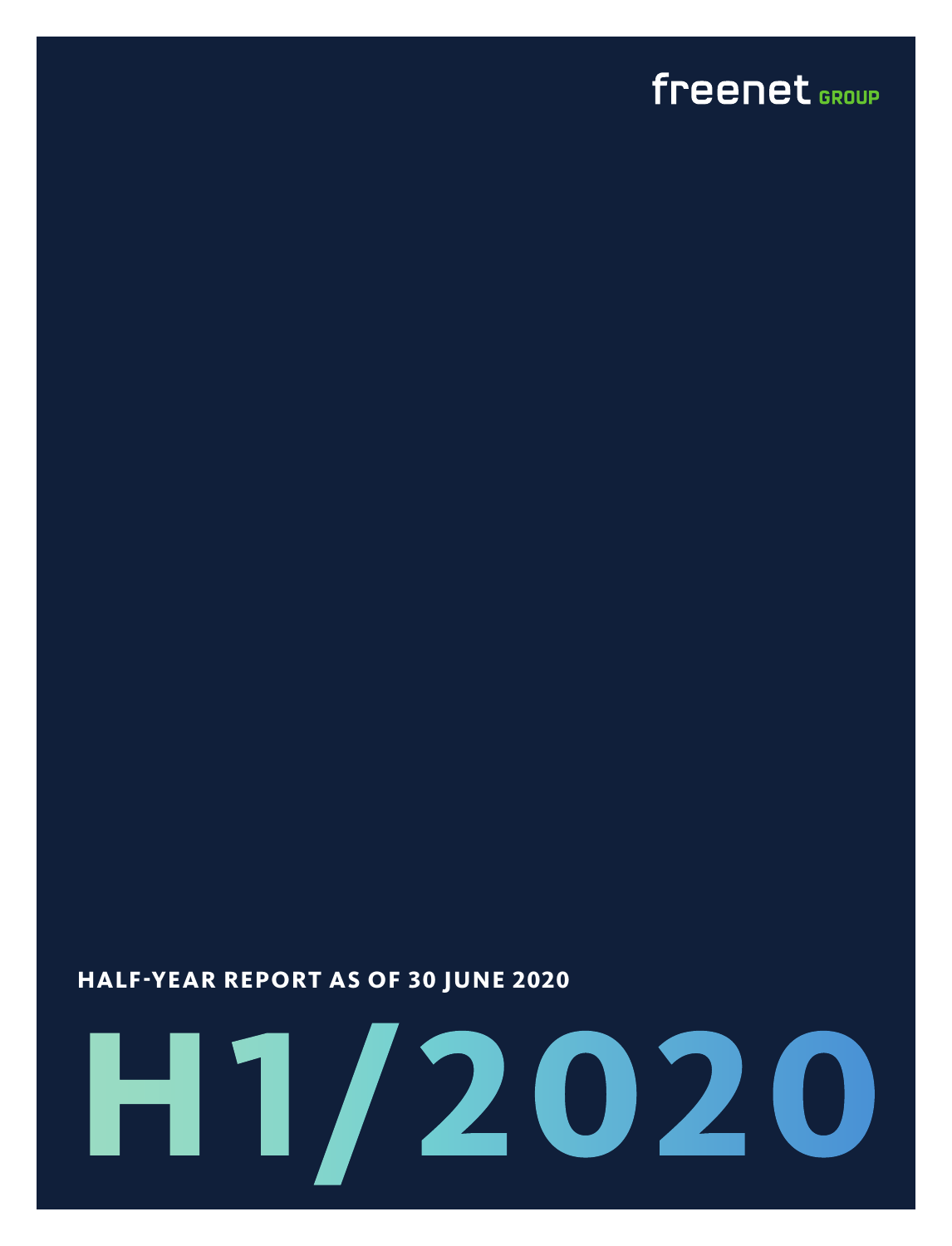freenet GROUP

# HALF-YEAR REPORT AS OF 30 JUNE 2020

# H1/2020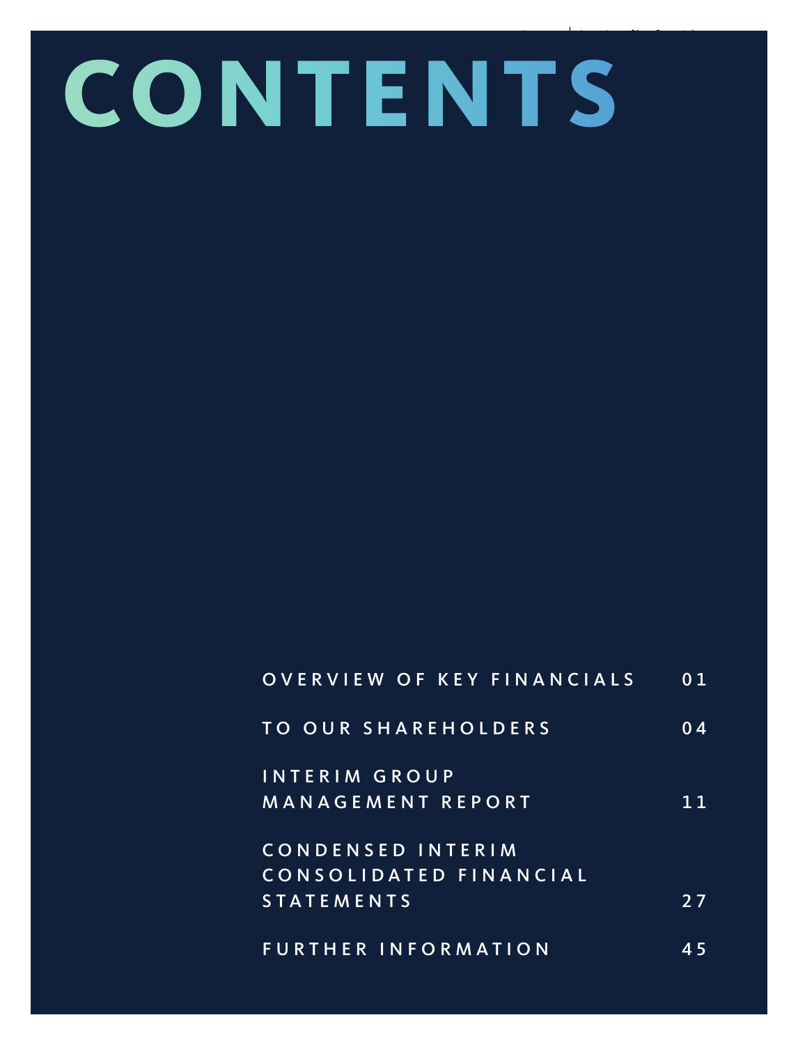# CONTENTS

| | |
|---|---|
| OVERVIEW OF KEY FINANCIALS | 01 |
| TO OUR SHAREHOLDERS | 04 |
| INTERIM GROUP MANAGEMENT REPORT | 11 |
| CONDENSED INTERIM CONSOLIDATED FINANCIAL STATEMENTS | 27 |
| FURTHER INFORMATION | 45 |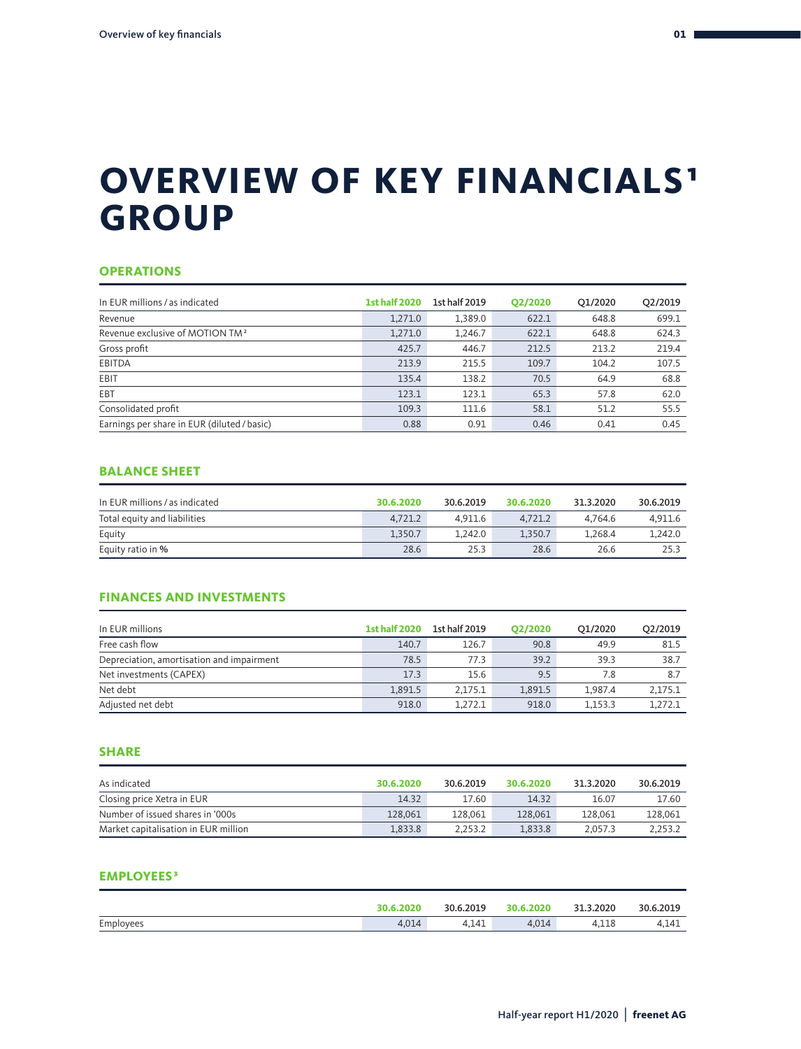# OVERVIEW OF KEY FINANCIALS[1] GROUP

## OPERATIONS

| In EUR millions / as indicated | 1st half 2020 | 1st half 2019 | Q2/2020 | Q1/2020 | Q2/2019 |
|---|---|---|---|---|---|
| Revenue | 1,271.0 | 1,389.0 | 622.1 | 648.8 | 699.1 |
| Revenue exclusive of MOTION TM[2] | 1,271.0 | 1,246.7 | 622.1 | 648.8 | 624.3 |
| Gross profit | 425.7 | 446.7 | 212.5 | 213.2 | 219.4 |
| EBITDA | 213.9 | 215.5 | 109.7 | 104.2 | 107.5 |
| EBIT | 135.4 | 138.2 | 70.5 | 64.9 | 68.8 |
| EBT | 123.1 | 123.1 | 65.3 | 57.8 | 62.0 |
| Consolidated profit | 109.3 | 111.6 | 58.1 | 51.2 | 55.5 |
| Earnings per share in EUR (diluted / basic) | 0.88 | 0.91 | 0.46 | 0.41 | 0.45 |

## BALANCE SHEET

| In EUR millions / as indicated | 30.6.2020 | 30.6.2019 | 30.6.2020 | 31.3.2020 | 30.6.2019 |
|---|---|---|---|---|---|
| Total equity and liabilities | 4,721.2 | 4,911.6 | 4,721.2 | 4,764.6 | 4,911.6 |
| Equity | 1,350.7 | 1,242.0 | 1,350.7 | 1,268.4 | 1,242.0 |
| Equity ratio in % | 28.6 | 25.3 | 28.6 | 26.6 | 25.3 |

## FINANCES AND INVESTMENTS

| In EUR millions | 1st half 2020 | 1st half 2019 | Q2/2020 | Q1/2020 | Q2/2019 |
|---|---|---|---|---|---|
| Free cash flow | 140.7 | 126.7 | 90.8 | 49.9 | 81.5 |
| Depreciation, amortisation and impairment | 78.5 | 77.3 | 39.2 | 39.3 | 38.7 |
| Net investments (CAPEX) | 17.3 | 15.6 | 9.5 | 7.8 | 8.7 |
| Net debt | 1,891.5 | 2,175.1 | 1,891.5 | 1,987.4 | 2,175.1 |
| Adjusted net debt | 918.0 | 1,272.1 | 918.0 | 1,153.3 | 1,272.1 |

## SHARE

| As indicated | 30.6.2020 | 30.6.2019 | 30.6.2020 | 31.3.2020 | 30.6.2019 |
|---|---|---|---|---|---|
| Closing price Xetra in EUR | 14.32 | 17.60 | 14.32 | 16.07 | 17.60 |
| Number of issued shares in '000s | 128,061 | 128,061 | 128,061 | 128,061 | 128,061 |
| Market capitalisation in EUR million | 1,833.8 | 2,253.2 | 1,833.8 | 2,057.3 | 2,253.2 |

## EMPLOYEES[3]

| | 30.6.2020 | 30.6.2019 | 30.6.2020 | 31.3.2020 | 30.6.2019 |
|---|---|---|---|---|---|
| Employees | 4,014 | 4,141 | 4,014 | 4,118 | 4,141 |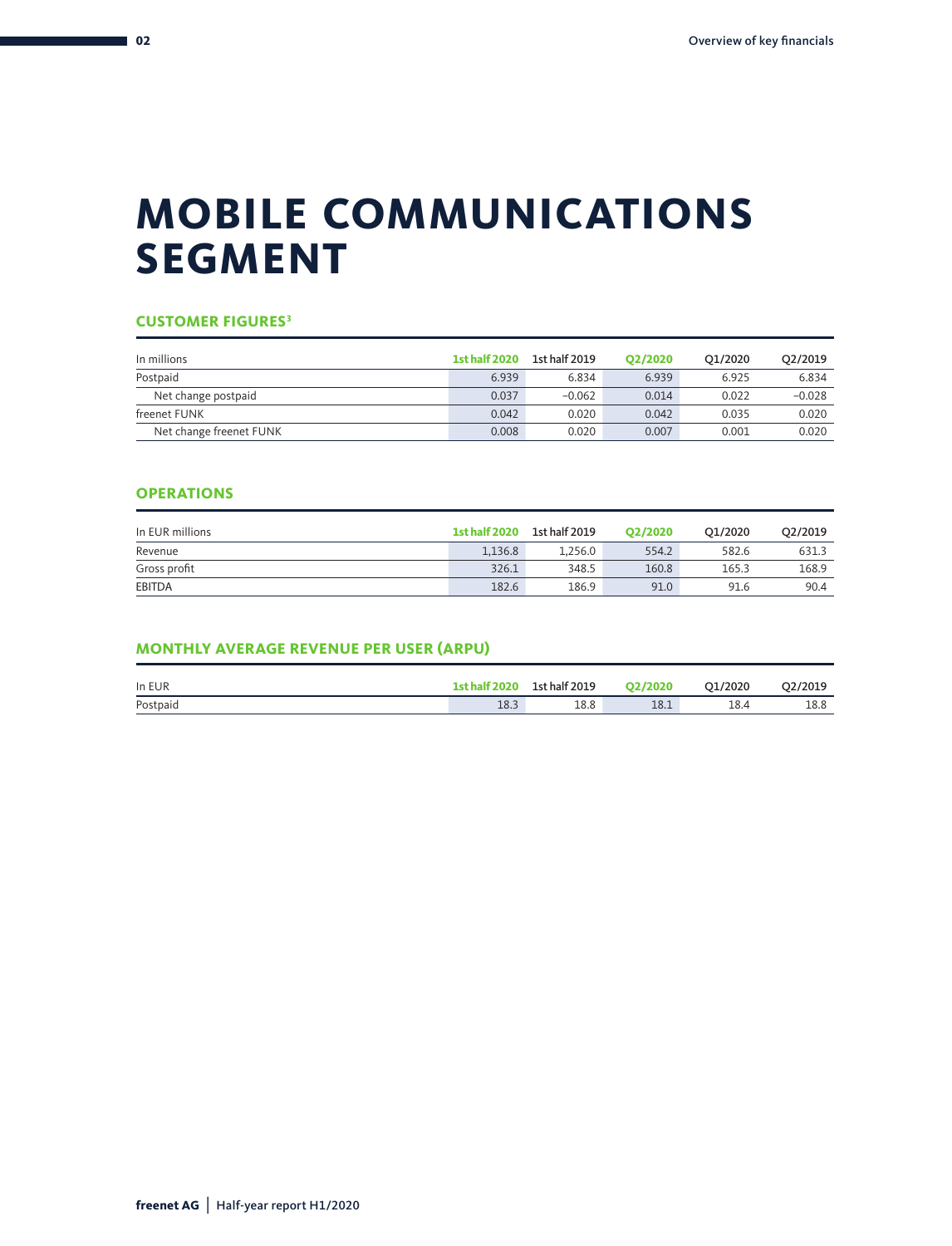# MOBILE COMMUNICATIONS SEGMENT

### CUSTOMER FIGURES[3]

| In millions | 1st half 2020 | 1st half 2019 | Q2/2020 | Q1/2020 | Q2/2019 |
|---|---|---|---|---|---|
| Postpaid | 6.939 | 6.834 | 6.939 | 6.925 | 6.834 |
| Net change postpaid | 0.037 | −0.062 | 0.014 | 0.022 | −0.028 |
| freenet FUNK | 0.042 | 0.020 | 0.042 | 0.035 | 0.020 |
| Net change freenet FUNK | 0.008 | 0.020 | 0.007 | 0.001 | 0.020 |

### OPERATIONS

| In EUR millions | 1st half 2020 | 1st half 2019 | Q2/2020 | Q1/2020 | Q2/2019 |
|---|---|---|---|---|---|
| Revenue | 1,136.8 | 1,256.0 | 554.2 | 582.6 | 631.3 |
| Gross profit | 326.1 | 348.5 | 160.8 | 165.3 | 168.9 |
| EBITDA | 182.6 | 186.9 | 91.0 | 91.6 | 90.4 |

### MONTHLY AVERAGE REVENUE PER USER (ARPU)

| In EUR | 1st half 2020 | 1st half 2019 | Q2/2020 | Q1/2020 | Q2/2019 |
|---|---|---|---|---|---|
| Postpaid | 18.3 | 18.8 | 18.1 | 18.4 | 18.8 |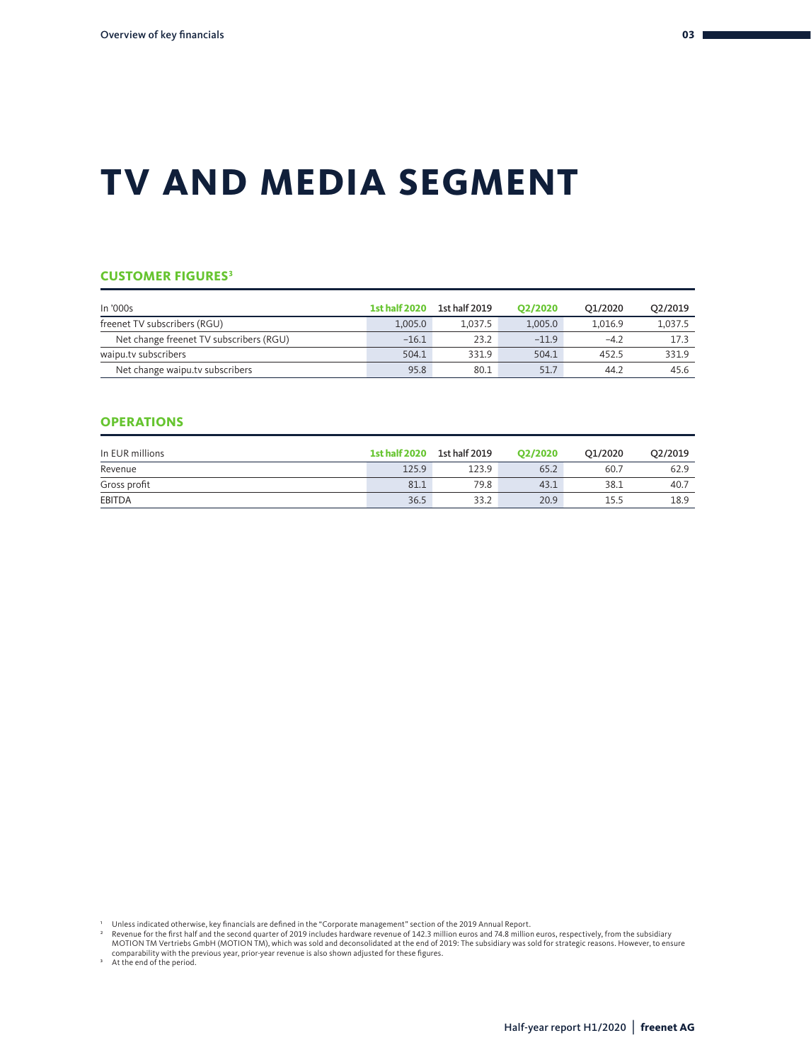# TV AND MEDIA SEGMENT

## CUSTOMER FIGURES[3]

| In '000s | 1st half 2020 | 1st half 2019 | Q2/2020 | Q1/2020 | Q2/2019 |
|---|---|---|---|---|---|
| freenet TV subscribers (RGU) | 1,005.0 | 1,037.5 | 1,005.0 | 1,016.9 | 1,037.5 |
| Net change freenet TV subscribers (RGU) | −16.1 | 23.2 | −11.9 | −4.2 | 17.3 |
| waipu.tv subscribers | 504.1 | 331.9 | 504.1 | 452.5 | 331.9 |
| Net change waipu.tv subscribers | 95.8 | 80.1 | 51.7 | 44.2 | 45.6 |

## OPERATIONS

| In EUR millions | 1st half 2020 | 1st half 2019 | Q2/2020 | Q1/2020 | Q2/2019 |
|---|---|---|---|---|---|
| Revenue | 125.9 | 123.9 | 65.2 | 60.7 | 62.9 |
| Gross profit | 81.1 | 79.8 | 43.1 | 38.1 | 40.7 |
| EBITDA | 36.5 | 33.2 | 20.9 | 15.5 | 18.9 |

[1] Unless indicated otherwise, key financials are defined in the "Corporate management" section of the 2019 Annual Report.
[2] Revenue for the first half and the second quarter of 2019 includes hardware revenue of 142.3 million euros and 74.8 million euros, respectively, from the subsidiary MOTION TM Vertriebs GmbH (MOTION TM), which was sold and deconsolidated at the end of 2019: The subsidiary was sold for strategic reasons. However, to ensure comparability with the previous year, prior-year revenue is also shown adjusted for these figures.
[3] At the end of the period.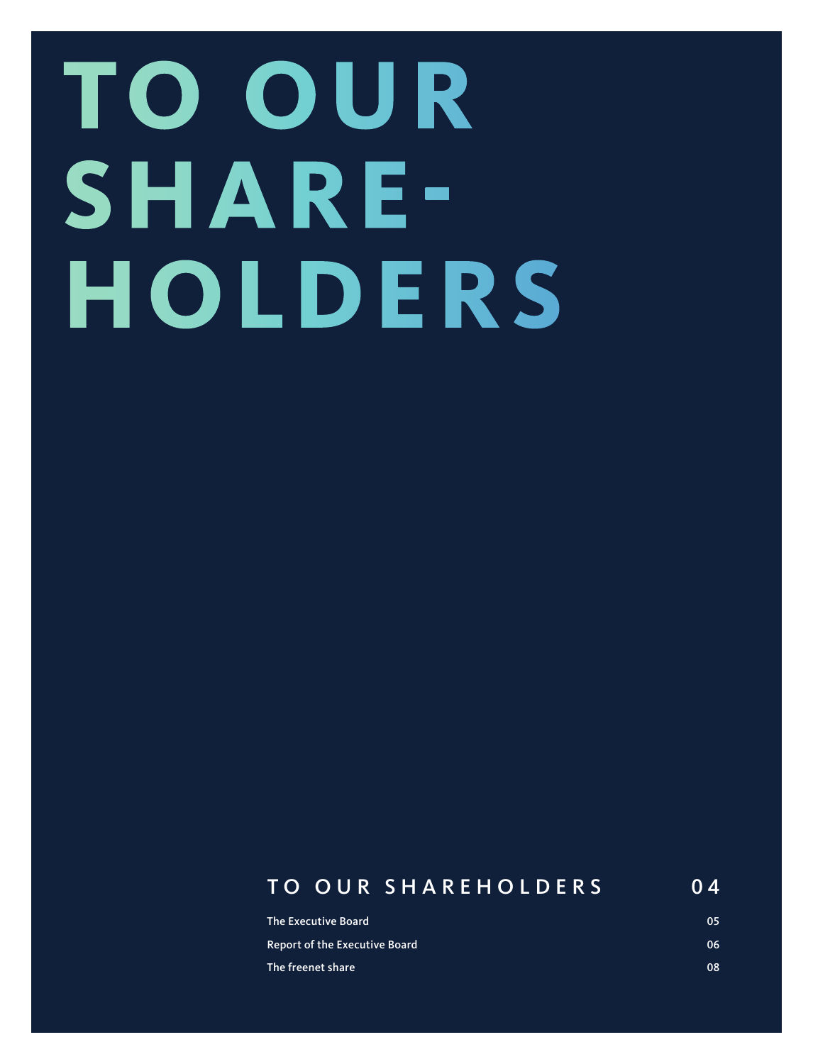# TO OUR SHARE-HOLDERS

## TO OUR SHAREHOLDERS 04

| | |
|---|---|
| The Executive Board | 05 |
| Report of the Executive Board | 06 |
| The freenet share | 08 |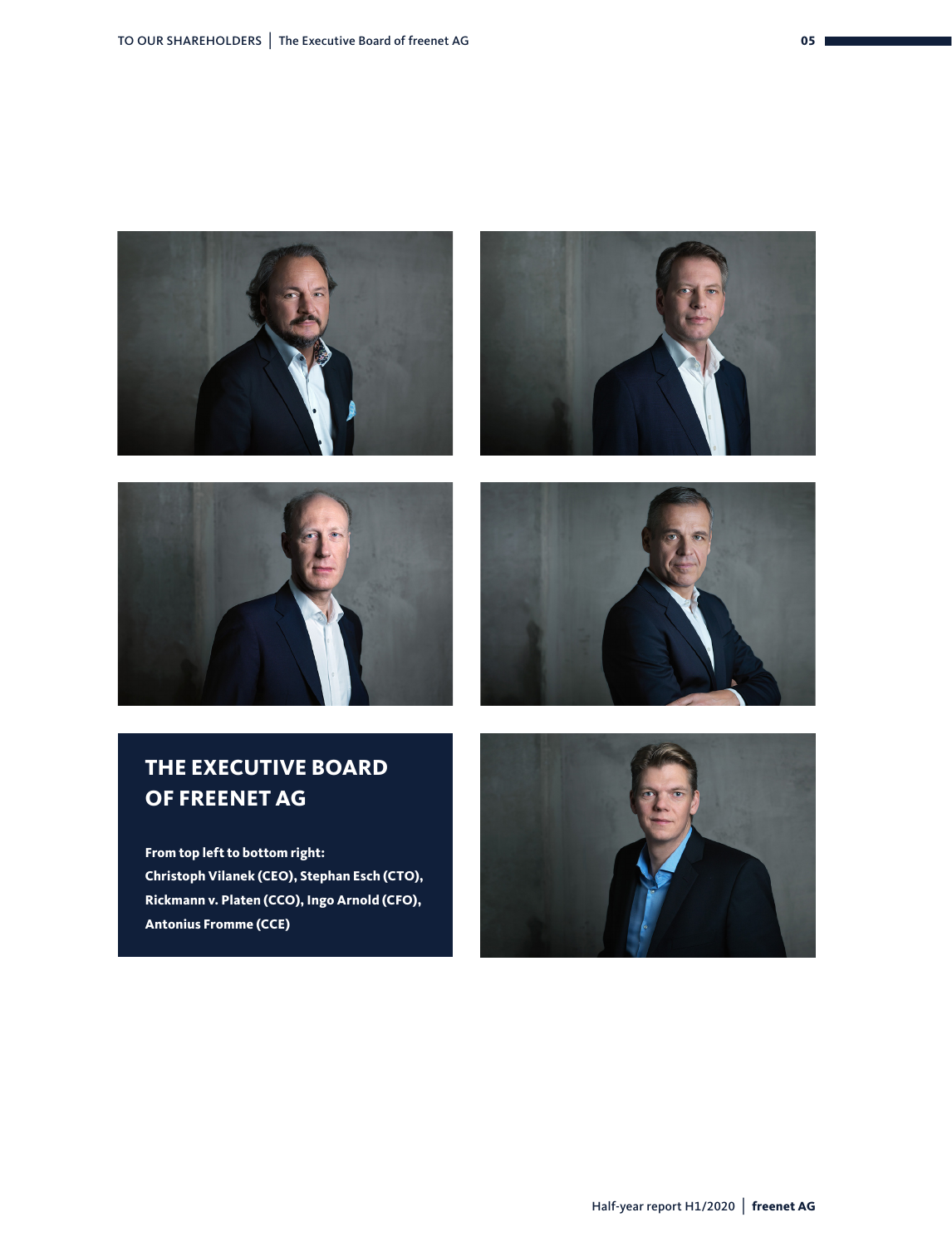## THE EXECUTIVE BOARD OF FREENET AG

**From top left to bottom right:**
**Christoph Vilanek (CEO), Stephan Esch (CTO), Rickmann v. Platen (CCO), Ingo Arnold (CFO), Antonius Fromme (CCE)**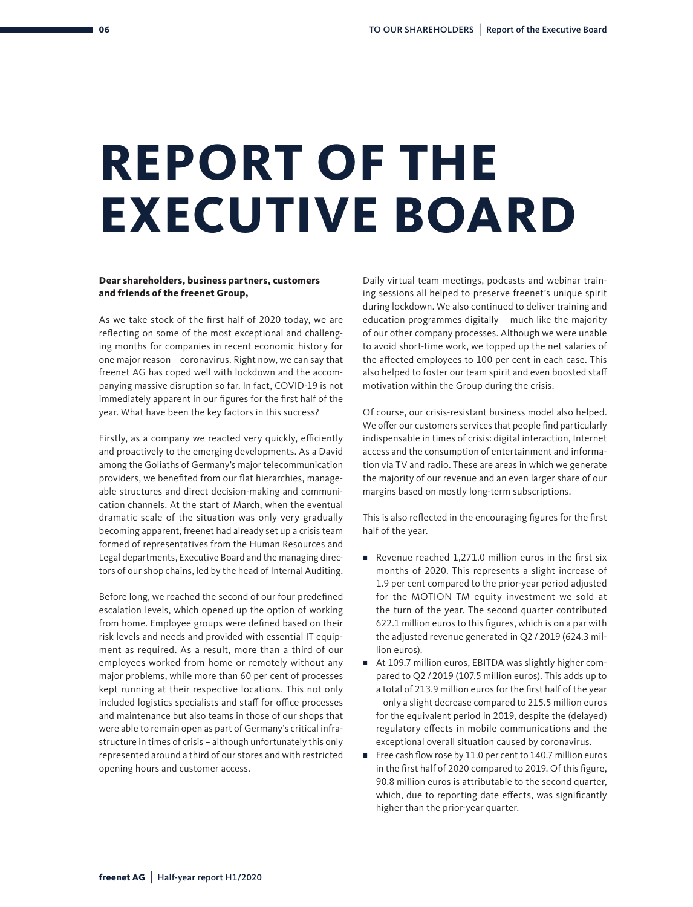# REPORT OF THE EXECUTIVE BOARD

**Dear shareholders, business partners, customers and friends of the freenet Group,**

As we take stock of the first half of 2020 today, we are reflecting on some of the most exceptional and challenging months for companies in recent economic history for one major reason – coronavirus. Right now, we can say that freenet AG has coped well with lockdown and the accompanying massive disruption so far. In fact, COVID-19 is not immediately apparent in our figures for the first half of the year. What have been the key factors in this success?

Firstly, as a company we reacted very quickly, efficiently and proactively to the emerging developments. As a David among the Goliaths of Germany's major telecommunication providers, we benefited from our flat hierarchies, manageable structures and direct decision-making and communication channels. At the start of March, when the eventual dramatic scale of the situation was only very gradually becoming apparent, freenet had already set up a crisis team formed of representatives from the Human Resources and Legal departments, Executive Board and the managing directors of our shop chains, led by the head of Internal Auditing.

Before long, we reached the second of our four predefined escalation levels, which opened up the option of working from home. Employee groups were defined based on their risk levels and needs and provided with essential IT equipment as required. As a result, more than a third of our employees worked from home or remotely without any major problems, while more than 60 per cent of processes kept running at their respective locations. This not only included logistics specialists and staff for office processes and maintenance but also teams in those of our shops that were able to remain open as part of Germany's critical infrastructure in times of crisis – although unfortunately this only represented around a third of our stores and with restricted opening hours and customer access.

Daily virtual team meetings, podcasts and webinar training sessions all helped to preserve freenet's unique spirit during lockdown. We also continued to deliver training and education programmes digitally – much like the majority of our other company processes. Although we were unable to avoid short-time work, we topped up the net salaries of the affected employees to 100 per cent in each case. This also helped to foster our team spirit and even boosted staff motivation within the Group during the crisis.

Of course, our crisis-resistant business model also helped. We offer our customers services that people find particularly indispensable in times of crisis: digital interaction, Internet access and the consumption of entertainment and information via TV and radio. These are areas in which we generate the majority of our revenue and an even larger share of our margins based on mostly long-term subscriptions.

This is also reflected in the encouraging figures for the first half of the year.

- Revenue reached 1,271.0 million euros in the first six months of 2020. This represents a slight increase of 1.9 per cent compared to the prior-year period adjusted for the MOTION TM equity investment we sold at the turn of the year. The second quarter contributed 622.1 million euros to this figures, which is on a par with the adjusted revenue generated in Q2 / 2019 (624.3 million euros).
- At 109.7 million euros, EBITDA was slightly higher compared to Q2 / 2019 (107.5 million euros). This adds up to a total of 213.9 million euros for the first half of the year – only a slight decrease compared to 215.5 million euros for the equivalent period in 2019, despite the (delayed) regulatory effects in mobile communications and the exceptional overall situation caused by coronavirus.
- Free cash flow rose by 11.0 per cent to 140.7 million euros in the first half of 2020 compared to 2019. Of this figure, 90.8 million euros is attributable to the second quarter, which, due to reporting date effects, was significantly higher than the prior-year quarter.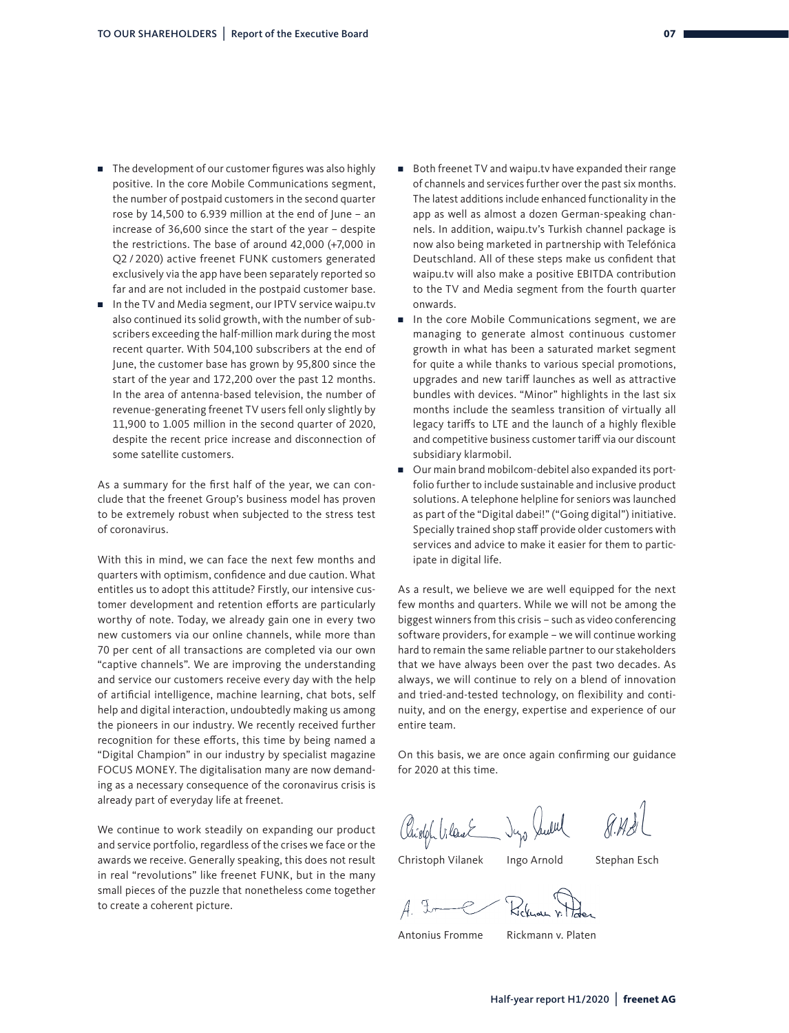- The development of our customer figures was also highly positive. In the core Mobile Communications segment, the number of postpaid customers in the second quarter rose by 14,500 to 6.939 million at the end of June – an increase of 36,600 since the start of the year – despite the restrictions. The base of around 42,000 (+7,000 in Q2 / 2020) active freenet FUNK customers generated exclusively via the app have been separately reported so far and are not included in the postpaid customer base.
- In the TV and Media segment, our IPTV service waipu.tv also continued its solid growth, with the number of subscribers exceeding the half-million mark during the most recent quarter. With 504,100 subscribers at the end of June, the customer base has grown by 95,800 since the start of the year and 172,200 over the past 12 months. In the area of antenna-based television, the number of revenue-generating freenet TV users fell only slightly by 11,900 to 1.005 million in the second quarter of 2020, despite the recent price increase and disconnection of some satellite customers.

As a summary for the first half of the year, we can conclude that the freenet Group's business model has proven to be extremely robust when subjected to the stress test of coronavirus.

With this in mind, we can face the next few months and quarters with optimism, confidence and due caution. What entitles us to adopt this attitude? Firstly, our intensive customer development and retention efforts are particularly worthy of note. Today, we already gain one in every two new customers via our online channels, while more than 70 per cent of all transactions are completed via our own "captive channels". We are improving the understanding and service our customers receive every day with the help of artificial intelligence, machine learning, chat bots, self help and digital interaction, undoubtedly making us among the pioneers in our industry. We recently received further recognition for these efforts, this time by being named a "Digital Champion" in our industry by specialist magazine FOCUS MONEY. The digitalisation many are now demanding as a necessary consequence of the coronavirus crisis is already part of everyday life at freenet.

We continue to work steadily on expanding our product and service portfolio, regardless of the crises we face or the awards we receive. Generally speaking, this does not result in real "revolutions" like freenet FUNK, but in the many small pieces of the puzzle that nonetheless come together to create a coherent picture.

- Both freenet TV and waipu.tv have expanded their range of channels and services further over the past six months. The latest additions include enhanced functionality in the app as well as almost a dozen German-speaking channels. In addition, waipu.tv's Turkish channel package is now also being marketed in partnership with Telefónica Deutschland. All of these steps make us confident that waipu.tv will also make a positive EBITDA contribution to the TV and Media segment from the fourth quarter onwards.
- In the core Mobile Communications segment, we are managing to generate almost continuous customer growth in what has been a saturated market segment for quite a while thanks to various special promotions, upgrades and new tariff launches as well as attractive bundles with devices. "Minor" highlights in the last six months include the seamless transition of virtually all legacy tariffs to LTE and the launch of a highly flexible and competitive business customer tariff via our discount subsidiary klarmobil.
- Our main brand mobilcom-debitel also expanded its portfolio further to include sustainable and inclusive product solutions. A telephone helpline for seniors was launched as part of the "Digital dabei!" ("Going digital") initiative. Specially trained shop staff provide older customers with services and advice to make it easier for them to participate in digital life.

As a result, we believe we are well equipped for the next few months and quarters. While we will not be among the biggest winners from this crisis – such as video conferencing software providers, for example – we will continue working hard to remain the same reliable partner to our stakeholders that we have always been over the past two decades. As always, we will continue to rely on a blend of innovation and tried-and-tested technology, on flexibility and continuity, and on the energy, expertise and experience of our entire team.

On this basis, we are once again confirming our guidance for 2020 at this time.

Christoph Vilanek Ingo Arnold Stephan Esch

Antonius Fromme Rickmann v. Platen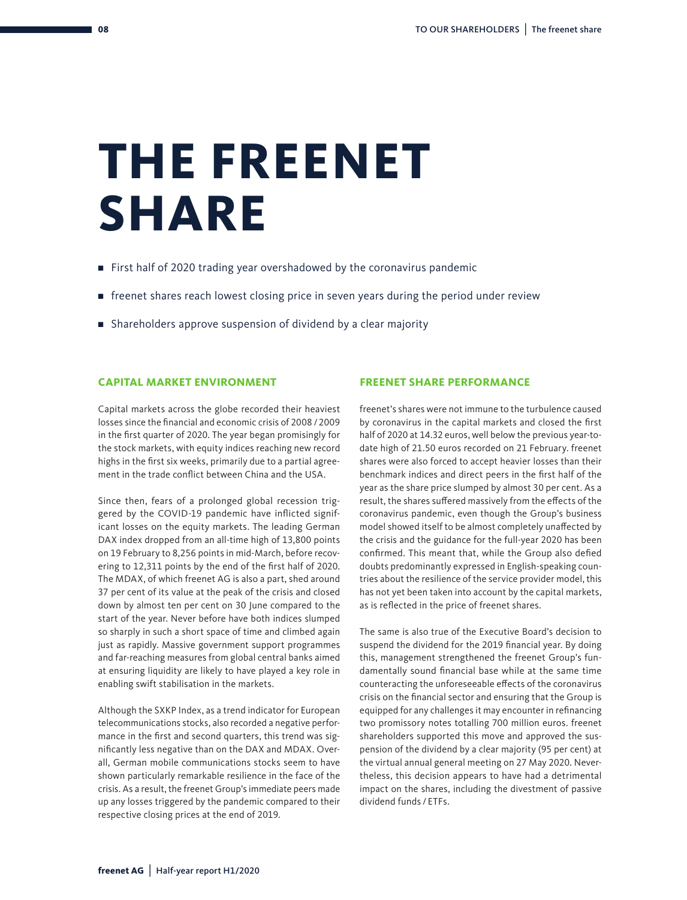# THE FREENET SHARE

- First half of 2020 trading year overshadowed by the coronavirus pandemic
- freenet shares reach lowest closing price in seven years during the period under review
- Shareholders approve suspension of dividend by a clear majority

## CAPITAL MARKET ENVIRONMENT

Capital markets across the globe recorded their heaviest losses since the financial and economic crisis of 2008 / 2009 in the first quarter of 2020. The year began promisingly for the stock markets, with equity indices reaching new record highs in the first six weeks, primarily due to a partial agreement in the trade conflict between China and the USA.

Since then, fears of a prolonged global recession triggered by the COVID-19 pandemic have inflicted significant losses on the equity markets. The leading German DAX index dropped from an all-time high of 13,800 points on 19 February to 8,256 points in mid-March, before recovering to 12,311 points by the end of the first half of 2020. The MDAX, of which freenet AG is also a part, shed around 37 per cent of its value at the peak of the crisis and closed down by almost ten per cent on 30 June compared to the start of the year. Never before have both indices slumped so sharply in such a short space of time and climbed again just as rapidly. Massive government support programmes and far-reaching measures from global central banks aimed at ensuring liquidity are likely to have played a key role in enabling swift stabilisation in the markets.

Although the SXKP Index, as a trend indicator for European telecommunications stocks, also recorded a negative performance in the first and second quarters, this trend was significantly less negative than on the DAX and MDAX. Overall, German mobile communications stocks seem to have shown particularly remarkable resilience in the face of the crisis. As a result, the freenet Group's immediate peers made up any losses triggered by the pandemic compared to their respective closing prices at the end of 2019.

## FREENET SHARE PERFORMANCE

freenet's shares were not immune to the turbulence caused by coronavirus in the capital markets and closed the first half of 2020 at 14.32 euros, well below the previous year-to-date high of 21.50 euros recorded on 21 February. freenet shares were also forced to accept heavier losses than their benchmark indices and direct peers in the first half of the year as the share price slumped by almost 30 per cent. As a result, the shares suffered massively from the effects of the coronavirus pandemic, even though the Group's business model showed itself to be almost completely unaffected by the crisis and the guidance for the full-year 2020 has been confirmed. This meant that, while the Group also defied doubts predominantly expressed in English-speaking countries about the resilience of the service provider model, this has not yet been taken into account by the capital markets, as is reflected in the price of freenet shares.

The same is also true of the Executive Board's decision to suspend the dividend for the 2019 financial year. By doing this, management strengthened the freenet Group's fundamentally sound financial base while at the same time counteracting the unforeseeable effects of the coronavirus crisis on the financial sector and ensuring that the Group is equipped for any challenges it may encounter in refinancing two promissory notes totalling 700 million euros. freenet shareholders supported this move and approved the suspension of the dividend by a clear majority (95 per cent) at the virtual annual general meeting on 27 May 2020. Nevertheless, this decision appears to have had a detrimental impact on the shares, including the divestment of passive dividend funds / ETFs.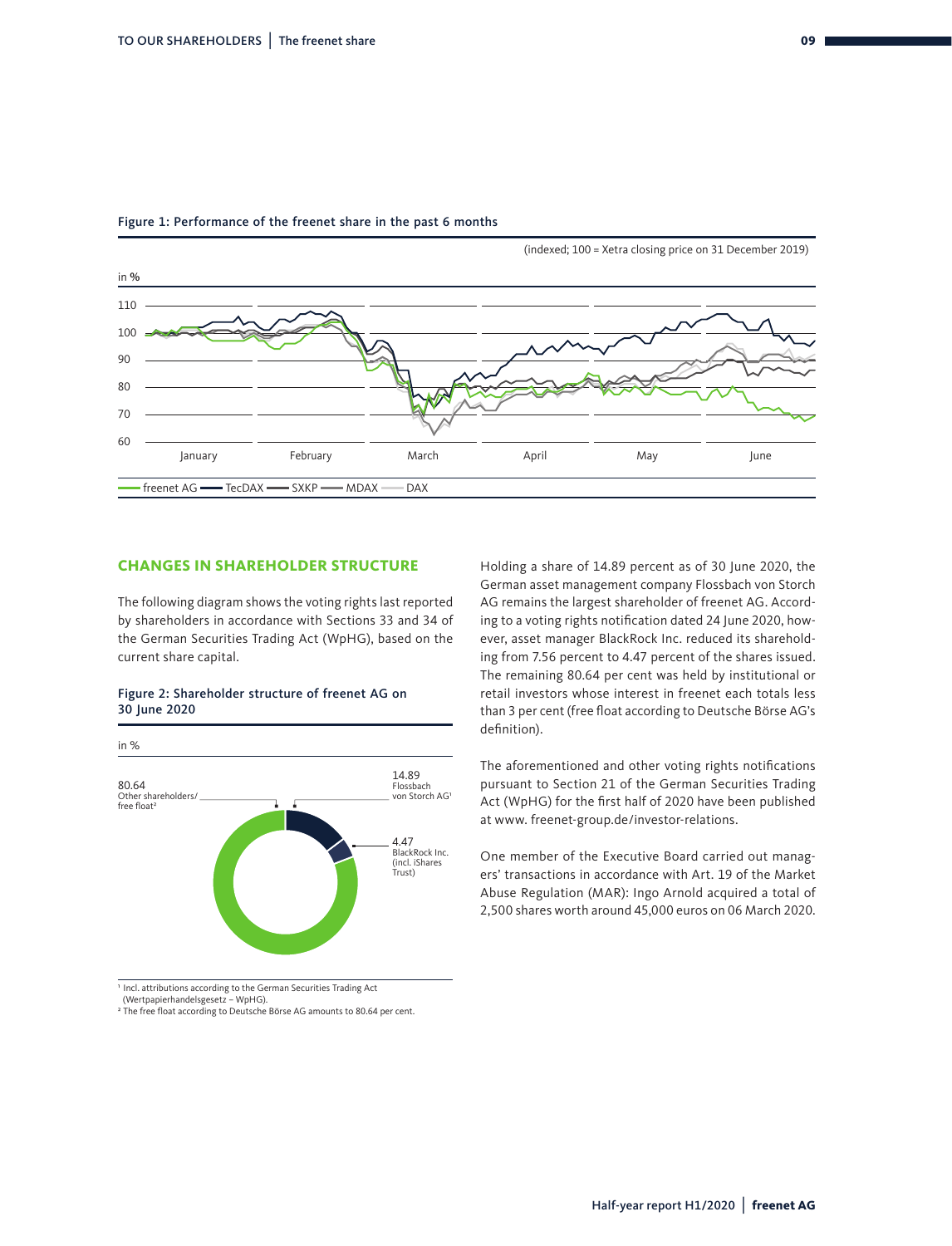Figure 1: Performance of the freenet share in the past 6 months

(indexed; 100 = Xetra closing price on 31 December 2019)

## CHANGES IN SHAREHOLDER STRUCTURE

The following diagram shows the voting rights last reported by shareholders in accordance with Sections 33 and 34 of the German Securities Trading Act (WpHG), based on the current share capital.

Figure 2: Shareholder structure of freenet AG on 30 June 2020

in %

| Shareholder | in % |
|---|---|
| Flossbach von Storch AG[1] | 14.89 |
| BlackRock Inc. (incl. iShares Trust) | 4.47 |
| Other shareholders/ free float[2] | 80.64 |

[1] Incl. attributions according to the German Securities Trading Act (Wertpapierhandelsgesetz – WpHG).
[2] The free float according to Deutsche Börse AG amounts to 80.64 per cent.

Holding a share of 14.89 percent as of 30 June 2020, the German asset management company Flossbach von Storch AG remains the largest shareholder of freenet AG. According to a voting rights notification dated 24 June 2020, however, asset manager BlackRock Inc. reduced its shareholding from 7.56 percent to 4.47 percent of the shares issued. The remaining 80.64 per cent was held by institutional or retail investors whose interest in freenet each totals less than 3 per cent (free float according to Deutsche Börse AG's definition).

The aforementioned and other voting rights notifications pursuant to Section 21 of the German Securities Trading Act (WpHG) for the first half of 2020 have been published at www. freenet-group.de/investor-relations.

One member of the Executive Board carried out managers' transactions in accordance with Art. 19 of the Market Abuse Regulation (MAR): Ingo Arnold acquired a total of 2,500 shares worth around 45,000 euros on 06 March 2020.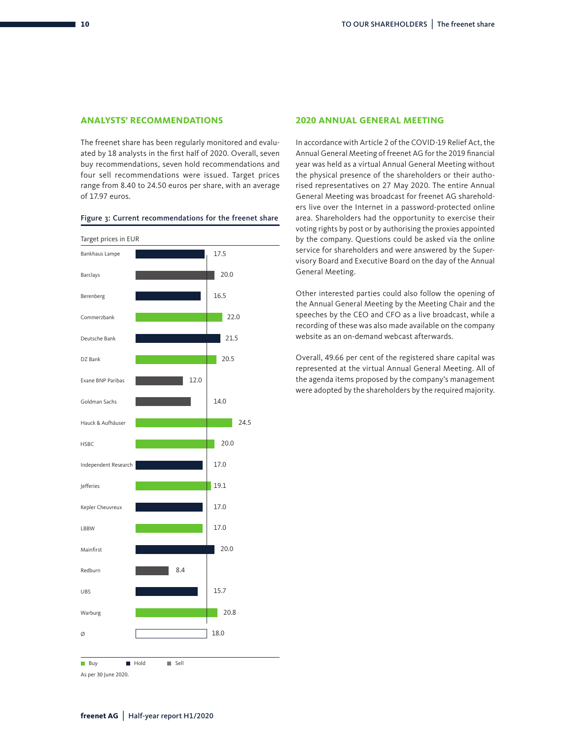## ANALYSTS' RECOMMENDATIONS

The freenet share has been regularly monitored and evaluated by 18 analysts in the first half of 2020. Overall, seven buy recommendations, seven hold recommendations and four sell recommendations were issued. Target prices range from 8.40 to 24.50 euros per share, with an average of 17.97 euros.

**Figure 3: Current recommendations for the freenet share**

Target prices in EUR

| Analyst | Recommendation | Target price |
|---|---|---|
| Bankhaus Lampe | Hold | 17.5 |
| Barclays | Sell | 20.0 |
| Berenberg | Hold | 16.5 |
| Commerzbank | Buy | 22.0 |
| Deutsche Bank | Hold | 21.5 |
| DZ Bank | Buy | 20.5 |
| Exane BNP Paribas | Sell | 12.0 |
| Goldman Sachs | Sell | 14.0 |
| Hauck & Aufhäuser | Buy | 24.5 |
| HSBC | Buy | 20.0 |
| Independent Research | Hold | 17.0 |
| Jefferies | Buy | 19.1 |
| Kepler Cheuvreux | Hold | 17.0 |
| LBBW | Buy | 17.0 |
| Mainfirst | Hold | 20.0 |
| Redburn | Sell | 8.4 |
| UBS | Hold | 15.7 |
| Warburg | Buy | 20.8 |
| Ø | | 18.0 |

Buy | Hold | Sell

As per 30 June 2020.

## 2020 ANNUAL GENERAL MEETING

In accordance with Article 2 of the COVID-19 Relief Act, the Annual General Meeting of freenet AG for the 2019 financial year was held as a virtual Annual General Meeting without the physical presence of the shareholders or their authorised representatives on 27 May 2020. The entire Annual General Meeting was broadcast for freenet AG shareholders live over the Internet in a password-protected online area. Shareholders had the opportunity to exercise their voting rights by post or by authorising the proxies appointed by the company. Questions could be asked via the online service for shareholders and were answered by the Supervisory Board and Executive Board on the day of the Annual General Meeting.

Other interested parties could also follow the opening of the Annual General Meeting by the Meeting Chair and the speeches by the CEO and CFO as a live broadcast, while a recording of these was also made available on the company website as an on-demand webcast afterwards.

Overall, 49.66 per cent of the registered share capital was represented at the virtual Annual General Meeting. All of the agenda items proposed by the company's management were adopted by the shareholders by the required majority.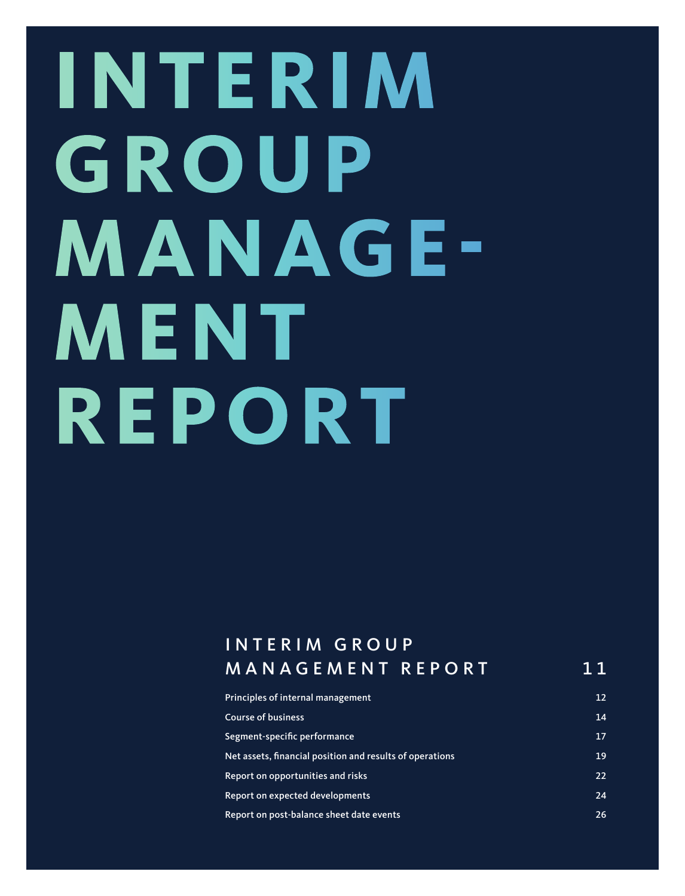# INTERIM GROUP MANAGEMENT REPORT

## INTERIM GROUP MANAGEMENT REPORT 11

| | |
|---|---|
| Principles of internal management | 12 |
| Course of business | 14 |
| Segment-specific performance | 17 |
| Net assets, financial position and results of operations | 19 |
| Report on opportunities and risks | 22 |
| Report on expected developments | 24 |
| Report on post-balance sheet date events | 26 |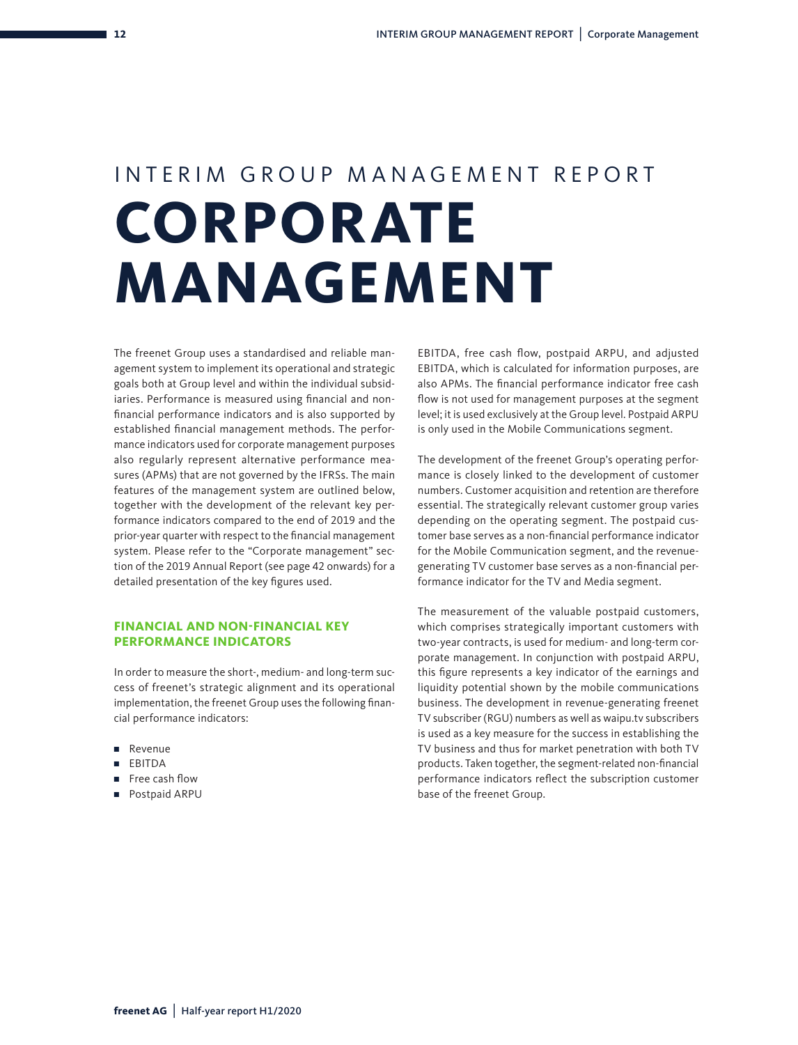# INTERIM GROUP MANAGEMENT REPORT

# CORPORATE MANAGEMENT

The freenet Group uses a standardised and reliable management system to implement its operational and strategic goals both at Group level and within the individual subsidiaries. Performance is measured using financial and non-financial performance indicators and is also supported by established financial management methods. The performance indicators used for corporate management purposes also regularly represent alternative performance measures (APMs) that are not governed by the IFRSs. The main features of the management system are outlined below, together with the development of the relevant key performance indicators compared to the end of 2019 and the prior-year quarter with respect to the financial management system. Please refer to the "Corporate management" section of the 2019 Annual Report (see page 42 onwards) for a detailed presentation of the key figures used.

## FINANCIAL AND NON-FINANCIAL KEY PERFORMANCE INDICATORS

In order to measure the short-, medium- and long-term success of freenet's strategic alignment and its operational implementation, the freenet Group uses the following financial performance indicators:

- Revenue
- EBITDA
- Free cash flow
- Postpaid ARPU

EBITDA, free cash flow, postpaid ARPU, and adjusted EBITDA, which is calculated for information purposes, are also APMs. The financial performance indicator free cash flow is not used for management purposes at the segment level; it is used exclusively at the Group level. Postpaid ARPU is only used in the Mobile Communications segment.

The development of the freenet Group's operating performance is closely linked to the development of customer numbers. Customer acquisition and retention are therefore essential. The strategically relevant customer group varies depending on the operating segment. The postpaid customer base serves as a non-financial performance indicator for the Mobile Communication segment, and the revenue-generating TV customer base serves as a non-financial performance indicator for the TV and Media segment.

The measurement of the valuable postpaid customers, which comprises strategically important customers with two-year contracts, is used for medium- and long-term corporate management. In conjunction with postpaid ARPU, this figure represents a key indicator of the earnings and liquidity potential shown by the mobile communications business. The development in revenue-generating freenet TV subscriber (RGU) numbers as well as waipu.tv subscribers is used as a key measure for the success in establishing the TV business and thus for market penetration with both TV products. Taken together, the segment-related non-financial performance indicators reflect the subscription customer base of the freenet Group.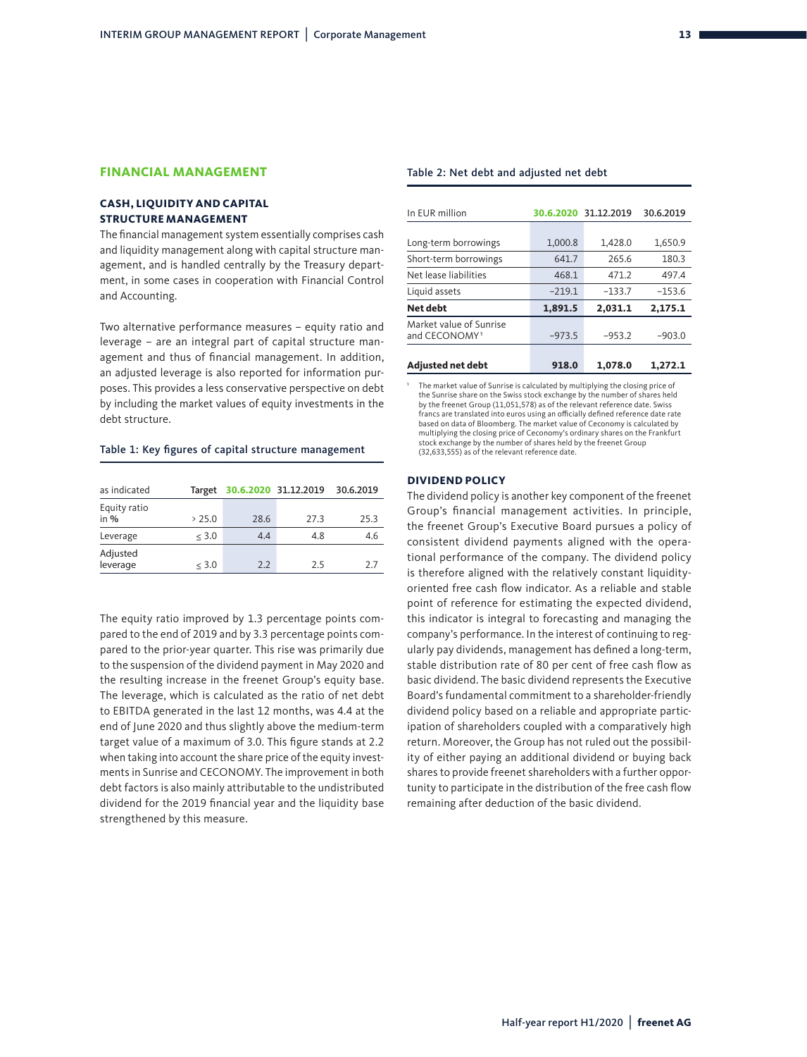## FINANCIAL MANAGEMENT

### CASH, LIQUIDITY AND CAPITAL STRUCTURE MANAGEMENT

The financial management system essentially comprises cash and liquidity management along with capital structure management, and is handled centrally by the Treasury department, in some cases in cooperation with Financial Control and Accounting.

Two alternative performance measures – equity ratio and leverage – are an integral part of capital structure management and thus of financial management. In addition, an adjusted leverage is also reported for information purposes. This provides a less conservative perspective on debt by including the market values of equity investments in the debt structure.

Table 1: Key figures of capital structure management

| as indicated | Target | 30.6.2020 | 31.12.2019 | 30.6.2019 |
|---|---|---|---|---|
| Equity ratio in % | > 25.0 | 28.6 | 27.3 | 25.3 |
| Leverage | ≤ 3.0 | 4.4 | 4.8 | 4.6 |
| Adjusted leverage | ≤ 3.0 | 2.2 | 2.5 | 2.7 |

The equity ratio improved by 1.3 percentage points compared to the end of 2019 and by 3.3 percentage points compared to the prior-year quarter. This rise was primarily due to the suspension of the dividend payment in May 2020 and the resulting increase in the freenet Group's equity base. The leverage, which is calculated as the ratio of net debt to EBITDA generated in the last 12 months, was 4.4 at the end of June 2020 and thus slightly above the medium-term target value of a maximum of 3.0. This figure stands at 2.2 when taking into account the share price of the equity investments in Sunrise and CECONOMY. The improvement in both debt factors is also mainly attributable to the undistributed dividend for the 2019 financial year and the liquidity base strengthened by this measure.

Table 2: Net debt and adjusted net debt

| In EUR million | 30.6.2020 | 31.12.2019 | 30.6.2019 |
|---|---|---|---|
| Long-term borrowings | 1,000.8 | 1,428.0 | 1,650.9 |
| Short-term borrowings | 641.7 | 265.6 | 180.3 |
| Net lease liabilities | 468.1 | 471.2 | 497.4 |
| Liquid assets | −219.1 | −133.7 | −153.6 |
| **Net debt** | **1,891.5** | **2,031.1** | **2,175.1** |
| Market value of Sunrise and CECONOMY[1] | −973.5 | −953.2 | −903.0 |
| **Adjusted net debt** | **918.0** | **1,078.0** | **1,272.1** |

[1] The market value of Sunrise is calculated by multiplying the closing price of the Sunrise share on the Swiss stock exchange by the number of shares held by the freenet Group (11,051,578) as of the relevant reference date. Swiss francs are translated into euros using an officially defined reference date rate based on data of Bloomberg. The market value of Ceconomy is calculated by multiplying the closing price of Ceconomy's ordinary shares on the Frankfurt stock exchange by the number of shares held by the freenet Group (32,633,555) as of the relevant reference date.

### DIVIDEND POLICY

The dividend policy is another key component of the freenet Group's financial management activities. In principle, the freenet Group's Executive Board pursues a policy of consistent dividend payments aligned with the operational performance of the company. The dividend policy is therefore aligned with the relatively constant liquidity-oriented free cash flow indicator. As a reliable and stable point of reference for estimating the expected dividend, this indicator is integral to forecasting and managing the company's performance. In the interest of continuing to regularly pay dividends, management has defined a long-term, stable distribution rate of 80 per cent of free cash flow as basic dividend. The basic dividend represents the Executive Board's fundamental commitment to a shareholder-friendly dividend policy based on a reliable and appropriate participation of shareholders coupled with a comparatively high return. Moreover, the Group has not ruled out the possibility of either paying an additional dividend or buying back shares to provide freenet shareholders with a further opportunity to participate in the distribution of the free cash flow remaining after deduction of the basic dividend.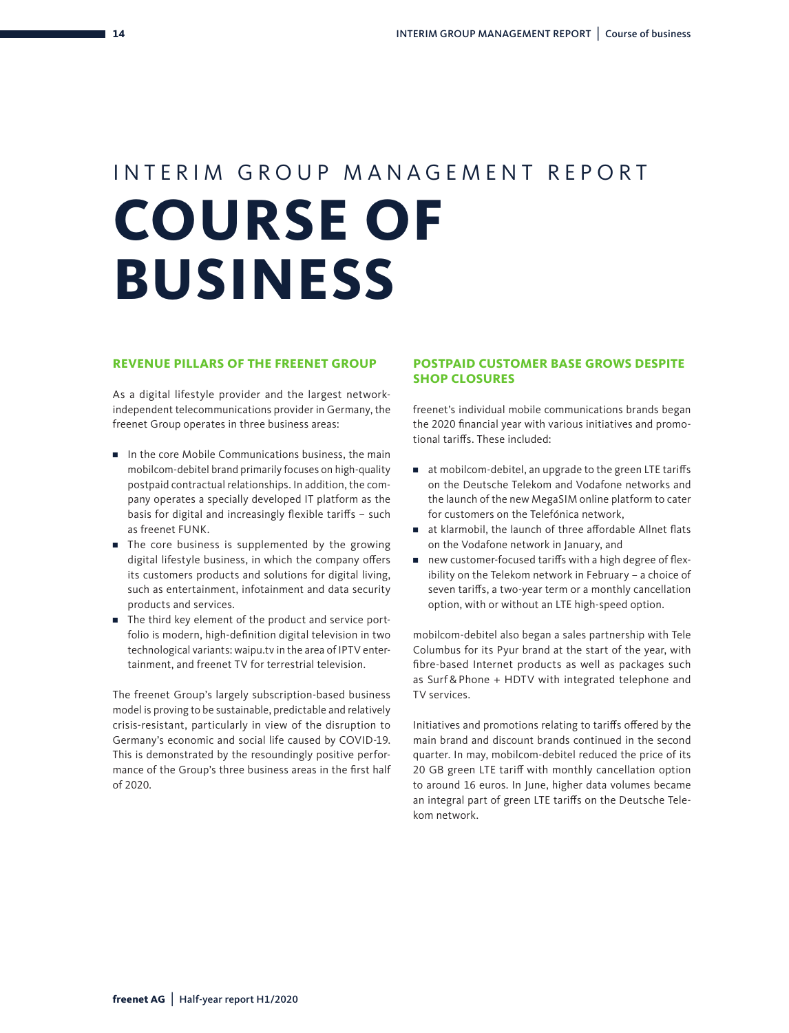# INTERIM GROUP MANAGEMENT REPORT
# COURSE OF BUSINESS

## REVENUE PILLARS OF THE FREENET GROUP

As a digital lifestyle provider and the largest network-independent telecommunications provider in Germany, the freenet Group operates in three business areas:

- In the core Mobile Communications business, the main mobilcom-debitel brand primarily focuses on high-quality postpaid contractual relationships. In addition, the company operates a specially developed IT platform as the basis for digital and increasingly flexible tariffs – such as freenet FUNK.
- The core business is supplemented by the growing digital lifestyle business, in which the company offers its customers products and solutions for digital living, such as entertainment, infotainment and data security products and services.
- The third key element of the product and service portfolio is modern, high-definition digital television in two technological variants: waipu.tv in the area of IPTV entertainment, and freenet TV for terrestrial television.

The freenet Group's largely subscription-based business model is proving to be sustainable, predictable and relatively crisis-resistant, particularly in view of the disruption to Germany's economic and social life caused by COVID-19. This is demonstrated by the resoundingly positive performance of the Group's three business areas in the first half of 2020.

## POSTPAID CUSTOMER BASE GROWS DESPITE SHOP CLOSURES

freenet's individual mobile communications brands began the 2020 financial year with various initiatives and promotional tariffs. These included:

- at mobilcom-debitel, an upgrade to the green LTE tariffs on the Deutsche Telekom and Vodafone networks and the launch of the new MegaSIM online platform to cater for customers on the Telefónica network,
- at klarmobil, the launch of three affordable Allnet flats on the Vodafone network in January, and
- new customer-focused tariffs with a high degree of flexibility on the Telekom network in February – a choice of seven tariffs, a two-year term or a monthly cancellation option, with or without an LTE high-speed option.

mobilcom-debitel also began a sales partnership with Tele Columbus for its Pyur brand at the start of the year, with fibre-based Internet products as well as packages such as Surf & Phone + HDTV with integrated telephone and TV services.

Initiatives and promotions relating to tariffs offered by the main brand and discount brands continued in the second quarter. In may, mobilcom-debitel reduced the price of its 20 GB green LTE tariff with monthly cancellation option to around 16 euros. In June, higher data volumes became an integral part of green LTE tariffs on the Deutsche Telekom network.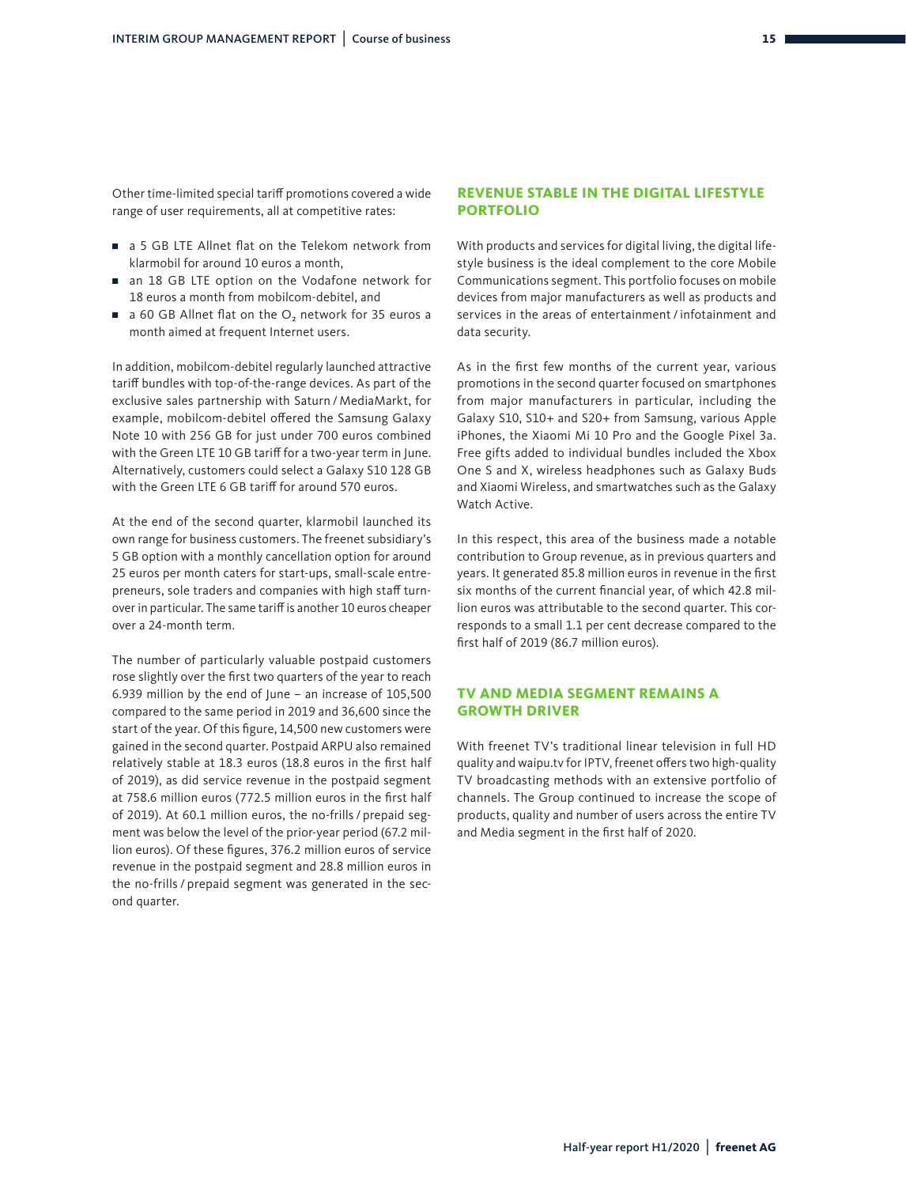Other time-limited special tariff promotions covered a wide range of user requirements, all at competitive rates:

- a 5 GB LTE Allnet flat on the Telekom network from klarmobil for around 10 euros a month,
- an 18 GB LTE option on the Vodafone network for 18 euros a month from mobilcom-debitel, and
- a 60 GB Allnet flat on the $O_2$ network for 35 euros a month aimed at frequent Internet users.

In addition, mobilcom-debitel regularly launched attractive tariff bundles with top-of-the-range devices. As part of the exclusive sales partnership with Saturn / MediaMarkt, for example, mobilcom-debitel offered the Samsung Galaxy Note 10 with 256 GB for just under 700 euros combined with the Green LTE 10 GB tariff for a two-year term in June. Alternatively, customers could select a Galaxy S10 128 GB with the Green LTE 6 GB tariff for around 570 euros.

At the end of the second quarter, klarmobil launched its own range for business customers. The freenet subsidiary's 5 GB option with a monthly cancellation option for around 25 euros per month caters for start-ups, small-scale entrepreneurs, sole traders and companies with high staff turnover in particular. The same tariff is another 10 euros cheaper over a 24-month term.

The number of particularly valuable postpaid customers rose slightly over the first two quarters of the year to reach 6.939 million by the end of June – an increase of 105,500 compared to the same period in 2019 and 36,600 since the start of the year. Of this figure, 14,500 new customers were gained in the second quarter. Postpaid ARPU also remained relatively stable at 18.3 euros (18.8 euros in the first half of 2019), as did service revenue in the postpaid segment at 758.6 million euros (772.5 million euros in the first half of 2019). At 60.1 million euros, the no-frills / prepaid segment was below the level of the prior-year period (67.2 million euros). Of these figures, 376.2 million euros of service revenue in the postpaid segment and 28.8 million euros in the no-frills / prepaid segment was generated in the second quarter.

## REVENUE STABLE IN THE DIGITAL LIFESTYLE PORTFOLIO

With products and services for digital living, the digital lifestyle business is the ideal complement to the core Mobile Communications segment. This portfolio focuses on mobile devices from major manufacturers as well as products and services in the areas of entertainment / infotainment and data security.

As in the first few months of the current year, various promotions in the second quarter focused on smartphones from major manufacturers in particular, including the Galaxy S10, S10+ and S20+ from Samsung, various Apple iPhones, the Xiaomi Mi 10 Pro and the Google Pixel 3a. Free gifts added to individual bundles included the Xbox One S and X, wireless headphones such as Galaxy Buds and Xiaomi Wireless, and smartwatches such as the Galaxy Watch Active.

In this respect, this area of the business made a notable contribution to Group revenue, as in previous quarters and years. It generated 85.8 million euros in revenue in the first six months of the current financial year, of which 42.8 million euros was attributable to the second quarter. This corresponds to a small 1.1 per cent decrease compared to the first half of 2019 (86.7 million euros).

## TV AND MEDIA SEGMENT REMAINS A GROWTH DRIVER

With freenet TV's traditional linear television in full HD quality and waipu.tv for IPTV, freenet offers two high-quality TV broadcasting methods with an extensive portfolio of channels. The Group continued to increase the scope of products, quality and number of users across the entire TV and Media segment in the first half of 2020.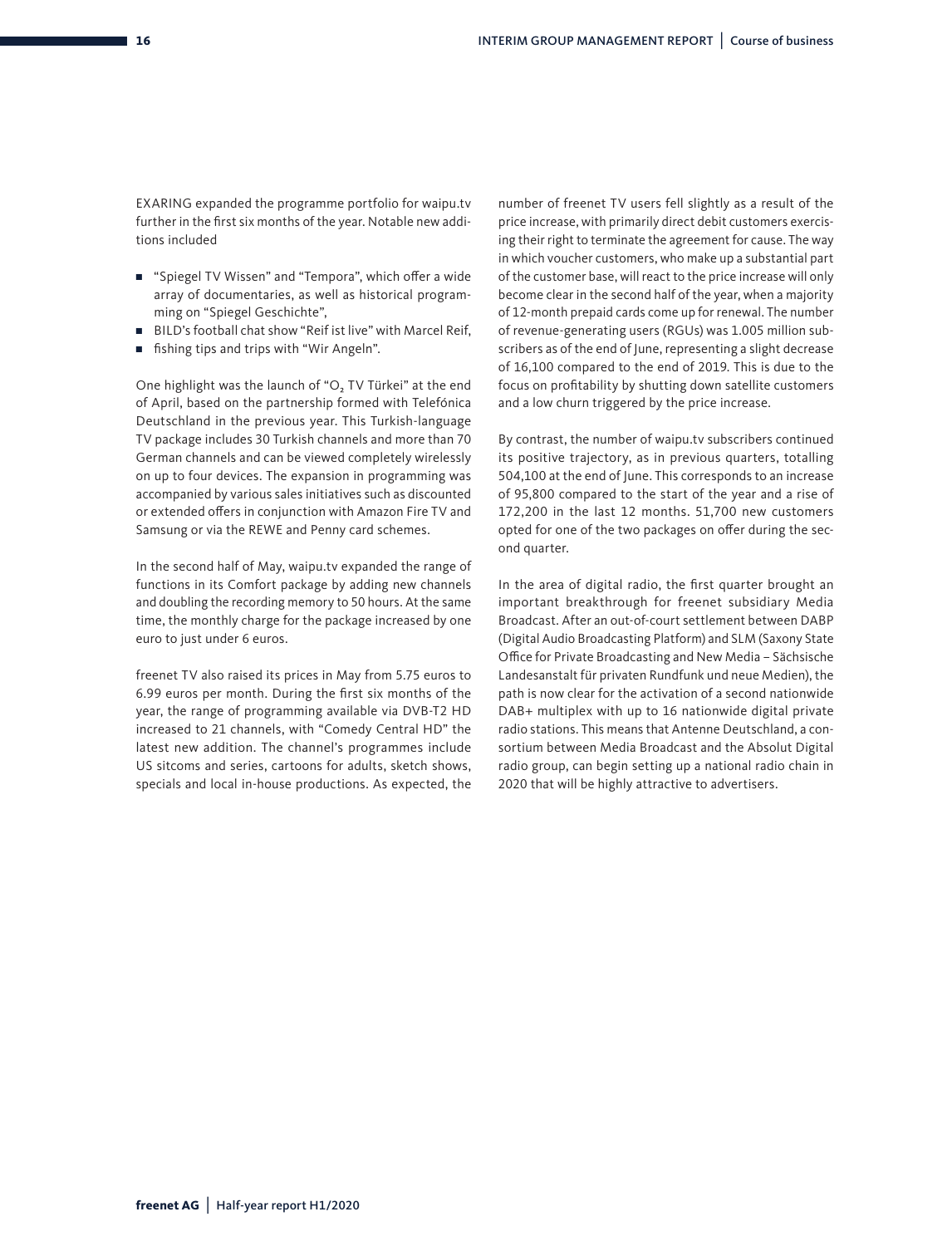EXARING expanded the programme portfolio for waipu.tv further in the first six months of the year. Notable new additions included

- "Spiegel TV Wissen" and "Tempora", which offer a wide array of documentaries, as well as historical programming on "Spiegel Geschichte",
- BILD's football chat show "Reif ist live" with Marcel Reif,
- fishing tips and trips with "Wir Angeln".

One highlight was the launch of "$O_2$ TV Türkei" at the end of April, based on the partnership formed with Telefónica Deutschland in the previous year. This Turkish-language TV package includes 30 Turkish channels and more than 70 German channels and can be viewed completely wirelessly on up to four devices. The expansion in programming was accompanied by various sales initiatives such as discounted or extended offers in conjunction with Amazon Fire TV and Samsung or via the REWE and Penny card schemes.

In the second half of May, waipu.tv expanded the range of functions in its Comfort package by adding new channels and doubling the recording memory to 50 hours. At the same time, the monthly charge for the package increased by one euro to just under 6 euros.

freenet TV also raised its prices in May from 5.75 euros to 6.99 euros per month. During the first six months of the year, the range of programming available via DVB-T2 HD increased to 21 channels, with "Comedy Central HD" the latest new addition. The channel's programmes include US sitcoms and series, cartoons for adults, sketch shows, specials and local in-house productions. As expected, the number of freenet TV users fell slightly as a result of the price increase, with primarily direct debit customers exercising their right to terminate the agreement for cause. The way in which voucher customers, who make up a substantial part of the customer base, will react to the price increase will only become clear in the second half of the year, when a majority of 12-month prepaid cards come up for renewal. The number of revenue-generating users (RGUs) was 1.005 million subscribers as of the end of June, representing a slight decrease of 16,100 compared to the end of 2019. This is due to the focus on profitability by shutting down satellite customers and a low churn triggered by the price increase.

By contrast, the number of waipu.tv subscribers continued its positive trajectory, as in previous quarters, totalling 504,100 at the end of June. This corresponds to an increase of 95,800 compared to the start of the year and a rise of 172,200 in the last 12 months. 51,700 new customers opted for one of the two packages on offer during the second quarter.

In the area of digital radio, the first quarter brought an important breakthrough for freenet subsidiary Media Broadcast. After an out-of-court settlement between DABP (Digital Audio Broadcasting Platform) and SLM (Saxony State Office for Private Broadcasting and New Media – Sächsische Landesanstalt für privaten Rundfunk und neue Medien), the path is now clear for the activation of a second nationwide DAB+ multiplex with up to 16 nationwide digital private radio stations. This means that Antenne Deutschland, a consortium between Media Broadcast and the Absolut Digital radio group, can begin setting up a national radio chain in 2020 that will be highly attractive to advertisers.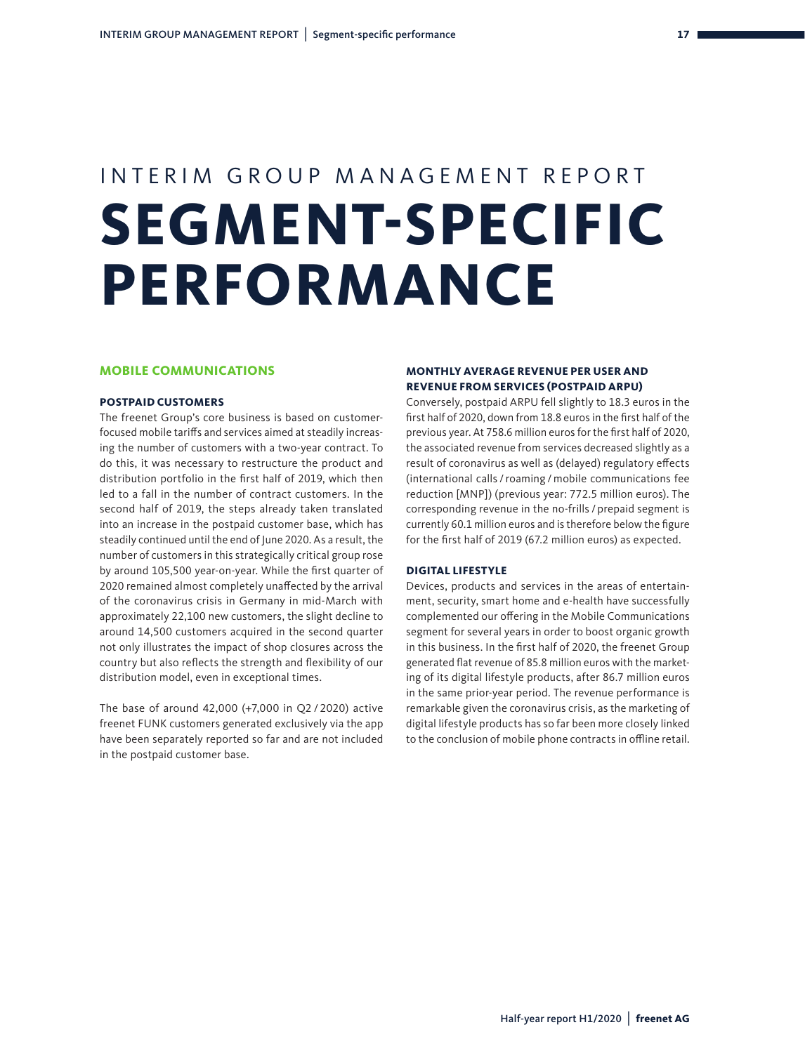INTERIM GROUP MANAGEMENT REPORT

# SEGMENT-SPECIFIC PERFORMANCE

## MOBILE COMMUNICATIONS

### POSTPAID CUSTOMERS

The freenet Group's core business is based on customer-focused mobile tariffs and services aimed at steadily increasing the number of customers with a two-year contract. To do this, it was necessary to restructure the product and distribution portfolio in the first half of 2019, which then led to a fall in the number of contract customers. In the second half of 2019, the steps already taken translated into an increase in the postpaid customer base, which has steadily continued until the end of June 2020. As a result, the number of customers in this strategically critical group rose by around 105,500 year-on-year. While the first quarter of 2020 remained almost completely unaffected by the arrival of the coronavirus crisis in Germany in mid-March with approximately 22,100 new customers, the slight decline to around 14,500 customers acquired in the second quarter not only illustrates the impact of shop closures across the country but also reflects the strength and flexibility of our distribution model, even in exceptional times.

The base of around 42,000 (+7,000 in Q2 / 2020) active freenet FUNK customers generated exclusively via the app have been separately reported so far and are not included in the postpaid customer base.

### MONTHLY AVERAGE REVENUE PER USER AND REVENUE FROM SERVICES (POSTPAID ARPU)

Conversely, postpaid ARPU fell slightly to 18.3 euros in the first half of 2020, down from 18.8 euros in the first half of the previous year. At 758.6 million euros for the first half of 2020, the associated revenue from services decreased slightly as a result of coronavirus as well as (delayed) regulatory effects (international calls / roaming / mobile communications fee reduction [MNP]) (previous year: 772.5 million euros). The corresponding revenue in the no-frills / prepaid segment is currently 60.1 million euros and is therefore below the figure for the first half of 2019 (67.2 million euros) as expected.

### DIGITAL LIFESTYLE

Devices, products and services in the areas of entertainment, security, smart home and e-health have successfully complemented our offering in the Mobile Communications segment for several years in order to boost organic growth in this business. In the first half of 2020, the freenet Group generated flat revenue of 85.8 million euros with the marketing of its digital lifestyle products, after 86.7 million euros in the same prior-year period. The revenue performance is remarkable given the coronavirus crisis, as the marketing of digital lifestyle products has so far been more closely linked to the conclusion of mobile phone contracts in offline retail.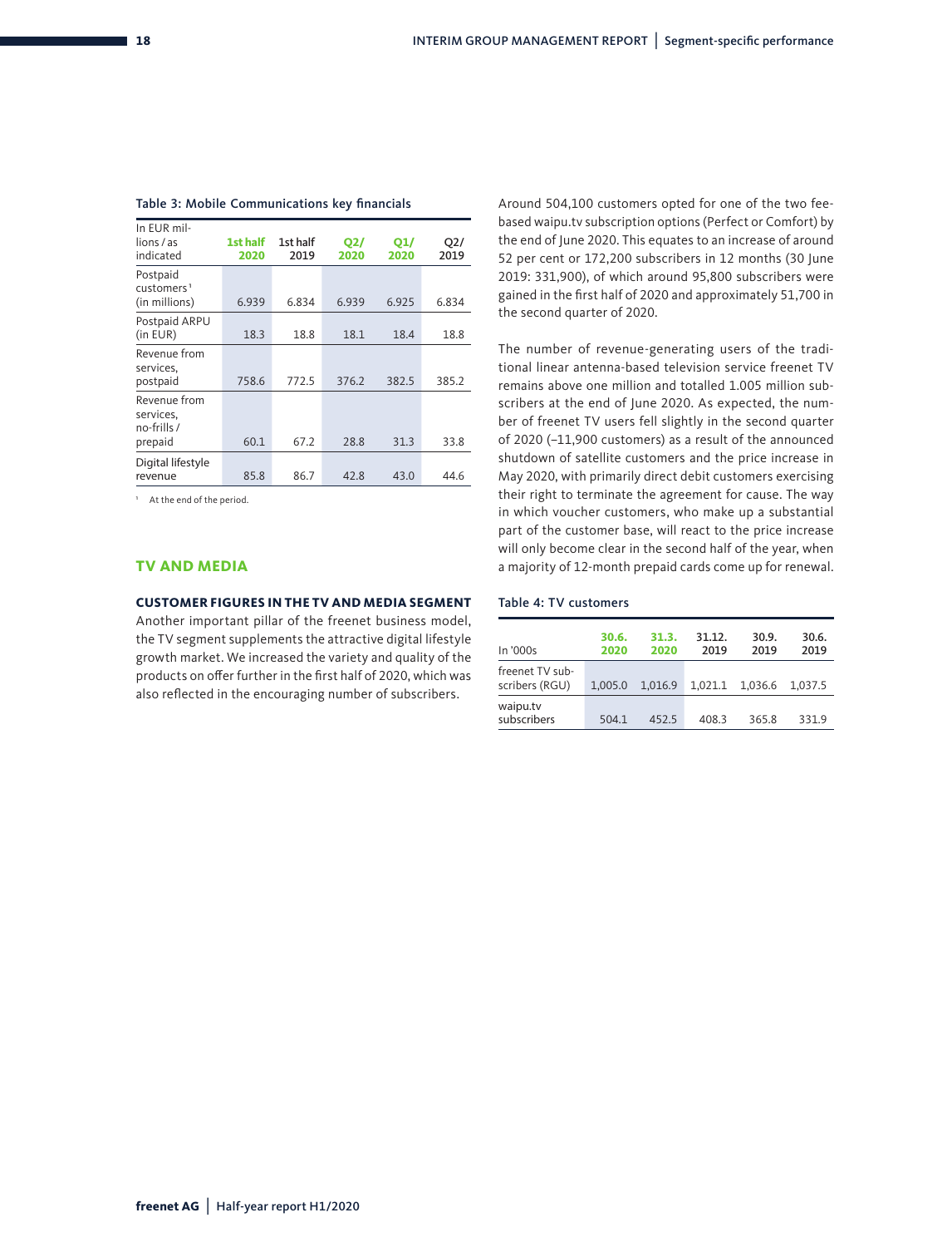Table 3: Mobile Communications key financials

| In EUR millions / as indicated | 1st half 2020 | 1st half 2019 | Q2/ 2020 | Q1/ 2020 | Q2/ 2019 |
|---|---|---|---|---|---|
| Postpaid customers[1] (in millions) | 6.939 | 6.834 | 6.939 | 6.925 | 6.834 |
| Postpaid ARPU (in EUR) | 18.3 | 18.8 | 18.1 | 18.4 | 18.8 |
| Revenue from services, postpaid | 758.6 | 772.5 | 376.2 | 382.5 | 385.2 |
| Revenue from services, no-frills / prepaid | 60.1 | 67.2 | 28.8 | 31.3 | 33.8 |
| Digital lifestyle revenue | 85.8 | 86.7 | 42.8 | 43.0 | 44.6 |

[1] At the end of the period.

## TV AND MEDIA

### CUSTOMER FIGURES IN THE TV AND MEDIA SEGMENT

Another important pillar of the freenet business model, the TV segment supplements the attractive digital lifestyle growth market. We increased the variety and quality of the products on offer further in the first half of 2020, which was also reflected in the encouraging number of subscribers.

Around 504,100 customers opted for one of the two fee-based waipu.tv subscription options (Perfect or Comfort) by the end of June 2020. This equates to an increase of around 52 per cent or 172,200 subscribers in 12 months (30 June 2019: 331,900), of which around 95,800 subscribers were gained in the first half of 2020 and approximately 51,700 in the second quarter of 2020.

The number of revenue-generating users of the traditional linear antenna-based television service freenet TV remains above one million and totalled 1.005 million subscribers at the end of June 2020. As expected, the number of freenet TV users fell slightly in the second quarter of 2020 (–11,900 customers) as a result of the announced shutdown of satellite customers and the price increase in May 2020, with primarily direct debit customers exercising their right to terminate the agreement for cause. The way in which voucher customers, who make up a substantial part of the customer base, will react to the price increase will only become clear in the second half of the year, when a majority of 12-month prepaid cards come up for renewal.

Table 4: TV customers

| In '000s | 30.6. 2020 | 31.3. 2020 | 31.12. 2019 | 30.9. 2019 | 30.6. 2019 |
|---|---|---|---|---|---|
| freenet TV subscribers (RGU) | 1,005.0 | 1,016.9 | 1,021.1 | 1,036.6 | 1,037.5 |
| waipu.tv subscribers | 504.1 | 452.5 | 408.3 | 365.8 | 331.9 |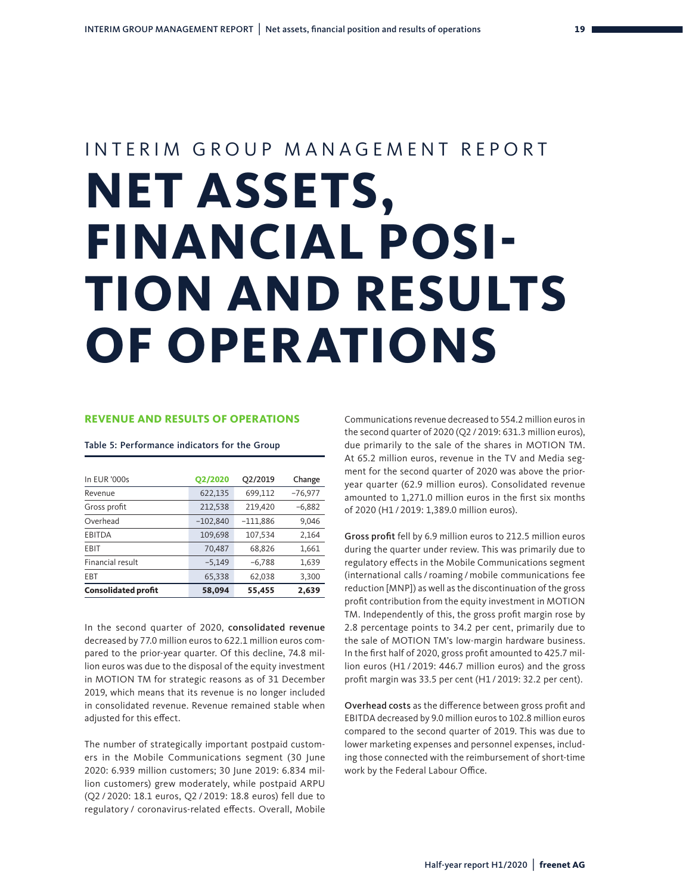INTERIM GROUP MANAGEMENT REPORT

# NET ASSETS, FINANCIAL POSITION AND RESULTS OF OPERATIONS

## REVENUE AND RESULTS OF OPERATIONS

Table 5: Performance indicators for the Group

| In EUR '000s | Q2/2020 | Q2/2019 | Change |
|---|---|---|---|
| Revenue | 622,135 | 699,112 | –76,977 |
| Gross profit | 212,538 | 219,420 | –6,882 |
| Overhead | –102,840 | –111,886 | 9,046 |
| EBITDA | 109,698 | 107,534 | 2,164 |
| EBIT | 70,487 | 68,826 | 1,661 |
| Financial result | –5,149 | –6,788 | 1,639 |
| EBT | 65,338 | 62,038 | 3,300 |
| **Consolidated profit** | **58,094** | **55,455** | **2,639** |

In the second quarter of 2020, **consolidated revenue** decreased by 77.0 million euros to 622.1 million euros compared to the prior-year quarter. Of this decline, 74.8 million euros was due to the disposal of the equity investment in MOTION TM for strategic reasons as of 31 December 2019, which means that its revenue is no longer included in consolidated revenue. Revenue remained stable when adjusted for this effect.

The number of strategically important postpaid customers in the Mobile Communications segment (30 June 2020: 6.939 million customers; 30 June 2019: 6.834 million customers) grew moderately, while postpaid ARPU (Q2 / 2020: 18.1 euros, Q2 / 2019: 18.8 euros) fell due to regulatory / coronavirus-related effects. Overall, Mobile Communications revenue decreased to 554.2 million euros in the second quarter of 2020 (Q2 / 2019: 631.3 million euros), due primarily to the sale of the shares in MOTION TM. At 65.2 million euros, revenue in the TV and Media segment for the second quarter of 2020 was above the prior-year quarter (62.9 million euros). Consolidated revenue amounted to 1,271.0 million euros in the first six months of 2020 (H1 / 2019: 1,389.0 million euros).

**Gross profit** fell by 6.9 million euros to 212.5 million euros during the quarter under review. This was primarily due to regulatory effects in the Mobile Communications segment (international calls / roaming / mobile communications fee reduction [MNP]) as well as the discontinuation of the gross profit contribution from the equity investment in MOTION TM. Independently of this, the gross profit margin rose by 2.8 percentage points to 34.2 per cent, primarily due to the sale of MOTION TM's low-margin hardware business. In the first half of 2020, gross profit amounted to 425.7 million euros (H1 / 2019: 446.7 million euros) and the gross profit margin was 33.5 per cent (H1 / 2019: 32.2 per cent).

**Overhead costs** as the difference between gross profit and EBITDA decreased by 9.0 million euros to 102.8 million euros compared to the second quarter of 2019. This was due to lower marketing expenses and personnel expenses, including those connected with the reimbursement of short-time work by the Federal Labour Office.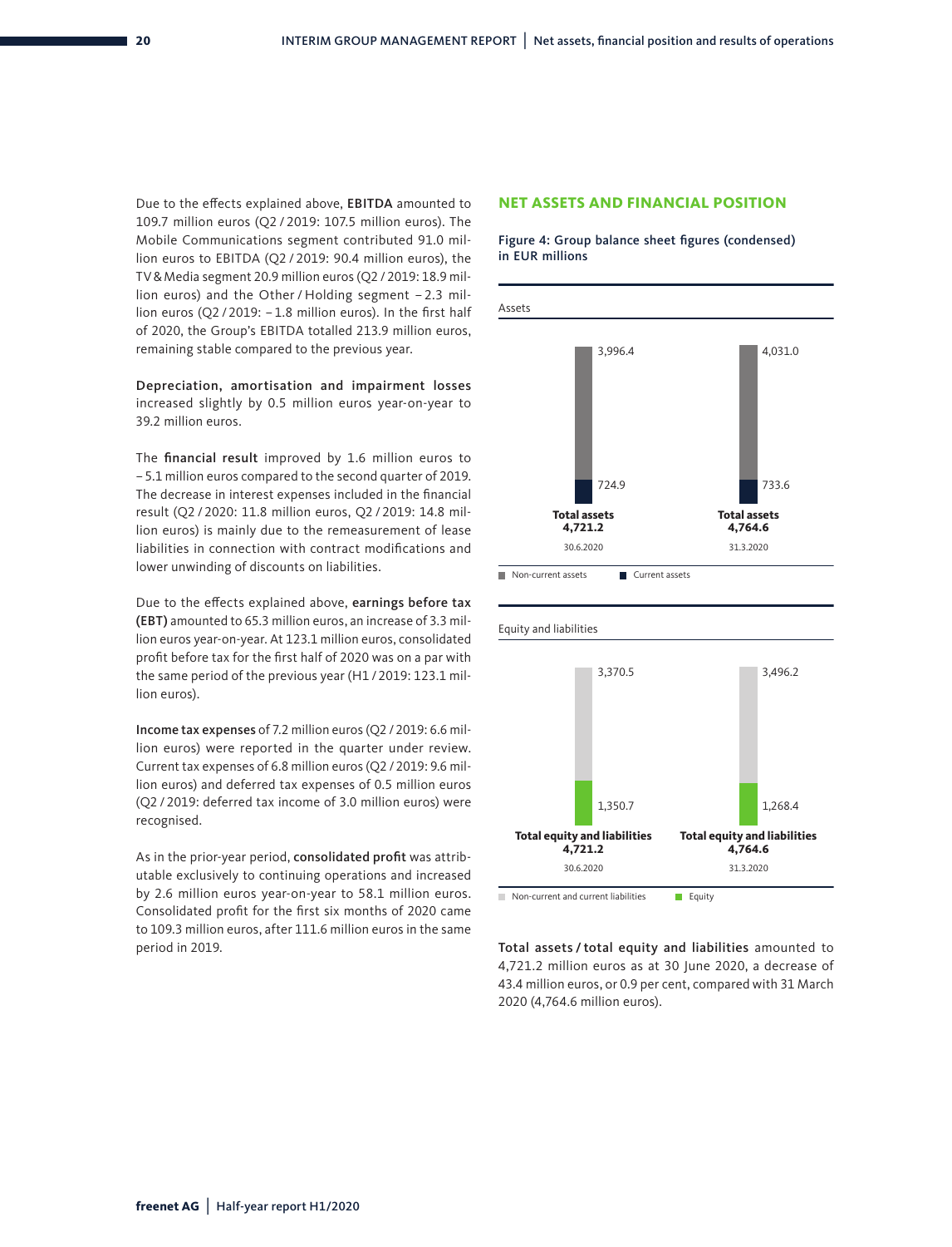Due to the effects explained above, **EBITDA** amounted to 109.7 million euros (Q2 / 2019: 107.5 million euros). The Mobile Communications segment contributed 91.0 million euros to EBITDA (Q2 / 2019: 90.4 million euros), the TV & Media segment 20.9 million euros (Q2 / 2019: 18.9 million euros) and the Other / Holding segment – 2.3 million euros (Q2 / 2019: – 1.8 million euros). In the first half of 2020, the Group's EBITDA totalled 213.9 million euros, remaining stable compared to the previous year.

**Depreciation, amortisation and impairment losses** increased slightly by 0.5 million euros year-on-year to 39.2 million euros.

The **financial result** improved by 1.6 million euros to – 5.1 million euros compared to the second quarter of 2019. The decrease in interest expenses included in the financial result (Q2 / 2020: 11.8 million euros, Q2 / 2019: 14.8 million euros) is mainly due to the remeasurement of lease liabilities in connection with contract modifications and lower unwinding of discounts on liabilities.

Due to the effects explained above, **earnings before tax (EBT)** amounted to 65.3 million euros, an increase of 3.3 million euros year-on-year. At 123.1 million euros, consolidated profit before tax for the first half of 2020 was on a par with the same period of the previous year (H1 / 2019: 123.1 million euros).

**Income tax expenses** of 7.2 million euros (Q2 / 2019: 6.6 million euros) were reported in the quarter under review. Current tax expenses of 6.8 million euros (Q2 / 2019: 9.6 million euros) and deferred tax expenses of 0.5 million euros (Q2 / 2019: deferred tax income of 3.0 million euros) were recognised.

As in the prior-year period, **consolidated profit** was attributable exclusively to continuing operations and increased by 2.6 million euros year-on-year to 58.1 million euros. Consolidated profit for the first six months of 2020 came to 109.3 million euros, after 111.6 million euros in the same period in 2019.

## NET ASSETS AND FINANCIAL POSITION

**Figure 4: Group balance sheet figures (condensed) in EUR millions**

Assets

| | 30.6.2020 | 31.3.2020 |
|---|---|---|
| Non-current assets | 3,996.4 | 4,031.0 |
| Current assets | 724.9 | 733.6 |
| **Total assets** | **4,721.2** | **4,764.6** |

Equity and liabilities

| | 30.6.2020 | 31.3.2020 |
|---|---|---|
| Non-current and current liabilities | 3,370.5 | 3,496.2 |
| Equity | 1,350.7 | 1,268.4 |
| **Total equity and liabilities** | **4,721.2** | **4,764.6** |

**Total assets / total equity and liabilities** amounted to 4,721.2 million euros as at 30 June 2020, a decrease of 43.4 million euros, or 0.9 per cent, compared with 31 March 2020 (4,764.6 million euros).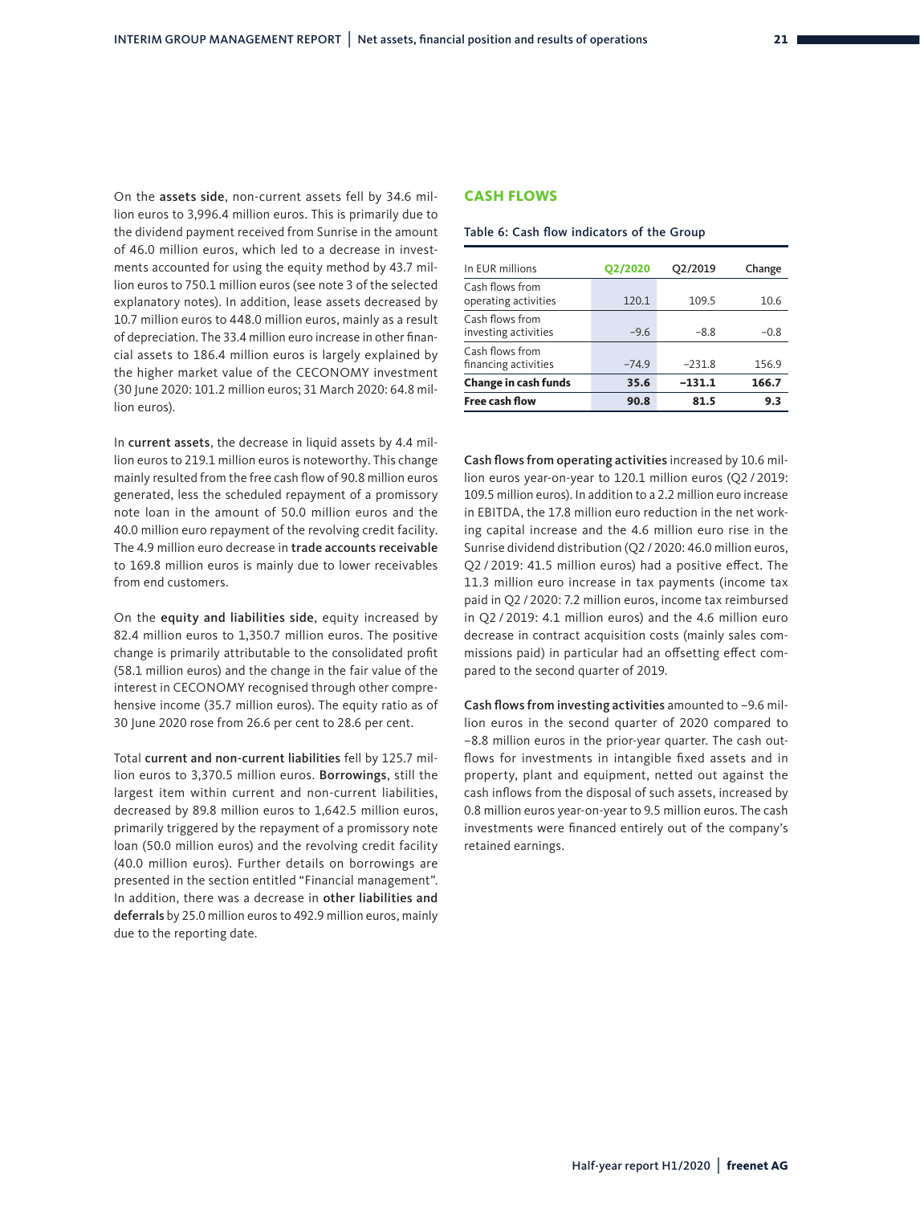On the **assets side**, non-current assets fell by 34.6 million euros to 3,996.4 million euros. This is primarily due to the dividend payment received from Sunrise in the amount of 46.0 million euros, which led to a decrease in investments accounted for using the equity method by 43.7 million euros to 750.1 million euros (see note 3 of the selected explanatory notes). In addition, lease assets decreased by 10.7 million euros to 448.0 million euros, mainly as a result of depreciation. The 33.4 million euro increase in other financial assets to 186.4 million euros is largely explained by the higher market value of the CECONOMY investment (30 June 2020: 101.2 million euros; 31 March 2020: 64.8 million euros).

In **current assets**, the decrease in liquid assets by 4.4 million euros to 219.1 million euros is noteworthy. This change mainly resulted from the free cash flow of 90.8 million euros generated, less the scheduled repayment of a promissory note loan in the amount of 50.0 million euros and the 40.0 million euro repayment of the revolving credit facility. The 4.9 million euro decrease in **trade accounts receivable** to 169.8 million euros is mainly due to lower receivables from end customers.

On the **equity and liabilities side**, equity increased by 82.4 million euros to 1,350.7 million euros. The positive change is primarily attributable to the consolidated profit (58.1 million euros) and the change in the fair value of the interest in CECONOMY recognised through other comprehensive income (35.7 million euros). The equity ratio as of 30 June 2020 rose from 26.6 per cent to 28.6 per cent.

Total **current and non-current liabilities** fell by 125.7 million euros to 3,370.5 million euros. **Borrowings**, still the largest item within current and non-current liabilities, decreased by 89.8 million euros to 1,642.5 million euros, primarily triggered by the repayment of a promissory note loan (50.0 million euros) and the revolving credit facility (40.0 million euros). Further details on borrowings are presented in the section entitled "Financial management". In addition, there was a decrease in **other liabilities and deferrals** by 25.0 million euros to 492.9 million euros, mainly due to the reporting date.

## CASH FLOWS

Table 6: Cash flow indicators of the Group

| In EUR millions | Q2/2020 | Q2/2019 | Change |
|---|---|---|---|
| Cash flows from operating activities | 120.1 | 109.5 | 10.6 |
| Cash flows from investing activities | −9.6 | −8.8 | −0.8 |
| Cash flows from financing activities | −74.9 | −231.8 | 156.9 |
| **Change in cash funds** | **35.6** | **−131.1** | **166.7** |
| **Free cash flow** | **90.8** | **81.5** | **9.3** |

**Cash flows from operating activities** increased by 10.6 million euros year-on-year to 120.1 million euros (Q2 / 2019: 109.5 million euros). In addition to a 2.2 million euro increase in EBITDA, the 17.8 million euro reduction in the net working capital increase and the 4.6 million euro rise in the Sunrise dividend distribution (Q2 / 2020: 46.0 million euros, Q2 / 2019: 41.5 million euros) had a positive effect. The 11.3 million euro increase in tax payments (income tax paid in Q2 / 2020: 7.2 million euros, income tax reimbursed in Q2 / 2019: 4.1 million euros) and the 4.6 million euro decrease in contract acquisition costs (mainly sales commissions paid) in particular had an offsetting effect compared to the second quarter of 2019.

**Cash flows from investing activities** amounted to −9.6 million euros in the second quarter of 2020 compared to −8.8 million euros in the prior-year quarter. The cash outflows for investments in intangible fixed assets and in property, plant and equipment, netted out against the cash inflows from the disposal of such assets, increased by 0.8 million euros year-on-year to 9.5 million euros. The cash investments were financed entirely out of the company's retained earnings.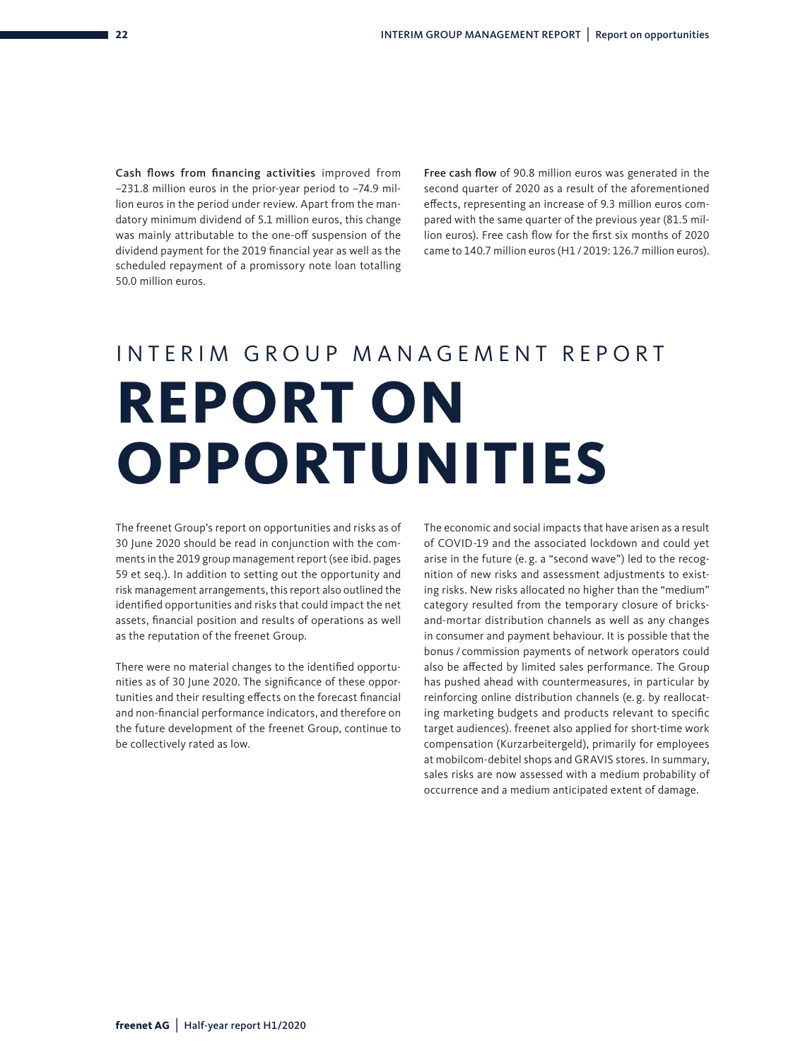**Cash flows from financing activities** improved from –231.8 million euros in the prior-year period to –74.9 million euros in the period under review. Apart from the mandatory minimum dividend of 5.1 million euros, this change was mainly attributable to the one-off suspension of the dividend payment for the 2019 financial year as well as the scheduled repayment of a promissory note loan totalling 50.0 million euros.

**Free cash flow** of 90.8 million euros was generated in the second quarter of 2020 as a result of the aforementioned effects, representing an increase of 9.3 million euros compared with the same quarter of the previous year (81.5 million euros). Free cash flow for the first six months of 2020 came to 140.7 million euros (H1 / 2019: 126.7 million euros).

INTERIM GROUP MANAGEMENT REPORT

# REPORT ON OPPORTUNITIES

The freenet Group's report on opportunities and risks as of 30 June 2020 should be read in conjunction with the comments in the 2019 group management report (see ibid. pages 59 et seq.). In addition to setting out the opportunity and risk management arrangements, this report also outlined the identified opportunities and risks that could impact the net assets, financial position and results of operations as well as the reputation of the freenet Group.

There were no material changes to the identified opportunities as of 30 June 2020. The significance of these opportunities and their resulting effects on the forecast financial and non-financial performance indicators, and therefore on the future development of the freenet Group, continue to be collectively rated as low.

The economic and social impacts that have arisen as a result of COVID-19 and the associated lockdown and could yet arise in the future (e. g. a "second wave") led to the recognition of new risks and assessment adjustments to existing risks. New risks allocated no higher than the "medium" category resulted from the temporary closure of bricks-and-mortar distribution channels as well as any changes in consumer and payment behaviour. It is possible that the bonus / commission payments of network operators could also be affected by limited sales performance. The Group has pushed ahead with countermeasures, in particular by reinforcing online distribution channels (e. g. by reallocating marketing budgets and products relevant to specific target audiences). freenet also applied for short-time work compensation (Kurzarbeitergeld), primarily for employees at mobilcom-debitel shops and GRAVIS stores. In summary, sales risks are now assessed with a medium probability of occurrence and a medium anticipated extent of damage.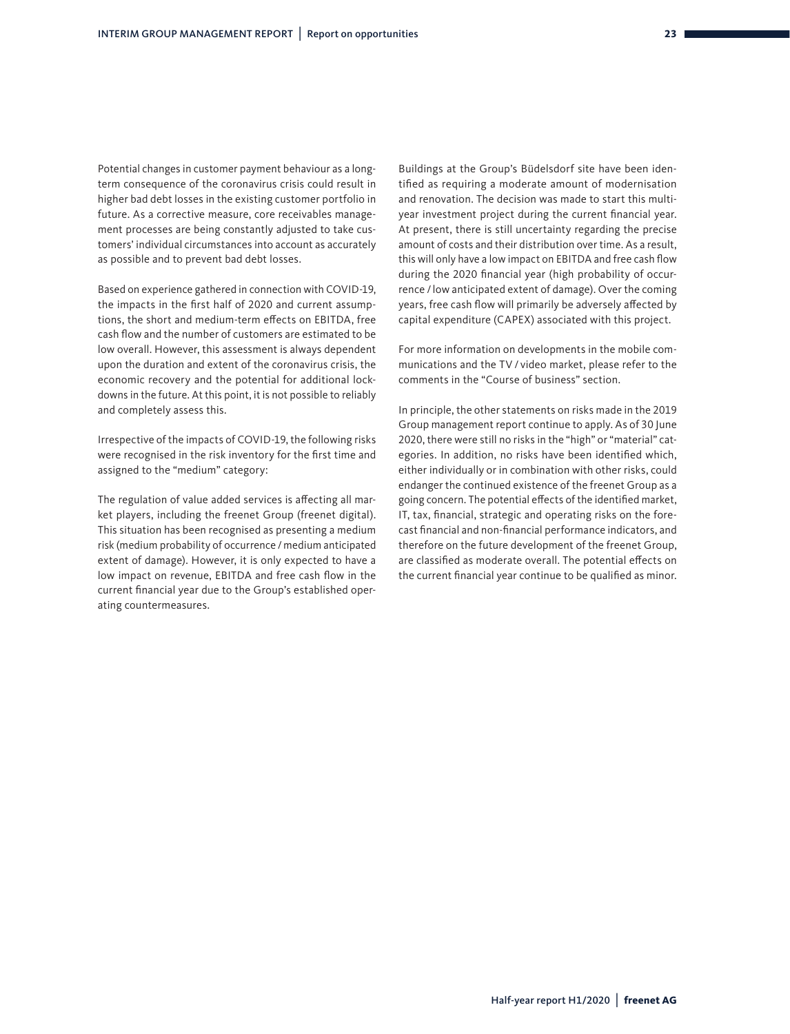Potential changes in customer payment behaviour as a long-term consequence of the coronavirus crisis could result in higher bad debt losses in the existing customer portfolio in future. As a corrective measure, core receivables management processes are being constantly adjusted to take customers' individual circumstances into account as accurately as possible and to prevent bad debt losses.

Based on experience gathered in connection with COVID-19, the impacts in the first half of 2020 and current assumptions, the short and medium-term effects on EBITDA, free cash flow and the number of customers are estimated to be low overall. However, this assessment is always dependent upon the duration and extent of the coronavirus crisis, the economic recovery and the potential for additional lockdowns in the future. At this point, it is not possible to reliably and completely assess this.

Irrespective of the impacts of COVID-19, the following risks were recognised in the risk inventory for the first time and assigned to the "medium" category:

The regulation of value added services is affecting all market players, including the freenet Group (freenet digital). This situation has been recognised as presenting a medium risk (medium probability of occurrence / medium anticipated extent of damage). However, it is only expected to have a low impact on revenue, EBITDA and free cash flow in the current financial year due to the Group's established operating countermeasures.

Buildings at the Group's Büdelsdorf site have been identified as requiring a moderate amount of modernisation and renovation. The decision was made to start this multi-year investment project during the current financial year. At present, there is still uncertainty regarding the precise amount of costs and their distribution over time. As a result, this will only have a low impact on EBITDA and free cash flow during the 2020 financial year (high probability of occurrence / low anticipated extent of damage). Over the coming years, free cash flow will primarily be adversely affected by capital expenditure (CAPEX) associated with this project.

For more information on developments in the mobile communications and the TV / video market, please refer to the comments in the "Course of business" section.

In principle, the other statements on risks made in the 2019 Group management report continue to apply. As of 30 June 2020, there were still no risks in the "high" or "material" categories. In addition, no risks have been identified which, either individually or in combination with other risks, could endanger the continued existence of the freenet Group as a going concern. The potential effects of the identified market, IT, tax, financial, strategic and operating risks on the forecast financial and non-financial performance indicators, and therefore on the future development of the freenet Group, are classified as moderate overall. The potential effects on the current financial year continue to be qualified as minor.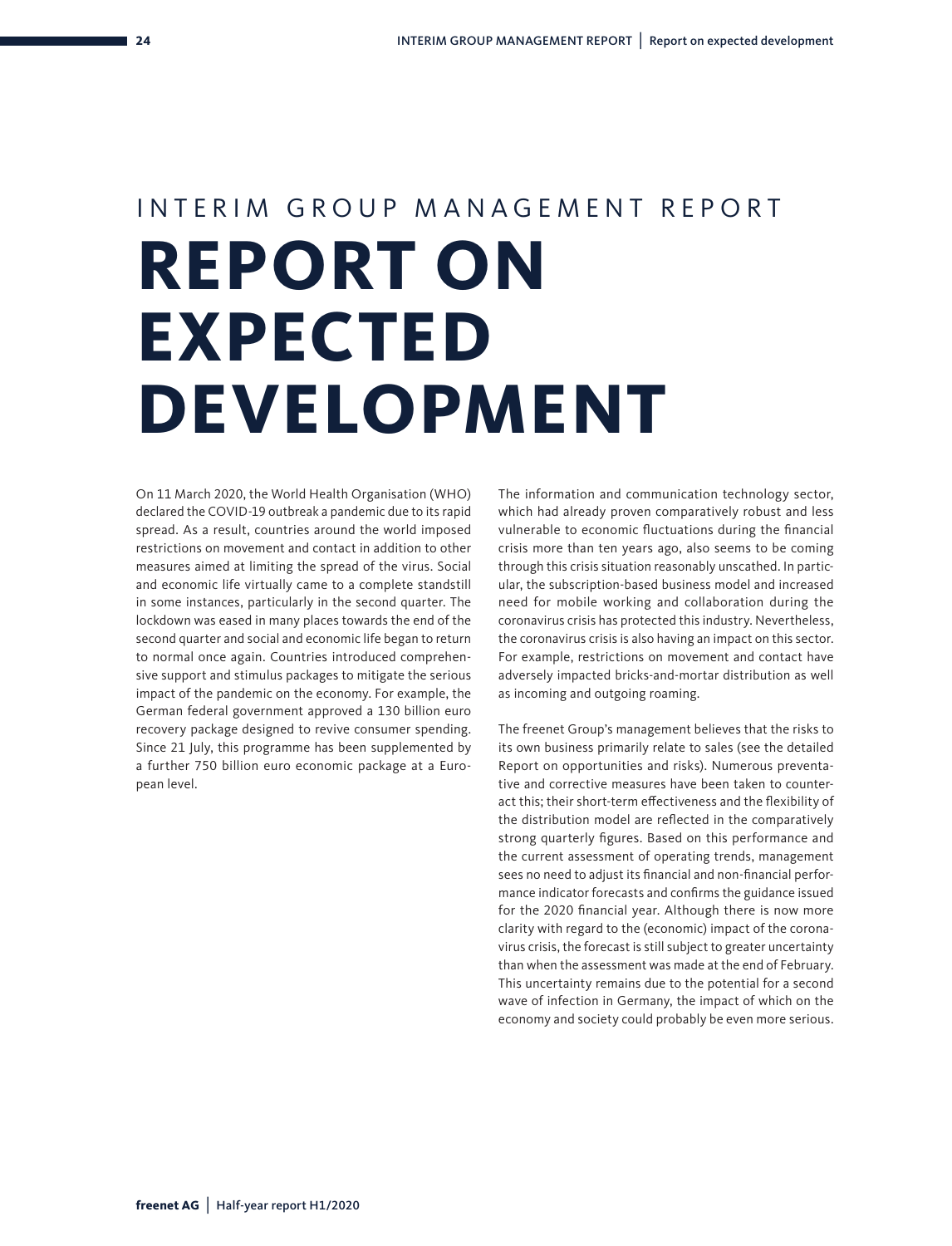INTERIM GROUP MANAGEMENT REPORT

# REPORT ON EXPECTED DEVELOPMENT

On 11 March 2020, the World Health Organisation (WHO) declared the COVID-19 outbreak a pandemic due to its rapid spread. As a result, countries around the world imposed restrictions on movement and contact in addition to other measures aimed at limiting the spread of the virus. Social and economic life virtually came to a complete standstill in some instances, particularly in the second quarter. The lockdown was eased in many places towards the end of the second quarter and social and economic life began to return to normal once again. Countries introduced comprehensive support and stimulus packages to mitigate the serious impact of the pandemic on the economy. For example, the German federal government approved a 130 billion euro recovery package designed to revive consumer spending. Since 21 July, this programme has been supplemented by a further 750 billion euro economic package at a European level.

The information and communication technology sector, which had already proven comparatively robust and less vulnerable to economic fluctuations during the financial crisis more than ten years ago, also seems to be coming through this crisis situation reasonably unscathed. In particular, the subscription-based business model and increased need for mobile working and collaboration during the coronavirus crisis has protected this industry. Nevertheless, the coronavirus crisis is also having an impact on this sector. For example, restrictions on movement and contact have adversely impacted bricks-and-mortar distribution as well as incoming and outgoing roaming.

The freenet Group's management believes that the risks to its own business primarily relate to sales (see the detailed Report on opportunities and risks). Numerous preventative and corrective measures have been taken to counteract this; their short-term effectiveness and the flexibility of the distribution model are reflected in the comparatively strong quarterly figures. Based on this performance and the current assessment of operating trends, management sees no need to adjust its financial and non-financial performance indicator forecasts and confirms the guidance issued for the 2020 financial year. Although there is now more clarity with regard to the (economic) impact of the coronavirus crisis, the forecast is still subject to greater uncertainty than when the assessment was made at the end of February. This uncertainty remains due to the potential for a second wave of infection in Germany, the impact of which on the economy and society could probably be even more serious.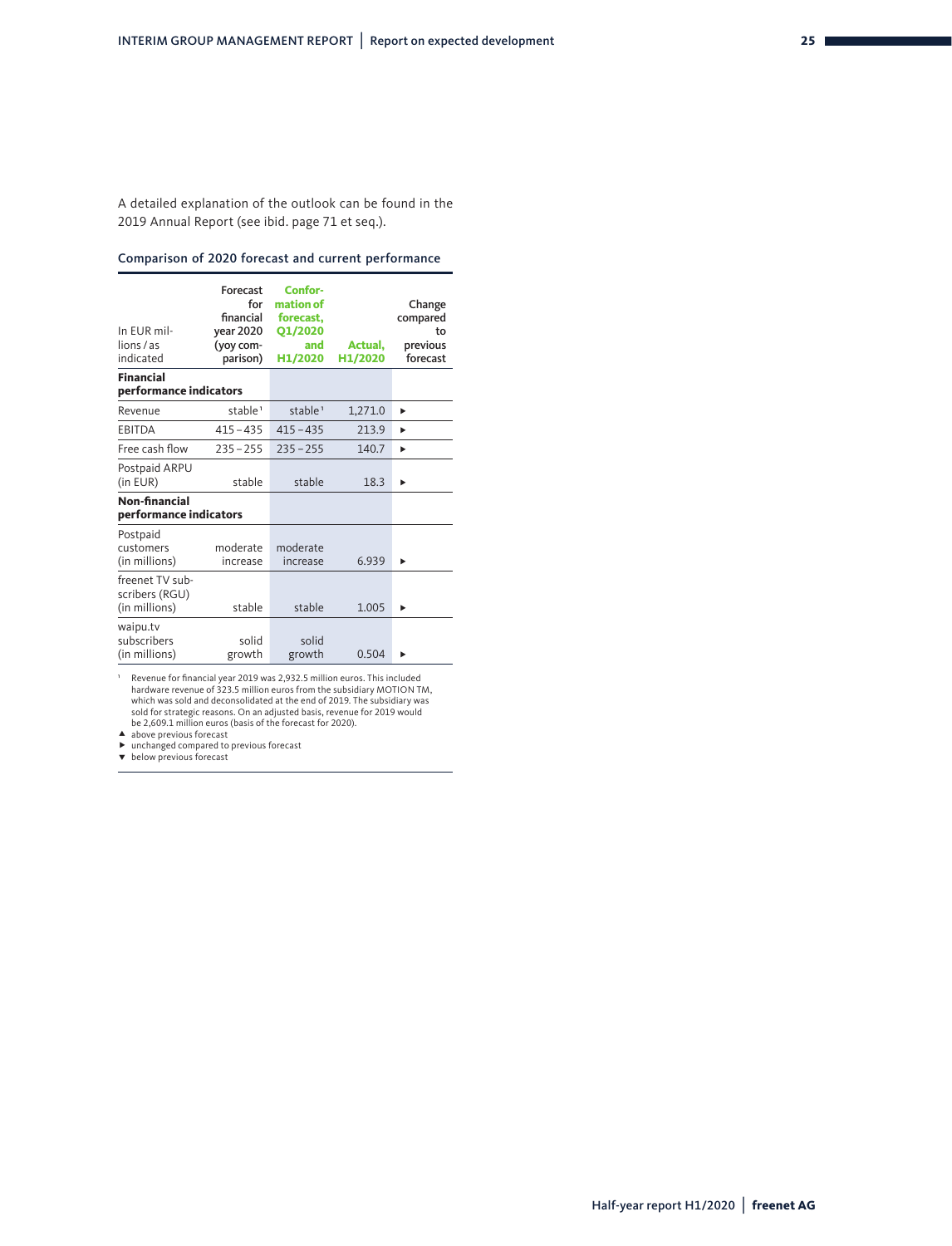A detailed explanation of the outlook can be found in the 2019 Annual Report (see ibid. page 71 et seq.).

### Comparison of 2020 forecast and current performance

| In EUR millions / as indicated | Forecast for financial year 2020 (yoy comparison) | Conformation of forecast, Q1/2020 and H1/2020 | Actual, H1/2020 | Change compared to previous forecast |
|---|---|---|---|---|
| **Financial performance indicators** | | | | |
| Revenue | stable[1] | stable[1] | 1,271.0 | ► |
| EBITDA | 415 – 435 | 415 – 435 | 213.9 | ► |
| Free cash flow | 235 – 255 | 235 – 255 | 140.7 | ► |
| Postpaid ARPU (in EUR) | stable | stable | 18.3 | ► |
| **Non-financial performance indicators** | | | | |
| Postpaid customers (in millions) | moderate increase | moderate increase | 6.939 | ► |
| freenet TV subscribers (RGU) (in millions) | stable | stable | 1.005 | ► |
| waipu.tv subscribers (in millions) | solid growth | solid growth | 0.504 | ► |

[1] Revenue for financial year 2019 was 2,932.5 million euros. This included hardware revenue of 323.5 million euros from the subsidiary MOTION TM, which was sold and deconsolidated at the end of 2019. The subsidiary was sold for strategic reasons. On an adjusted basis, revenue for 2019 would be 2,609.1 million euros (basis of the forecast for 2020).

▲ above previous forecast
► unchanged compared to previous forecast
▼ below previous forecast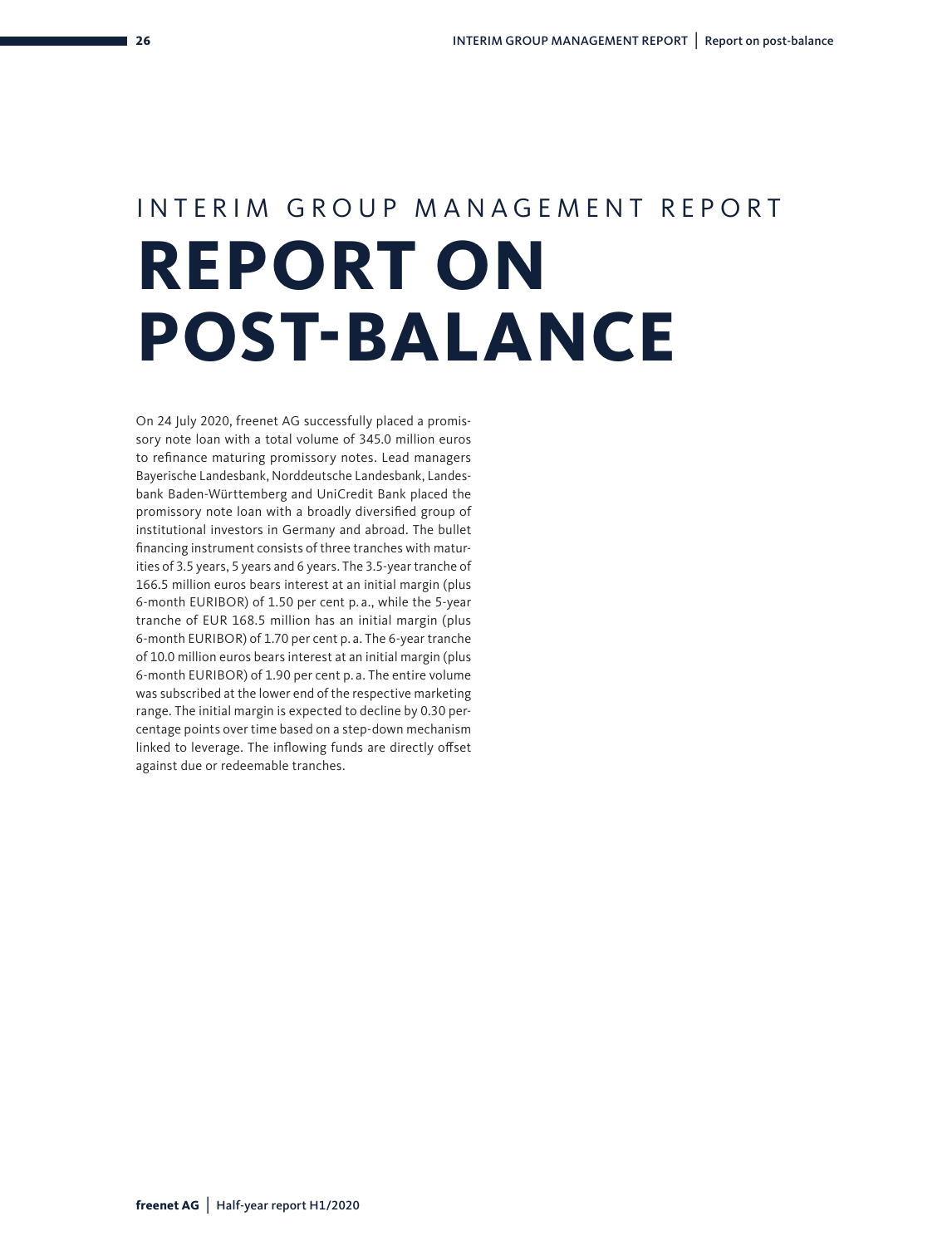INTERIM GROUP MANAGEMENT REPORT

# REPORT ON POST-BALANCE

On 24 July 2020, freenet AG successfully placed a promissory note loan with a total volume of 345.0 million euros to refinance maturing promissory notes. Lead managers Bayerische Landesbank, Norddeutsche Landesbank, Landesbank Baden-Württemberg and UniCredit Bank placed the promissory note loan with a broadly diversified group of institutional investors in Germany and abroad. The bullet financing instrument consists of three tranches with maturities of 3.5 years, 5 years and 6 years. The 3.5-year tranche of 166.5 million euros bears interest at an initial margin (plus 6-month EURIBOR) of 1.50 per cent p.a., while the 5-year tranche of EUR 168.5 million has an initial margin (plus 6-month EURIBOR) of 1.70 per cent p.a. The 6-year tranche of 10.0 million euros bears interest at an initial margin (plus 6-month EURIBOR) of 1.90 per cent p.a. The entire volume was subscribed at the lower end of the respective marketing range. The initial margin is expected to decline by 0.30 percentage points over time based on a step-down mechanism linked to leverage. The inflowing funds are directly offset against due or redeemable tranches.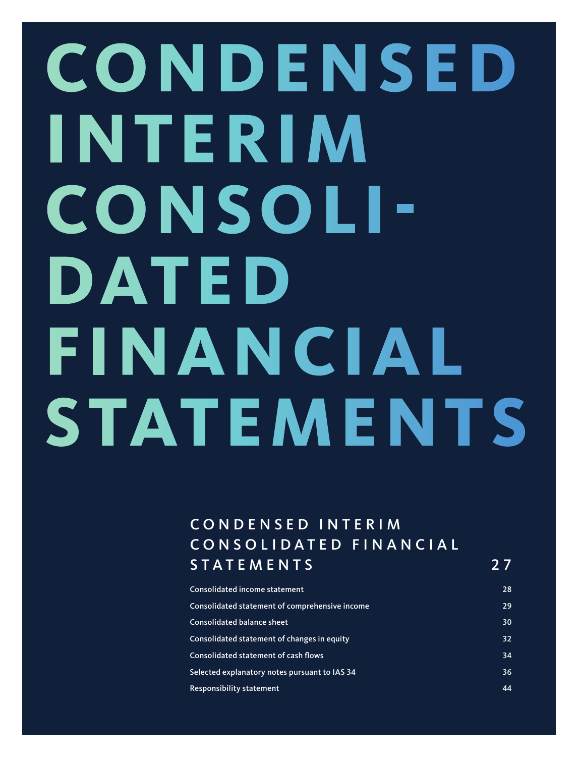# CONDENSED INTERIM CONSOLIDATED FINANCIAL STATEMENTS

## CONDENSED INTERIM CONSOLIDATED FINANCIAL STATEMENTS 27

| | |
|---|---|
| Consolidated income statement | 28 |
| Consolidated statement of comprehensive income | 29 |
| Consolidated balance sheet | 30 |
| Consolidated statement of changes in equity | 32 |
| Consolidated statement of cash flows | 34 |
| Selected explanatory notes pursuant to IAS 34 | 36 |
| Responsibility statement | 44 |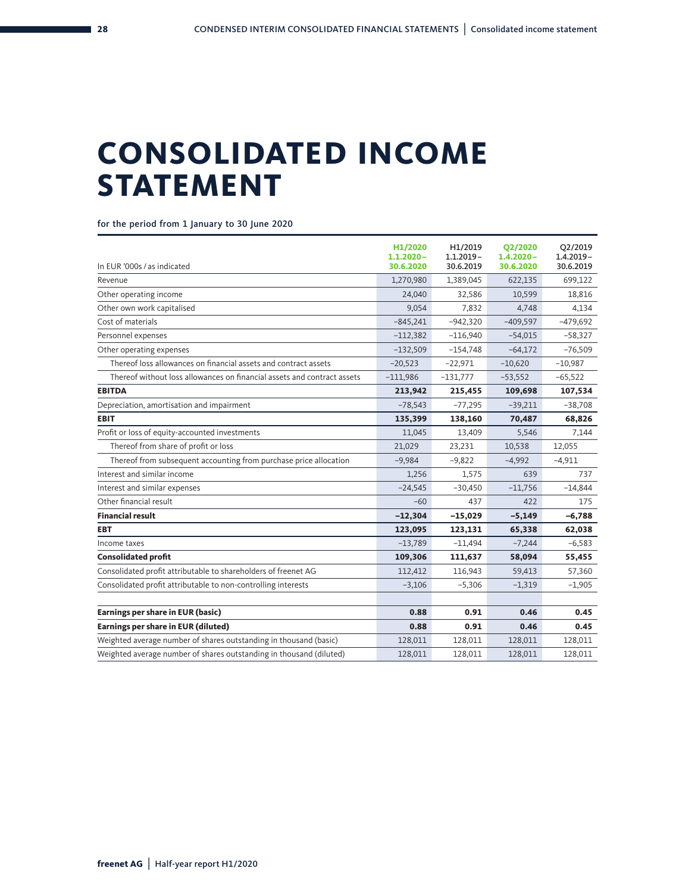# CONSOLIDATED INCOME STATEMENT

for the period from 1 January to 30 June 2020

| In EUR '000s / as indicated | H1/2020 1.1.2020 – 30.6.2020 | H1/2019 1.1.2019 – 30.6.2019 | Q2/2020 1.4.2020 – 30.6.2020 | Q2/2019 1.4.2019 – 30.6.2019 |
|---|---|---|---|---|
| Revenue | 1,270,980 | 1,389,045 | 622,135 | 699,122 |
| Other operating income | 24,040 | 32,586 | 10,599 | 18,816 |
| Other own work capitalised | 9,054 | 7,832 | 4,748 | 4,134 |
| Cost of materials | −845,241 | −942,320 | −409,597 | −479,692 |
| Personnel expenses | −112,382 | −116,940 | −54,015 | −58,327 |
| Other operating expenses | −132,509 | −154,748 | −64,172 | −76,509 |
| Thereof loss allowances on financial assets and contract assets | −20,523 | −22,971 | −10,620 | −10,987 |
| Thereof without loss allowances on financial assets and contract assets | −111,986 | −131,777 | −53,552 | −65,522 |
| **EBITDA** | **213,942** | **215,455** | **109,698** | **107,534** |
| Depreciation, amortisation and impairment | −78,543 | −77,295 | −39,211 | −38,708 |
| **EBIT** | **135,399** | **138,160** | **70,487** | **68,826** |
| Profit or loss of equity-accounted investments | 11,045 | 13,409 | 5,546 | 7,144 |
| Thereof from share of profit or loss | 21,029 | 23,231 | 10,538 | 12,055 |
| Thereof from subsequent accounting from purchase price allocation | −9,984 | −9,822 | −4,992 | −4,911 |
| Interest and similar income | 1,256 | 1,575 | 639 | 737 |
| Interest and similar expenses | −24,545 | −30,450 | −11,756 | −14,844 |
| Other financial result | −60 | 437 | 422 | 175 |
| **Financial result** | **−12,304** | **−15,029** | **−5,149** | **−6,788** |
| **EBT** | **123,095** | **123,131** | **65,338** | **62,038** |
| Income taxes | −13,789 | −11,494 | −7,244 | −6,583 |
| **Consolidated profit** | **109,306** | **111,637** | **58,094** | **55,455** |
| Consolidated profit attributable to shareholders of freenet AG | 112,412 | 116,943 | 59,413 | 57,360 |
| Consolidated profit attributable to non-controlling interests | −3,106 | −5,306 | −1,319 | −1,905 |
| | | | | |
| **Earnings per share in EUR (basic)** | **0.88** | **0.91** | **0.46** | **0.45** |
| **Earnings per share in EUR (diluted)** | **0.88** | **0.91** | **0.46** | **0.45** |
| Weighted average number of shares outstanding in thousand (basic) | 128,011 | 128,011 | 128,011 | 128,011 |
| Weighted average number of shares outstanding in thousand (diluted) | 128,011 | 128,011 | 128,011 | 128,011 |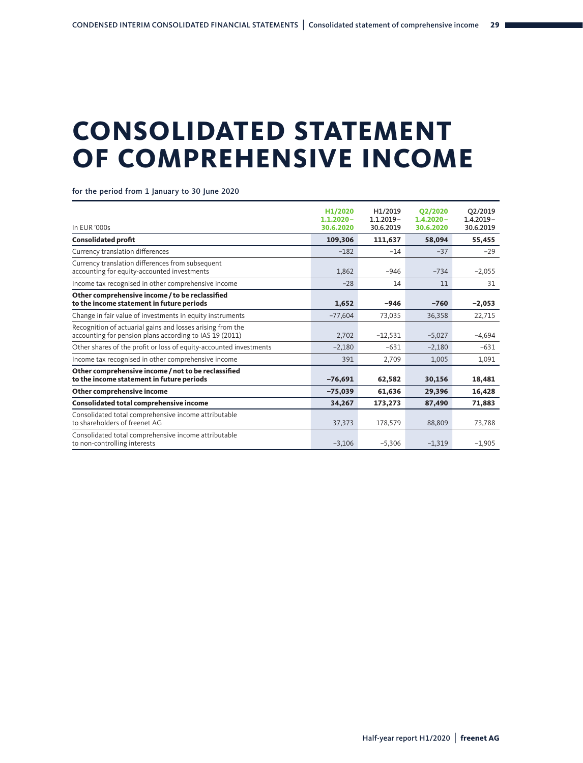# CONSOLIDATED STATEMENT OF COMPREHENSIVE INCOME

for the period from 1 January to 30 June 2020

| In EUR '000s | H1/2020 1.1.2020 – 30.6.2020 | H1/2019 1.1.2019 – 30.6.2019 | Q2/2020 1.4.2020 – 30.6.2020 | Q2/2019 1.4.2019 – 30.6.2019 |
|---|---|---|---|---|
| **Consolidated profit** | **109,306** | **111,637** | **58,094** | **55,455** |
| Currency translation differences | −182 | −14 | −37 | −29 |
| Currency translation differences from subsequent accounting for equity-accounted investments | 1,862 | −946 | −734 | −2,055 |
| Income tax recognised in other comprehensive income | −28 | 14 | 11 | 31 |
| **Other comprehensive income / to be reclassified to the income statement in future periods** | **1,652** | **−946** | **−760** | **−2,053** |
| Change in fair value of investments in equity instruments | −77,604 | 73,035 | 36,358 | 22,715 |
| Recognition of actuarial gains and losses arising from the accounting for pension plans according to IAS 19 (2011) | 2,702 | −12,531 | −5,027 | −4,694 |
| Other shares of the profit or loss of equity-accounted investments | −2,180 | −631 | −2,180 | −631 |
| Income tax recognised in other comprehensive income | 391 | 2,709 | 1,005 | 1,091 |
| **Other comprehensive income / not to be reclassified to the income statement in future periods** | **−76,691** | **62,582** | **30,156** | **18,481** |
| **Other comprehensive income** | **−75,039** | **61,636** | **29,396** | **16,428** |
| **Consolidated total comprehensive income** | **34,267** | **173,273** | **87,490** | **71,883** |
| Consolidated total comprehensive income attributable to shareholders of freenet AG | 37,373 | 178,579 | 88,809 | 73,788 |
| Consolidated total comprehensive income attributable to non-controlling interests | −3,106 | −5,306 | −1,319 | −1,905 |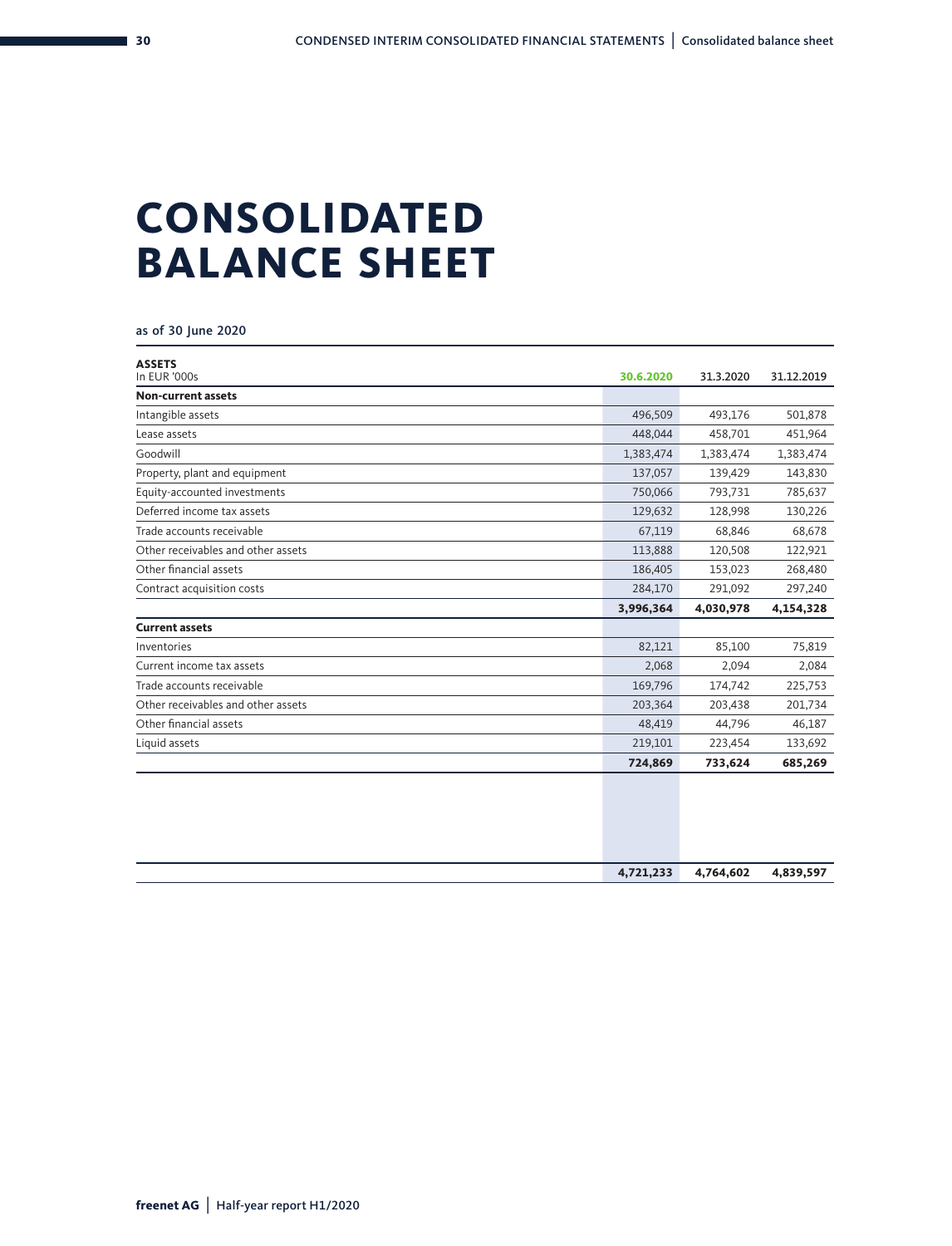# CONSOLIDATED BALANCE SHEET

as of 30 June 2020

| ASSETS<br>In EUR '000s | 30.6.2020 | 31.3.2020 | 31.12.2019 |
|---|---|---|---|
| **Non-current assets** | | | |
| Intangible assets | 496,509 | 493,176 | 501,878 |
| Lease assets | 448,044 | 458,701 | 451,964 |
| Goodwill | 1,383,474 | 1,383,474 | 1,383,474 |
| Property, plant and equipment | 137,057 | 139,429 | 143,830 |
| Equity-accounted investments | 750,066 | 793,731 | 785,637 |
| Deferred income tax assets | 129,632 | 128,998 | 130,226 |
| Trade accounts receivable | 67,119 | 68,846 | 68,678 |
| Other receivables and other assets | 113,888 | 120,508 | 122,921 |
| Other financial assets | 186,405 | 153,023 | 268,480 |
| Contract acquisition costs | 284,170 | 291,092 | 297,240 |
| | **3,996,364** | **4,030,978** | **4,154,328** |
| **Current assets** | | | |
| Inventories | 82,121 | 85,100 | 75,819 |
| Current income tax assets | 2,068 | 2,094 | 2,084 |
| Trade accounts receivable | 169,796 | 174,742 | 225,753 |
| Other receivables and other assets | 203,364 | 203,438 | 201,734 |
| Other financial assets | 48,419 | 44,796 | 46,187 |
| Liquid assets | 219,101 | 223,454 | 133,692 |
| | **724,869** | **733,624** | **685,269** |
| | **4,721,233** | **4,764,602** | **4,839,597** |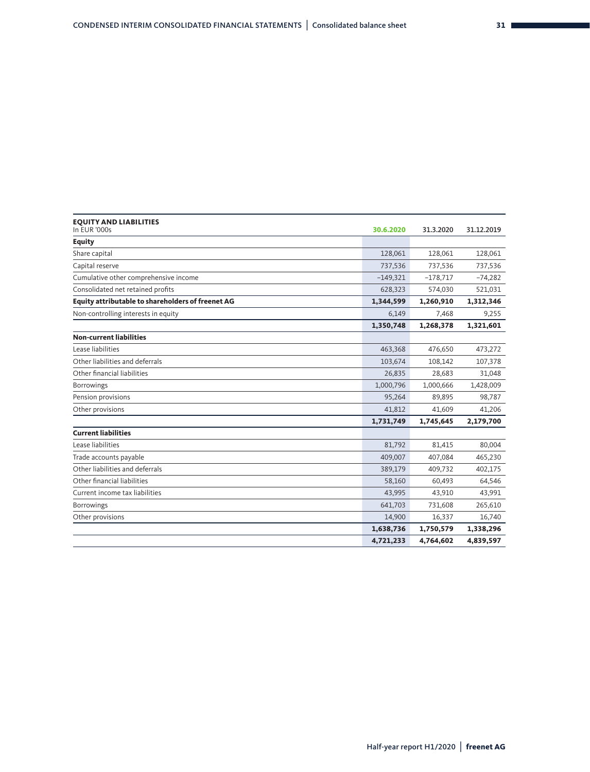| **EQUITY AND LIABILITIES**<br>In EUR '000s | **30.6.2020** | 31.3.2020 | 31.12.2019 |
|---|---|---|---|
| **Equity** | | | |
| Share capital | 128,061 | 128,061 | 128,061 |
| Capital reserve | 737,536 | 737,536 | 737,536 |
| Cumulative other comprehensive income | –149,321 | –178,717 | –74,282 |
| Consolidated net retained profits | 628,323 | 574,030 | 521,031 |
| **Equity attributable to shareholders of freenet AG** | **1,344,599** | **1,260,910** | **1,312,346** |
| Non-controlling interests in equity | 6,149 | 7,468 | 9,255 |
| | **1,350,748** | **1,268,378** | **1,321,601** |
| **Non-current liabilities** | | | |
| Lease liabilities | 463,368 | 476,650 | 473,272 |
| Other liabilities and deferrals | 103,674 | 108,142 | 107,378 |
| Other financial liabilities | 26,835 | 28,683 | 31,048 |
| Borrowings | 1,000,796 | 1,000,666 | 1,428,009 |
| Pension provisions | 95,264 | 89,895 | 98,787 |
| Other provisions | 41,812 | 41,609 | 41,206 |
| | **1,731,749** | **1,745,645** | **2,179,700** |
| **Current liabilities** | | | |
| Lease liabilities | 81,792 | 81,415 | 80,004 |
| Trade accounts payable | 409,007 | 407,084 | 465,230 |
| Other liabilities and deferrals | 389,179 | 409,732 | 402,175 |
| Other financial liabilities | 58,160 | 60,493 | 64,546 |
| Current income tax liabilities | 43,995 | 43,910 | 43,991 |
| Borrowings | 641,703 | 731,608 | 265,610 |
| Other provisions | 14,900 | 16,337 | 16,740 |
| | **1,638,736** | **1,750,579** | **1,338,296** |
| | **4,721,233** | **4,764,602** | **4,839,597** |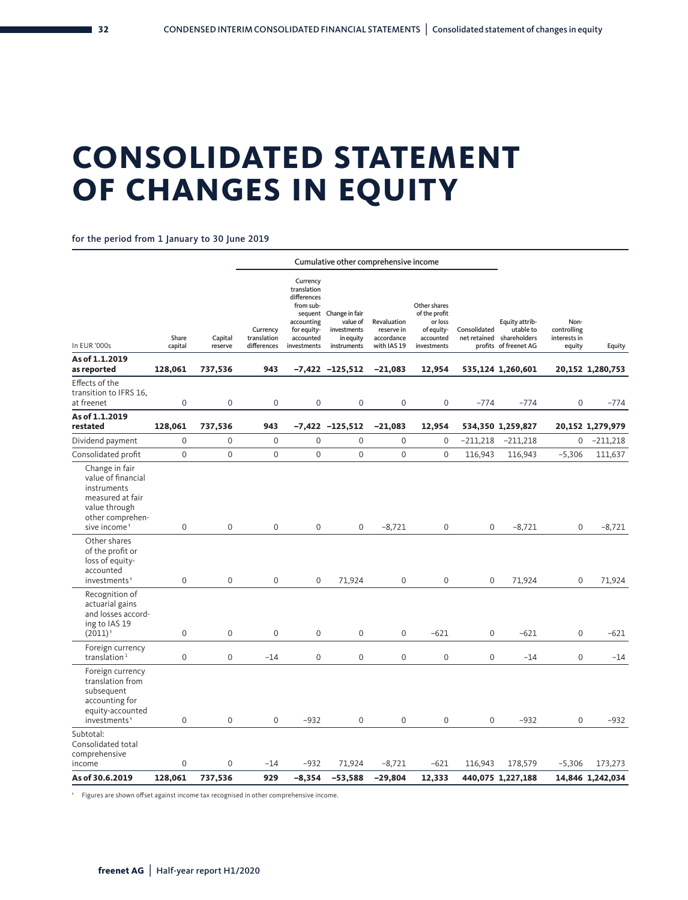# CONSOLIDATED STATEMENT OF CHANGES IN EQUITY

for the period from 1 January to 30 June 2019

| In EUR '000s | Share capital | Capital reserve | Cumulative other comprehensive income: Currency translation differences | Currency translation differences from subsequent accounting for equity-accounted investments | Change in fair value of investments in equity instruments | Revaluation reserve in accordance with IAS 19 | Other shares of the profit or loss of equity-accounted investments | Consolidated net retained profits | Equity attributable to shareholders of freenet AG | Non-controlling interests in equity | Equity |
|---|---|---|---|---|---|---|---|---|---|---|---|
| **As of 1.1.2019 as reported** | **128,061** | **737,536** | **943** | **–7,422** | **–125,512** | **–21,083** | **12,954** | **535,124** | **1,260,601** | **20,152** | **1,280,753** |
| Effects of the transition to IFRS 16, at freenet | 0 | 0 | 0 | 0 | 0 | 0 | 0 | –774 | –774 | 0 | –774 |
| **As of 1.1.2019 restated** | **128,061** | **737,536** | **943** | **–7,422** | **–125,512** | **–21,083** | **12,954** | **534,350** | **1,259,827** | **20,152** | **1,279,979** |
| Dividend payment | 0 | 0 | 0 | 0 | 0 | 0 | 0 | –211,218 | –211,218 | 0 | –211,218 |
| Consolidated profit | 0 | 0 | 0 | 0 | 0 | 0 | 0 | 116,943 | 116,943 | –5,306 | 111,637 |
| Change in fair value of financial instruments measured at fair value through other comprehensive income[1] | 0 | 0 | 0 | 0 | 0 | –8,721 | 0 | 0 | –8,721 | 0 | –8,721 |
| Other shares of the profit or loss of equity-accounted investments[1] | 0 | 0 | 0 | 0 | 71,924 | 0 | 0 | 0 | 71,924 | 0 | 71,924 |
| Recognition of actuarial gains and losses according to IAS 19 (2011)[1] | 0 | 0 | 0 | 0 | 0 | 0 | –621 | 0 | –621 | 0 | –621 |
| Foreign currency translation[1] | 0 | 0 | –14 | 0 | 0 | 0 | 0 | 0 | –14 | 0 | –14 |
| Foreign currency translation from subsequent accounting for equity-accounted investments[1] | 0 | 0 | 0 | –932 | 0 | 0 | 0 | 0 | –932 | 0 | –932 |
| Subtotal: Consolidated total comprehensive income | 0 | 0 | –14 | –932 | 71,924 | –8,721 | –621 | 116,943 | 178,579 | –5,306 | 173,273 |
| **As of 30.6.2019** | **128,061** | **737,536** | **929** | **–8,354** | **–53,588** | **–29,804** | **12,333** | **440,075** | **1,227,188** | **14,846** | **1,242,034** |

[1] Figures are shown offset against income tax recognised in other comprehensive income.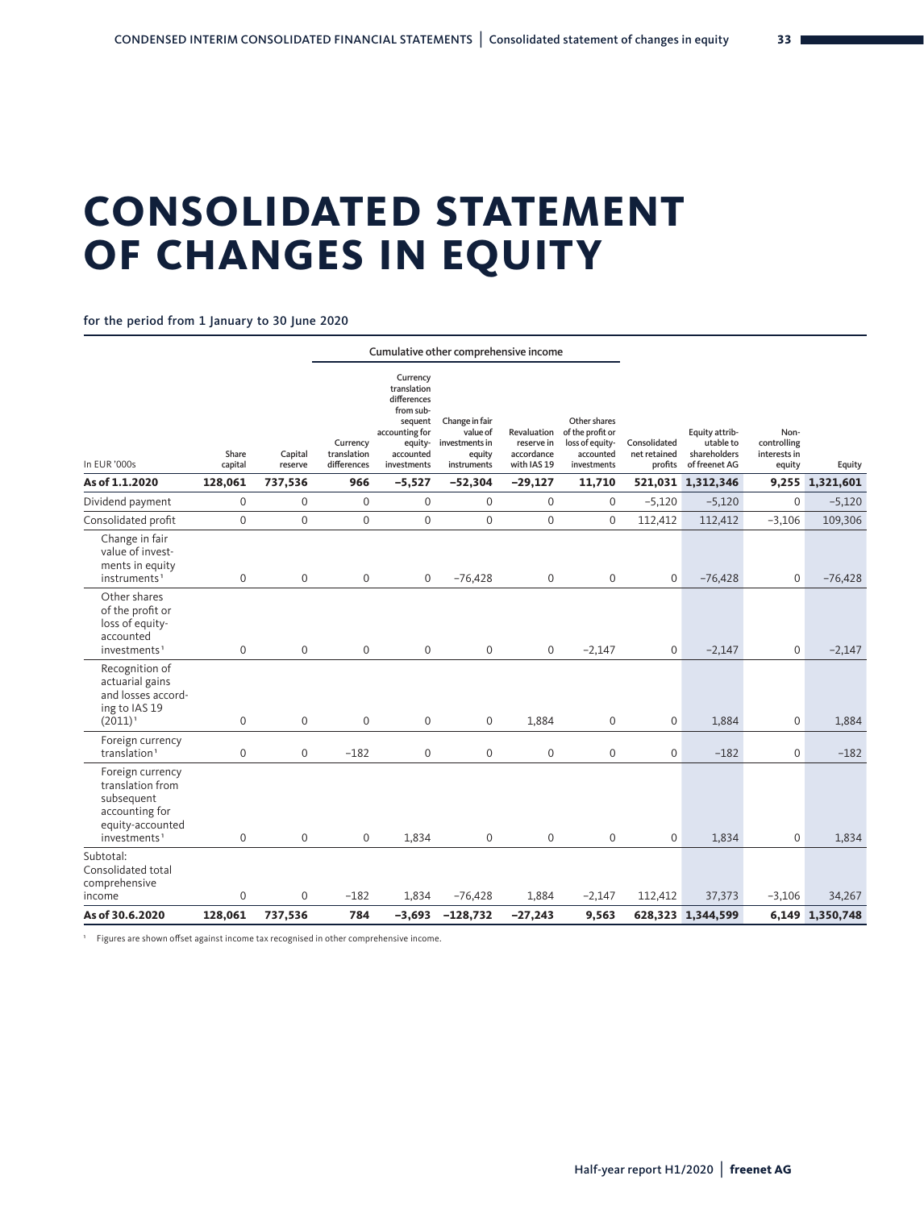# CONSOLIDATED STATEMENT OF CHANGES IN EQUITY

**for the period from 1 January to 30 June 2020**

| In EUR '000s | Share capital | Capital reserve | Cumulative other comprehensive income | | | | | Consolidated net retained profits | Equity attributable to shareholders of freenet AG | Non-controlling interests in equity | Equity |
|---|---|---|---|---|---|---|---|---|---|---|---|
| | | | Currency translation differences | Currency translation differences from subsequent accounting for equity-accounted investments | Change in fair value of investments in equity instruments | Revaluation reserve in accordance with IAS 19 | Other shares of the profit or loss of equity-accounted investments | | | | |
| **As of 1.1.2020** | **128,061** | **737,536** | **966** | **–5,527** | **–52,304** | **–29,127** | **11,710** | **521,031** | **1,312,346** | **9,255** | **1,321,601** |
| Dividend payment | 0 | 0 | 0 | 0 | 0 | 0 | 0 | –5,120 | –5,120 | 0 | –5,120 |
| Consolidated profit | 0 | 0 | 0 | 0 | 0 | 0 | 0 | 112,412 | 112,412 | –3,106 | 109,306 |
| Change in fair value of investments in equity instruments[1] | 0 | 0 | 0 | 0 | –76,428 | 0 | 0 | 0 | –76,428 | 0 | –76,428 |
| Other shares of the profit or loss of equity-accounted investments[1] | 0 | 0 | 0 | 0 | 0 | 0 | –2,147 | 0 | –2,147 | 0 | –2,147 |
| Recognition of actuarial gains and losses according to IAS 19 (2011)[1] | 0 | 0 | 0 | 0 | 0 | 1,884 | 0 | 0 | 1,884 | 0 | 1,884 |
| Foreign currency translation[1] | 0 | 0 | –182 | 0 | 0 | 0 | 0 | 0 | –182 | 0 | –182 |
| Foreign currency translation from subsequent accounting for equity-accounted investments[1] | 0 | 0 | 0 | 1,834 | 0 | 0 | 0 | 0 | 1,834 | 0 | 1,834 |
| Subtotal: Consolidated total comprehensive income | 0 | 0 | –182 | 1,834 | –76,428 | 1,884 | –2,147 | 112,412 | 37,373 | –3,106 | 34,267 |
| **As of 30.6.2020** | **128,061** | **737,536** | **784** | **–3,693** | **–128,732** | **–27,243** | **9,563** | **628,323** | **1,344,599** | **6,149** | **1,350,748** |

[1] Figures are shown offset against income tax recognised in other comprehensive income.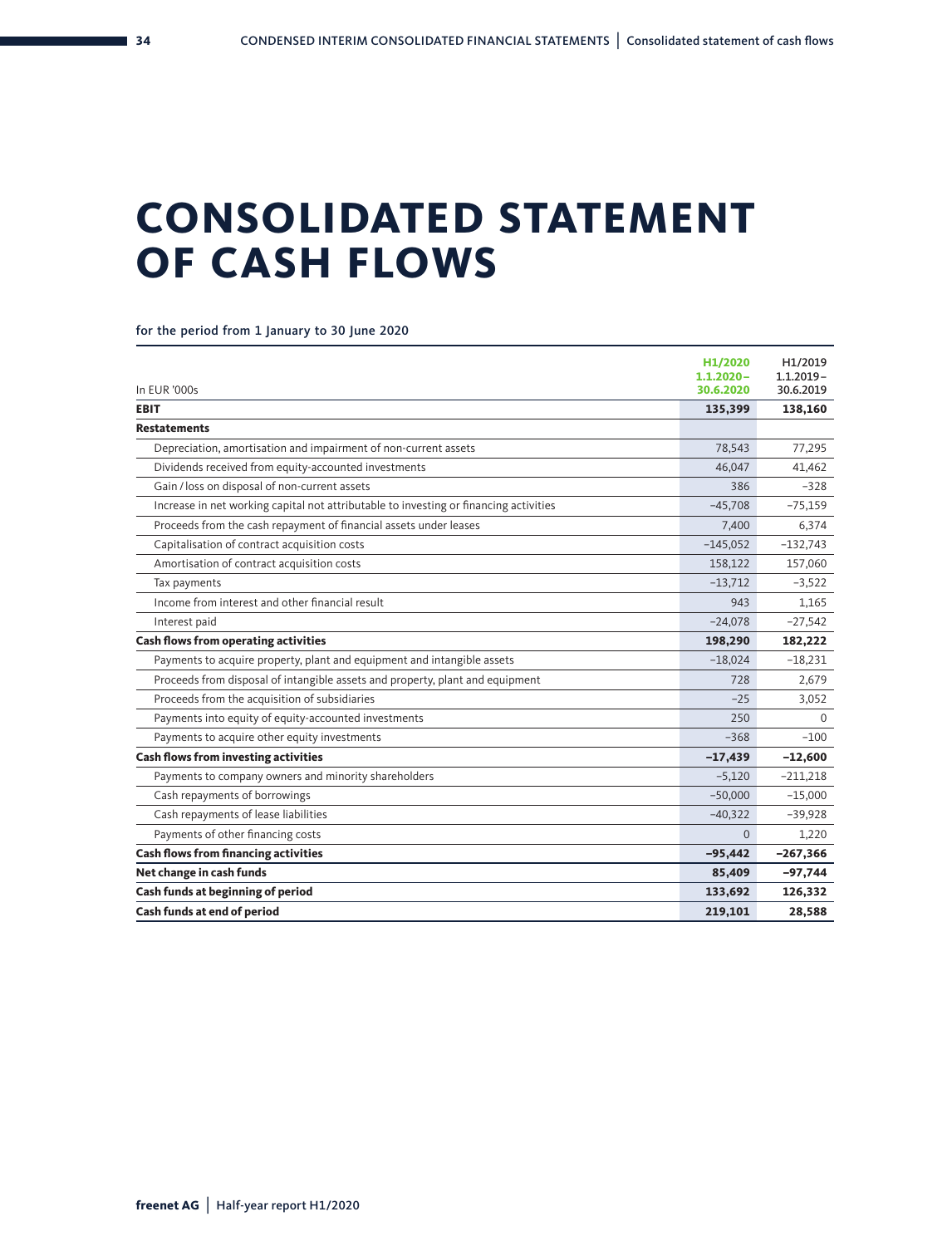# CONSOLIDATED STATEMENT OF CASH FLOWS

for the period from 1 January to 30 June 2020

| In EUR '000s | H1/2020 1.1.2020 – 30.6.2020 | H1/2019 1.1.2019 – 30.6.2019 |
|---|---|---|
| **EBIT** | **135,399** | **138,160** |
| **Restatements** | | |
| Depreciation, amortisation and impairment of non-current assets | 78,543 | 77,295 |
| Dividends received from equity-accounted investments | 46,047 | 41,462 |
| Gain / loss on disposal of non-current assets | 386 | –328 |
| Increase in net working capital not attributable to investing or financing activities | –45,708 | –75,159 |
| Proceeds from the cash repayment of financial assets under leases | 7,400 | 6,374 |
| Capitalisation of contract acquisition costs | –145,052 | –132,743 |
| Amortisation of contract acquisition costs | 158,122 | 157,060 |
| Tax payments | –13,712 | –3,522 |
| Income from interest and other financial result | 943 | 1,165 |
| Interest paid | –24,078 | –27,542 |
| **Cash flows from operating activities** | **198,290** | **182,222** |
| Payments to acquire property, plant and equipment and intangible assets | –18,024 | –18,231 |
| Proceeds from disposal of intangible assets and property, plant and equipment | 728 | 2,679 |
| Proceeds from the acquisition of subsidiaries | –25 | 3,052 |
| Payments into equity of equity-accounted investments | 250 | 0 |
| Payments to acquire other equity investments | –368 | –100 |
| **Cash flows from investing activities** | **–17,439** | **–12,600** |
| Payments to company owners and minority shareholders | –5,120 | –211,218 |
| Cash repayments of borrowings | –50,000 | –15,000 |
| Cash repayments of lease liabilities | –40,322 | –39,928 |
| Payments of other financing costs | 0 | 1,220 |
| **Cash flows from financing activities** | **–95,442** | **–267,366** |
| **Net change in cash funds** | **85,409** | **–97,744** |
| **Cash funds at beginning of period** | **133,692** | **126,332** |
| **Cash funds at end of period** | **219,101** | **28,588** |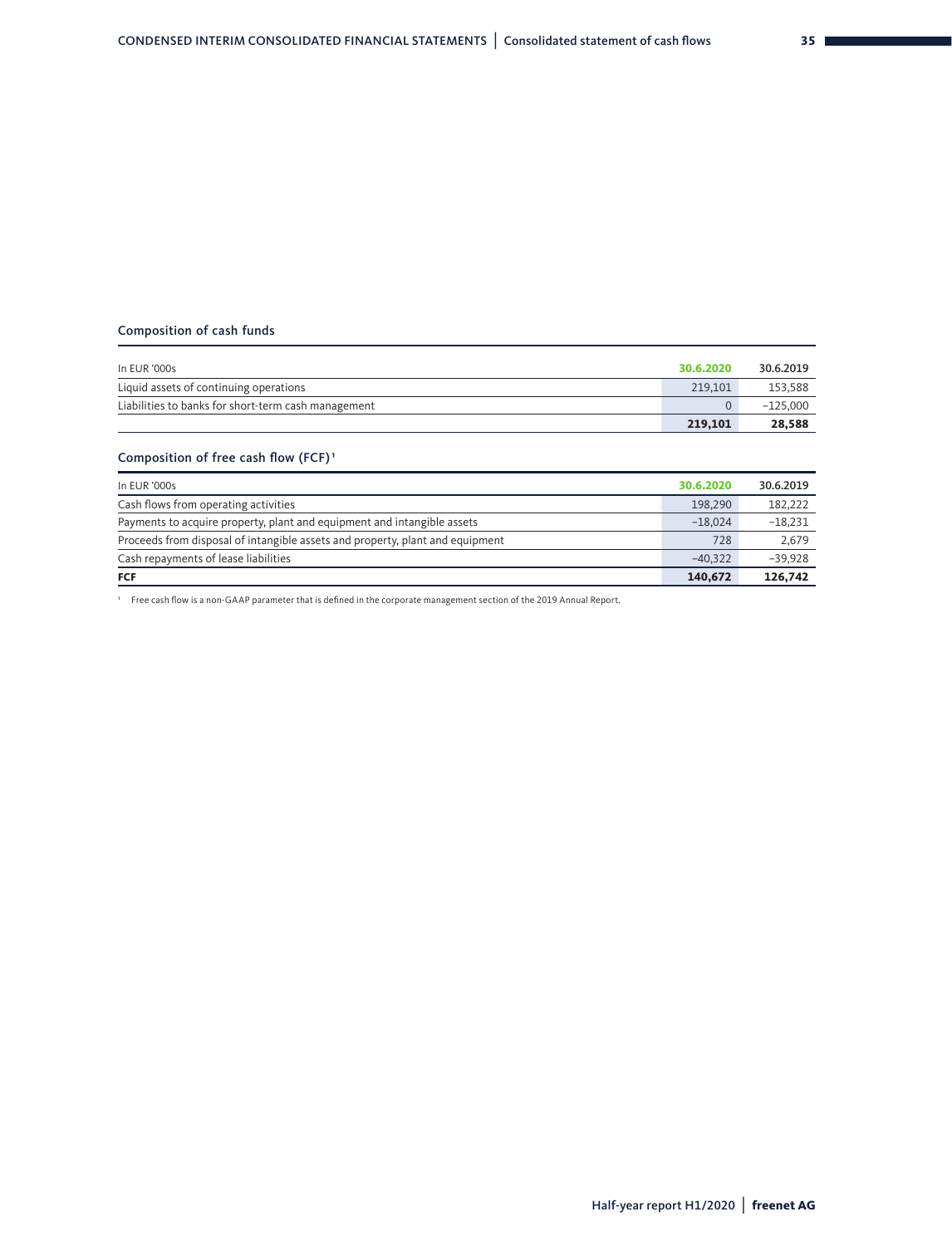### Composition of cash funds

| In EUR '000s | 30.6.2020 | 30.6.2019 |
|---|---|---|
| Liquid assets of continuing operations | 219,101 | 153,588 |
| Liabilities to banks for short-term cash management | 0 | –125,000 |
| | **219,101** | **28,588** |

### Composition of free cash flow (FCF)[1]

| In EUR '000s | 30.6.2020 | 30.6.2019 |
|---|---|---|
| Cash flows from operating activities | 198,290 | 182,222 |
| Payments to acquire property, plant and equipment and intangible assets | –18,024 | –18,231 |
| Proceeds from disposal of intangible assets and property, plant and equipment | 728 | 2,679 |
| Cash repayments of lease liabilities | –40,322 | –39,928 |
| **FCF** | **140,672** | **126,742** |

[1] Free cash flow is a non-GAAP parameter that is defined in the corporate management section of the 2019 Annual Report.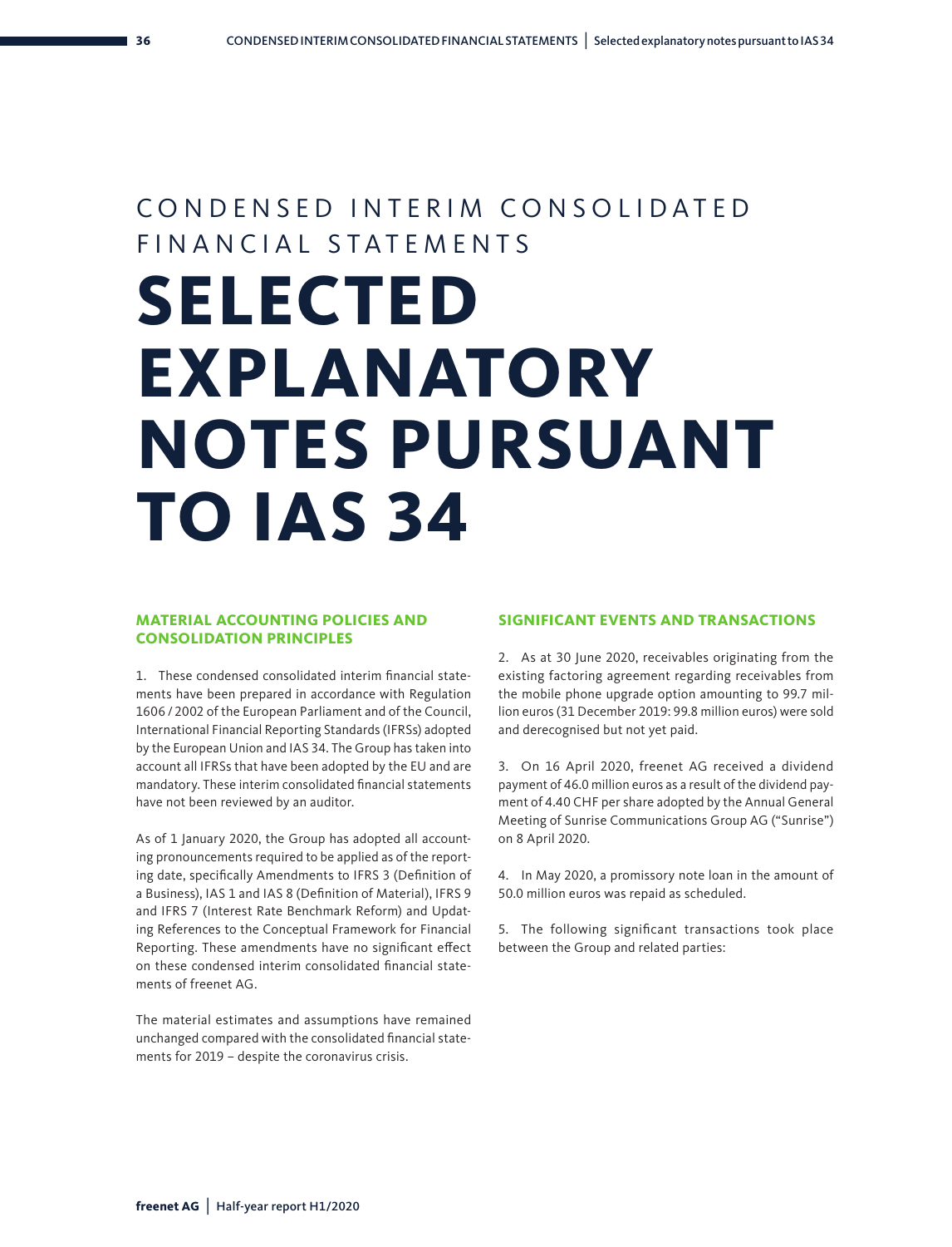CONDENSED INTERIM CONSOLIDATED FINANCIAL STATEMENTS

# SELECTED EXPLANATORY NOTES PURSUANT TO IAS 34

## MATERIAL ACCOUNTING POLICIES AND CONSOLIDATION PRINCIPLES

1. These condensed consolidated interim financial statements have been prepared in accordance with Regulation 1606 / 2002 of the European Parliament and of the Council, International Financial Reporting Standards (IFRSs) adopted by the European Union and IAS 34. The Group has taken into account all IFRSs that have been adopted by the EU and are mandatory. These interim consolidated financial statements have not been reviewed by an auditor.

As of 1 January 2020, the Group has adopted all accounting pronouncements required to be applied as of the reporting date, specifically Amendments to IFRS 3 (Definition of a Business), IAS 1 and IAS 8 (Definition of Material), IFRS 9 and IFRS 7 (Interest Rate Benchmark Reform) and Updating References to the Conceptual Framework for Financial Reporting. These amendments have no significant effect on these condensed interim consolidated financial statements of freenet AG.

The material estimates and assumptions have remained unchanged compared with the consolidated financial statements for 2019 – despite the coronavirus crisis.

## SIGNIFICANT EVENTS AND TRANSACTIONS

2. As at 30 June 2020, receivables originating from the existing factoring agreement regarding receivables from the mobile phone upgrade option amounting to 99.7 million euros (31 December 2019: 99.8 million euros) were sold and derecognised but not yet paid.

3. On 16 April 2020, freenet AG received a dividend payment of 46.0 million euros as a result of the dividend payment of 4.40 CHF per share adopted by the Annual General Meeting of Sunrise Communications Group AG ("Sunrise") on 8 April 2020.

4. In May 2020, a promissory note loan in the amount of 50.0 million euros was repaid as scheduled.

5. The following significant transactions took place between the Group and related parties: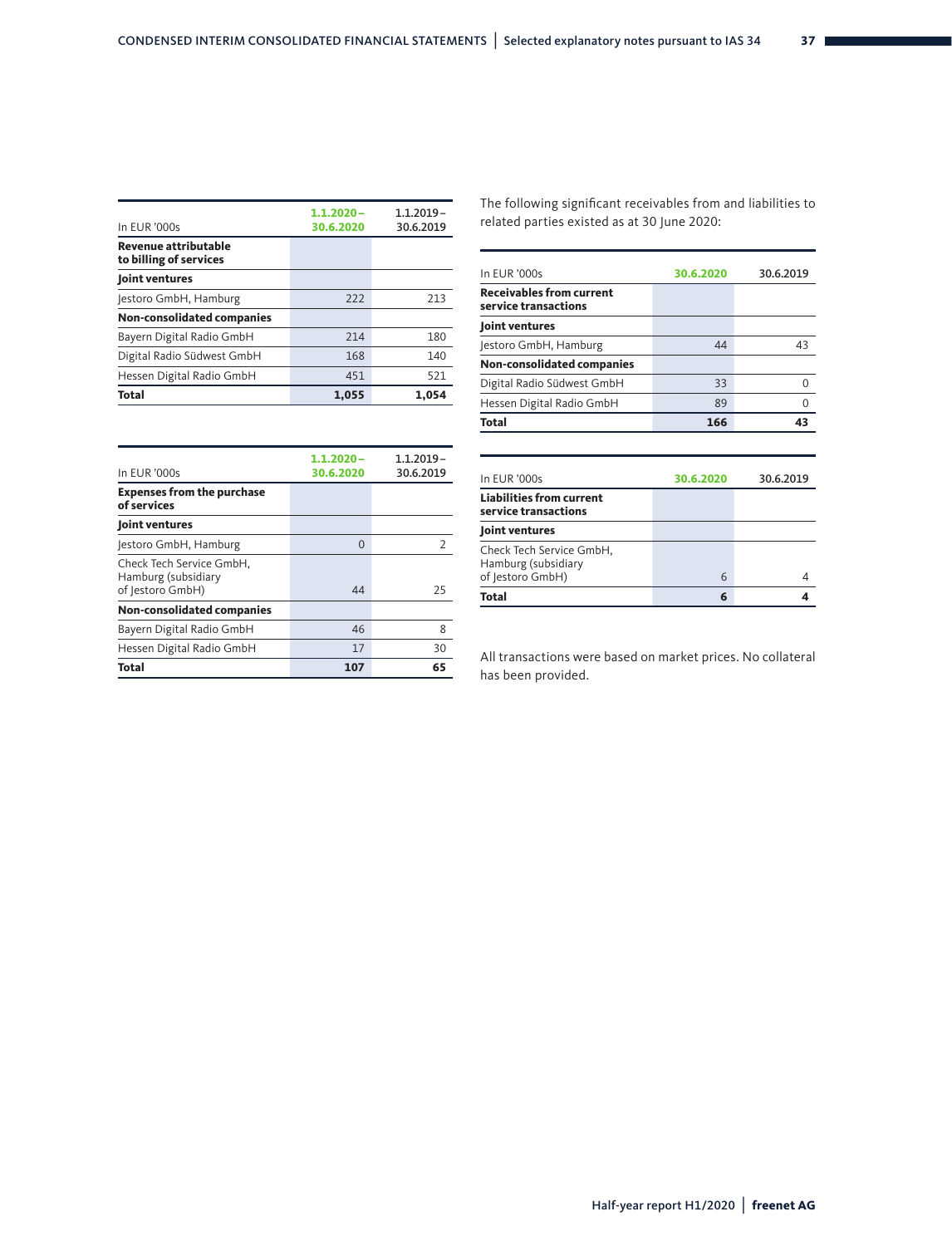| In EUR '000s | 1.1.2020 – 30.6.2020 | 1.1.2019 – 30.6.2019 |
|---|---|---|
| **Revenue attributable to billing of services** | | |
| **Joint ventures** | | |
| Jestoro GmbH, Hamburg | 222 | 213 |
| **Non-consolidated companies** | | |
| Bayern Digital Radio GmbH | 214 | 180 |
| Digital Radio Südwest GmbH | 168 | 140 |
| Hessen Digital Radio GmbH | 451 | 521 |
| **Total** | **1,055** | **1,054** |

| In EUR '000s | 1.1.2020 – 30.6.2020 | 1.1.2019 – 30.6.2019 |
|---|---|---|
| **Expenses from the purchase of services** | | |
| **Joint ventures** | | |
| Jestoro GmbH, Hamburg | 0 | 2 |
| Check Tech Service GmbH, Hamburg (subsidiary of Jestoro GmbH) | 44 | 25 |
| **Non-consolidated companies** | | |
| Bayern Digital Radio GmbH | 46 | 8 |
| Hessen Digital Radio GmbH | 17 | 30 |
| **Total** | **107** | **65** |

The following significant receivables from and liabilities to related parties existed as at 30 June 2020:

| In EUR '000s | 30.6.2020 | 30.6.2019 |
|---|---|---|
| **Receivables from current service transactions** | | |
| **Joint ventures** | | |
| Jestoro GmbH, Hamburg | 44 | 43 |
| **Non-consolidated companies** | | |
| Digital Radio Südwest GmbH | 33 | 0 |
| Hessen Digital Radio GmbH | 89 | 0 |
| **Total** | **166** | **43** |

| In EUR '000s | 30.6.2020 | 30.6.2019 |
|---|---|---|
| **Liabilities from current service transactions** | | |
| **Joint ventures** | | |
| Check Tech Service GmbH, Hamburg (subsidiary of Jestoro GmbH) | 6 | 4 |
| **Total** | **6** | **4** |

All transactions were based on market prices. No collateral has been provided.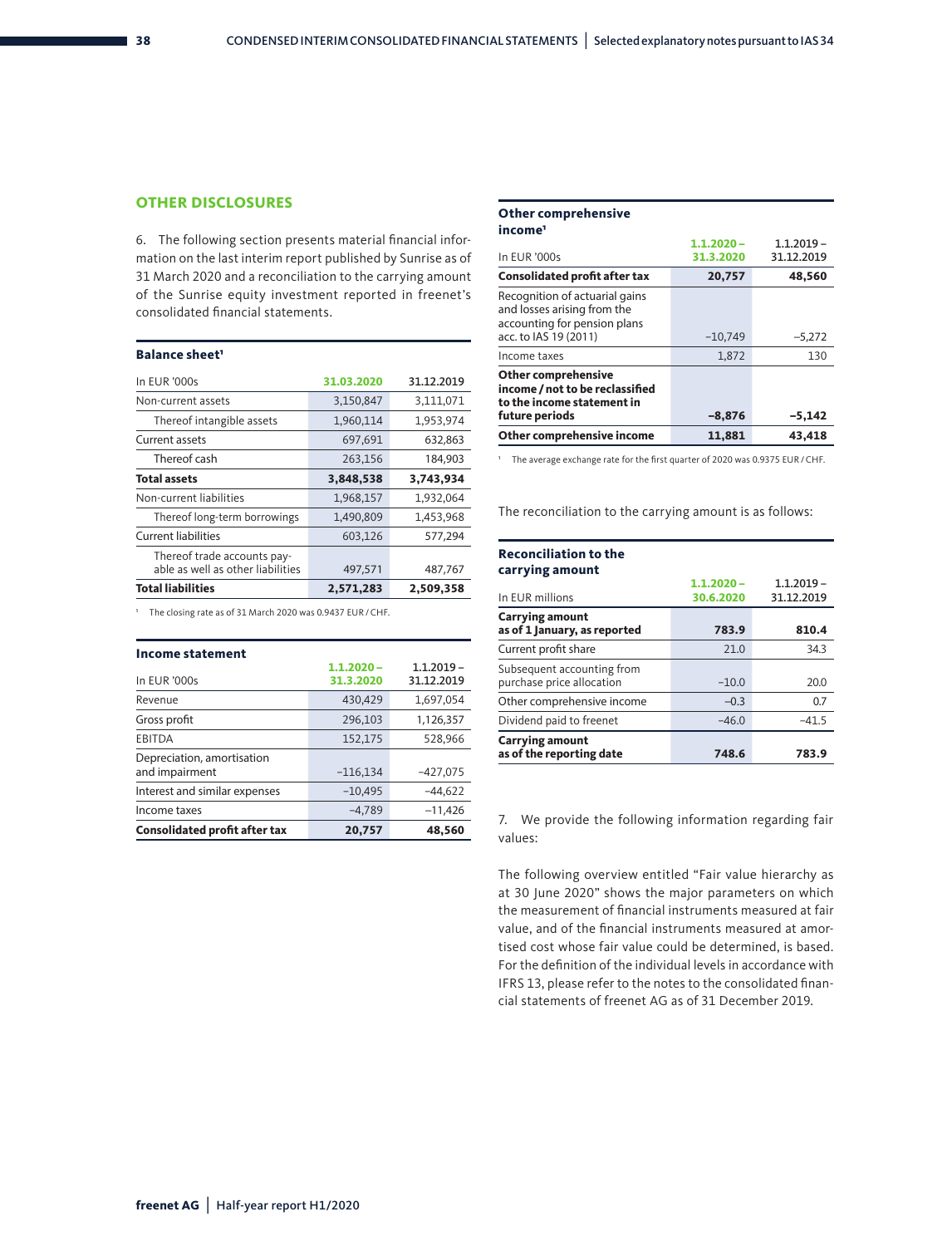## OTHER DISCLOSURES

6. The following section presents material financial information on the last interim report published by Sunrise as of 31 March 2020 and a reconciliation to the carrying amount of the Sunrise equity investment reported in freenet's consolidated financial statements.

**Balance sheet**[1]

| In EUR '000s | 31.03.2020 | 31.12.2019 |
|---|---|---|
| Non-current assets | 3,150,847 | 3,111,071 |
| Thereof intangible assets | 1,960,114 | 1,953,974 |
| Current assets | 697,691 | 632,863 |
| Thereof cash | 263,156 | 184,903 |
| **Total assets** | **3,848,538** | **3,743,934** |
| Non-current liabilities | 1,968,157 | 1,932,064 |
| Thereof long-term borrowings | 1,490,809 | 1,453,968 |
| Current liabilities | 603,126 | 577,294 |
| Thereof trade accounts payable as well as other liabilities | 497,571 | 487,767 |
| **Total liabilities** | **2,571,283** | **2,509,358** |

[1] The closing rate as of 31 March 2020 was 0.9437 EUR / CHF.

**Income statement**

| In EUR '000s | 1.1.2020 – 31.3.2020 | 1.1.2019 – 31.12.2019 |
|---|---|---|
| Revenue | 430,429 | 1,697,054 |
| Gross profit | 296,103 | 1,126,357 |
| EBITDA | 152,175 | 528,966 |
| Depreciation, amortisation and impairment | –116,134 | –427,075 |
| Interest and similar expenses | –10,495 | –44,622 |
| Income taxes | –4,789 | –11,426 |
| **Consolidated profit after tax** | **20,757** | **48,560** |

**Other comprehensive income**[1]

| In EUR '000s | 1.1.2020 – 31.3.2020 | 1.1.2019 – 31.12.2019 |
|---|---|---|
| **Consolidated profit after tax** | **20,757** | **48,560** |
| Recognition of actuarial gains and losses arising from the accounting for pension plans acc. to IAS 19 (2011) | –10,749 | –5,272 |
| Income taxes | 1,872 | 130 |
| **Other comprehensive income / not to be reclassified to the income statement in future periods** | **–8,876** | **–5,142** |
| **Other comprehensive income** | **11,881** | **43,418** |

[1] The average exchange rate for the first quarter of 2020 was 0.9375 EUR / CHF.

The reconciliation to the carrying amount is as follows:

**Reconciliation to the carrying amount**

| In EUR millions | 1.1.2020 – 30.6.2020 | 1.1.2019 – 31.12.2019 |
|---|---|---|
| **Carrying amount as of 1 January, as reported** | **783.9** | **810.4** |
| Current profit share | 21.0 | 34.3 |
| Subsequent accounting from purchase price allocation | –10.0 | 20.0 |
| Other comprehensive income | –0.3 | 0.7 |
| Dividend paid to freenet | –46.0 | –41.5 |
| **Carrying amount as of the reporting date** | **748.6** | **783.9** |

7. We provide the following information regarding fair values:

The following overview entitled "Fair value hierarchy as at 30 June 2020" shows the major parameters on which the measurement of financial instruments measured at fair value, and of the financial instruments measured at amortised cost whose fair value could be determined, is based. For the definition of the individual levels in accordance with IFRS 13, please refer to the notes to the consolidated financial statements of freenet AG as of 31 December 2019.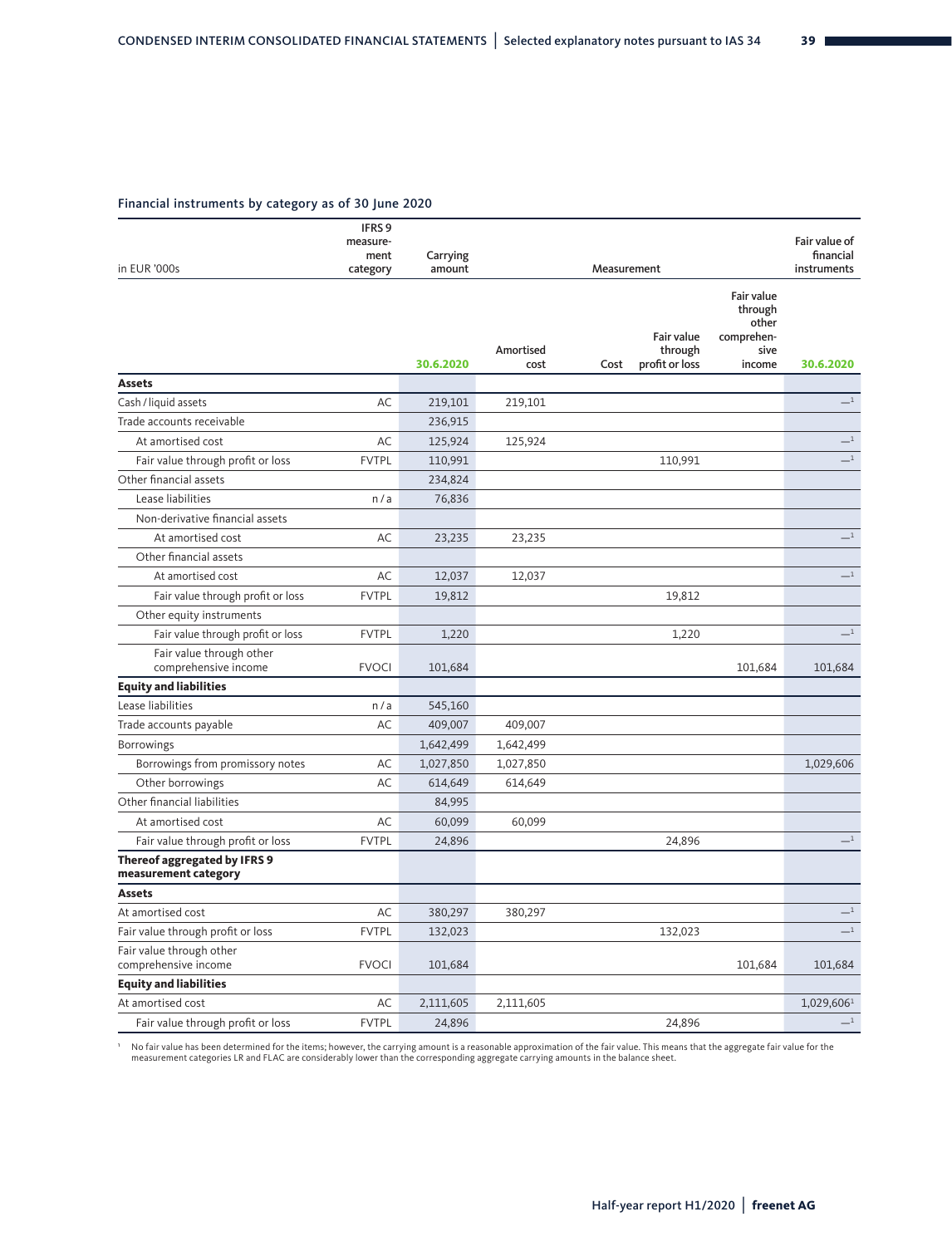### Financial instruments by category as of 30 June 2020

| in EUR '000s | IFRS 9 measure-ment category | Carrying amount | Measurement | | | | Fair value of financial instruments |
|---|---|---|---|---|---|---|---|
| | | 30.6.2020 | Amortised cost | Cost | Fair value through profit or loss | Fair value through other comprehen-sive income | 30.6.2020 |
| **Assets** | | | | | | | |
| Cash / liquid assets | AC | 219,101 | 219,101 | | | | –[1] |
| Trade accounts receivable | | 236,915 | | | | | |
| At amortised cost | AC | 125,924 | 125,924 | | | | –[1] |
| Fair value through profit or loss | FVTPL | 110,991 | | | 110,991 | | –[1] |
| Other financial assets | | 234,824 | | | | | |
| Lease liabilities | n / a | 76,836 | | | | | |
| Non-derivative financial assets | | | | | | | |
| At amortised cost | AC | 23,235 | 23,235 | | | | –[1] |
| Other financial assets | | | | | | | |
| At amortised cost | AC | 12,037 | 12,037 | | | | –[1] |
| Fair value through profit or loss | FVTPL | 19,812 | | | 19,812 | | |
| Other equity instruments | | | | | | | |
| Fair value through profit or loss | FVTPL | 1,220 | | | 1,220 | | –[1] |
| Fair value through other comprehensive income | FVOCI | 101,684 | | | | 101,684 | 101,684 |
| **Equity and liabilities** | | | | | | | |
| Lease liabilities | n / a | 545,160 | | | | | |
| Trade accounts payable | AC | 409,007 | 409,007 | | | | |
| Borrowings | | 1,642,499 | 1,642,499 | | | | |
| Borrowings from promissory notes | AC | 1,027,850 | 1,027,850 | | | | 1,029,606 |
| Other borrowings | AC | 614,649 | 614,649 | | | | |
| Other financial liabilities | | 84,995 | | | | | |
| At amortised cost | AC | 60,099 | 60,099 | | | | |
| Fair value through profit or loss | FVTPL | 24,896 | | | 24,896 | | –[1] |
| **Thereof aggregated by IFRS 9 measurement category** | | | | | | | |
| **Assets** | | | | | | | |
| At amortised cost | AC | 380,297 | 380,297 | | | | –[1] |
| Fair value through profit or loss | FVTPL | 132,023 | | | 132,023 | | –[1] |
| Fair value through other comprehensive income | FVOCI | 101,684 | | | | 101,684 | 101,684 |
| **Equity and liabilities** | | | | | | | |
| At amortised cost | AC | 2,111,605 | 2,111,605 | | | | 1,029,606[1] |
| Fair value through profit or loss | FVTPL | 24,896 | | | 24,896 | | –[1] |

[1] No fair value has been determined for the items; however, the carrying amount is a reasonable approximation of the fair value. This means that the aggregate fair value for the measurement categories LR and FLAC are considerably lower than the corresponding aggregate carrying amounts in the balance sheet.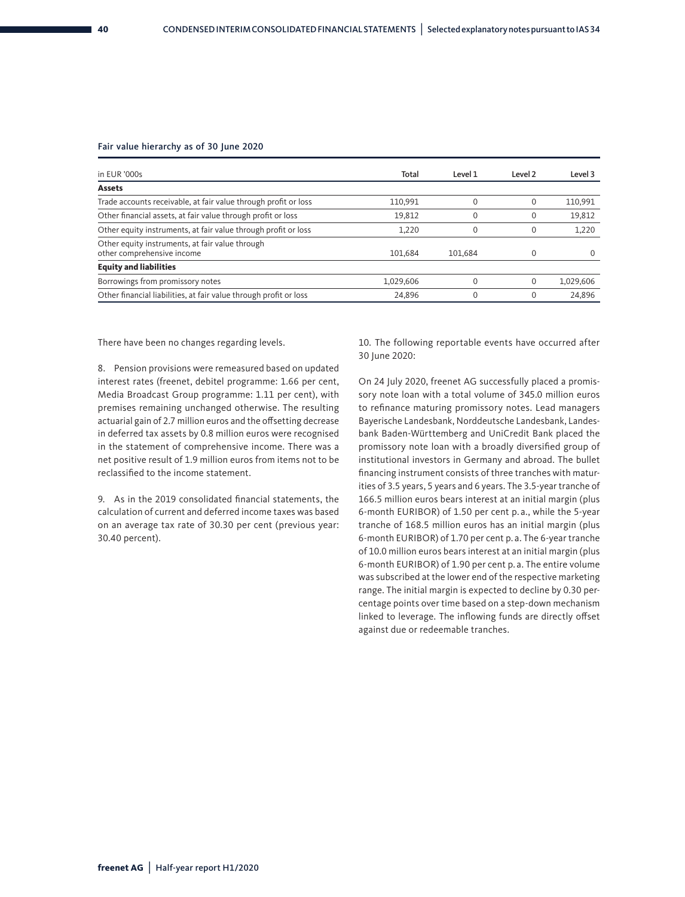### Fair value hierarchy as of 30 June 2020

| in EUR '000s | Total | Level 1 | Level 2 | Level 3 |
|---|---|---|---|---|
| **Assets** | | | | |
| Trade accounts receivable, at fair value through profit or loss | 110,991 | 0 | 0 | 110,991 |
| Other financial assets, at fair value through profit or loss | 19,812 | 0 | 0 | 19,812 |
| Other equity instruments, at fair value through profit or loss | 1,220 | 0 | 0 | 1,220 |
| Other equity instruments, at fair value through other comprehensive income | 101,684 | 101,684 | 0 | 0 |
| **Equity and liabilities** | | | | |
| Borrowings from promissory notes | 1,029,606 | 0 | 0 | 1,029,606 |
| Other financial liabilities, at fair value through profit or loss | 24,896 | 0 | 0 | 24,896 |

There have been no changes regarding levels.

8. Pension provisions were remeasured based on updated interest rates (freenet, debitel programme: 1.66 per cent, Media Broadcast Group programme: 1.11 per cent), with premises remaining unchanged otherwise. The resulting actuarial gain of 2.7 million euros and the offsetting decrease in deferred tax assets by 0.8 million euros were recognised in the statement of comprehensive income. There was a net positive result of 1.9 million euros from items not to be reclassified to the income statement.

9. As in the 2019 consolidated financial statements, the calculation of current and deferred income taxes was based on an average tax rate of 30.30 per cent (previous year: 30.40 percent).

10. The following reportable events have occurred after 30 June 2020:

On 24 July 2020, freenet AG successfully placed a promissory note loan with a total volume of 345.0 million euros to refinance maturing promissory notes. Lead managers Bayerische Landesbank, Norddeutsche Landesbank, Landesbank Baden-Württemberg and UniCredit Bank placed the promissory note loan with a broadly diversified group of institutional investors in Germany and abroad. The bullet financing instrument consists of three tranches with maturities of 3.5 years, 5 years and 6 years. The 3.5-year tranche of 166.5 million euros bears interest at an initial margin (plus 6-month EURIBOR) of 1.50 per cent p. a., while the 5-year tranche of 168.5 million euros has an initial margin (plus 6-month EURIBOR) of 1.70 per cent p. a. The 6-year tranche of 10.0 million euros bears interest at an initial margin (plus 6-month EURIBOR) of 1.90 per cent p. a. The entire volume was subscribed at the lower end of the respective marketing range. The initial margin is expected to decline by 0.30 percentage points over time based on a step-down mechanism linked to leverage. The inflowing funds are directly offset against due or redeemable tranches.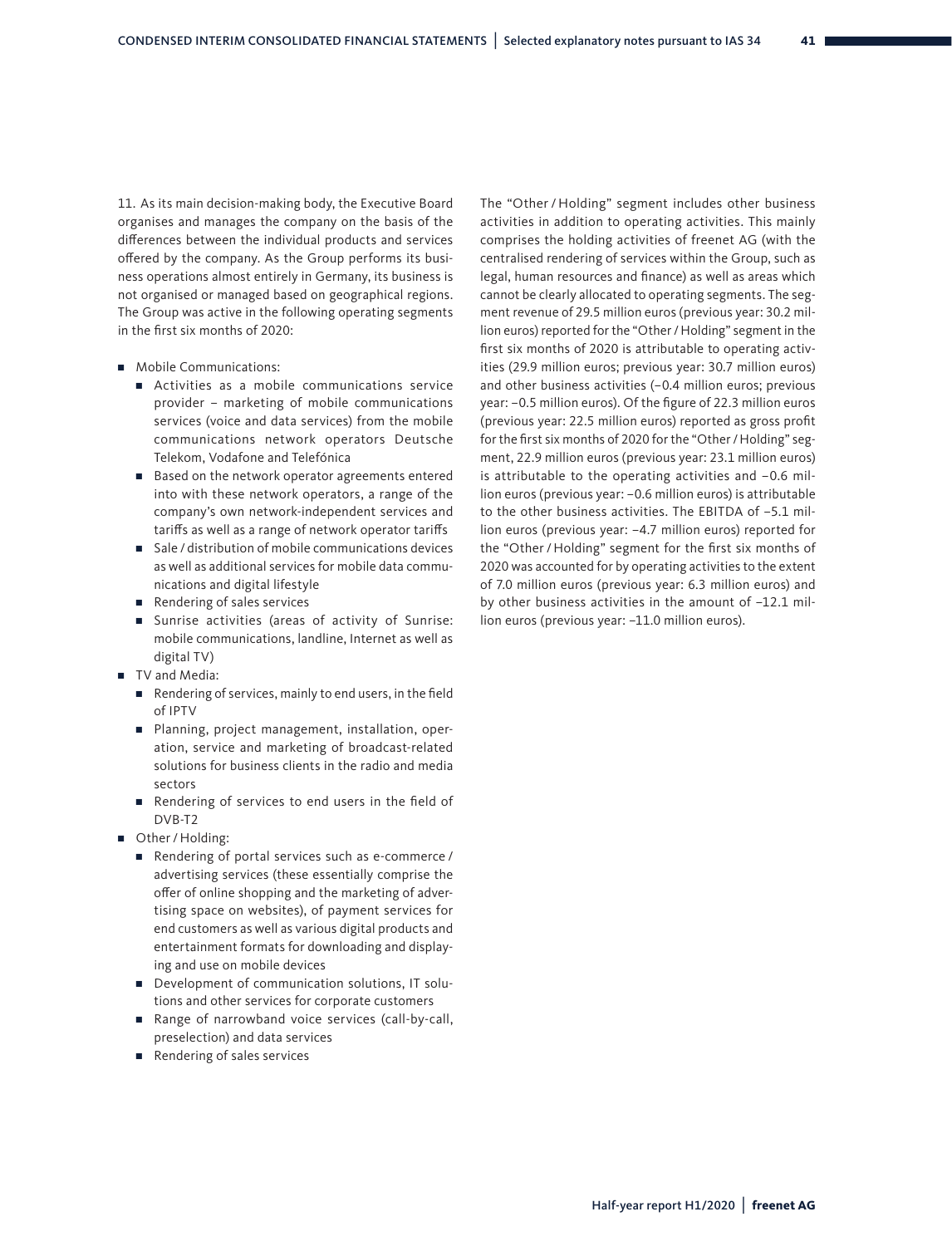11. As its main decision-making body, the Executive Board organises and manages the company on the basis of the differences between the individual products and services offered by the company. As the Group performs its business operations almost entirely in Germany, its business is not organised or managed based on geographical regions. The Group was active in the following operating segments in the first six months of 2020:

- Mobile Communications:
  - Activities as a mobile communications service provider – marketing of mobile communications services (voice and data services) from the mobile communications network operators Deutsche Telekom, Vodafone and Telefónica
  - Based on the network operator agreements entered into with these network operators, a range of the company's own network-independent services and tariffs as well as a range of network operator tariffs
  - Sale / distribution of mobile communications devices as well as additional services for mobile data communications and digital lifestyle
  - Rendering of sales services
  - Sunrise activities (areas of activity of Sunrise: mobile communications, landline, Internet as well as digital TV)
- TV and Media:
  - Rendering of services, mainly to end users, in the field of IPTV
  - Planning, project management, installation, operation, service and marketing of broadcast-related solutions for business clients in the radio and media sectors
  - Rendering of services to end users in the field of DVB-T2
- Other / Holding:
  - Rendering of portal services such as e-commerce / advertising services (these essentially comprise the offer of online shopping and the marketing of advertising space on websites), of payment services for end customers as well as various digital products and entertainment formats for downloading and displaying and use on mobile devices
  - Development of communication solutions, IT solutions and other services for corporate customers
  - Range of narrowband voice services (call-by-call, preselection) and data services
  - Rendering of sales services

The "Other / Holding" segment includes other business activities in addition to operating activities. This mainly comprises the holding activities of freenet AG (with the centralised rendering of services within the Group, such as legal, human resources and finance) as well as areas which cannot be clearly allocated to operating segments. The segment revenue of 29.5 million euros (previous year: 30.2 million euros) reported for the "Other / Holding" segment in the first six months of 2020 is attributable to operating activities (29.9 million euros; previous year: 30.7 million euros) and other business activities (−0.4 million euros; previous year: −0.5 million euros). Of the figure of 22.3 million euros (previous year: 22.5 million euros) reported as gross profit for the first six months of 2020 for the "Other / Holding" segment, 22.9 million euros (previous year: 23.1 million euros) is attributable to the operating activities and −0.6 million euros (previous year: −0.6 million euros) is attributable to the other business activities. The EBITDA of −5.1 million euros (previous year: −4.7 million euros) reported for the "Other / Holding" segment for the first six months of 2020 was accounted for by operating activities to the extent of 7.0 million euros (previous year: 6.3 million euros) and by other business activities in the amount of −12.1 million euros (previous year: −11.0 million euros).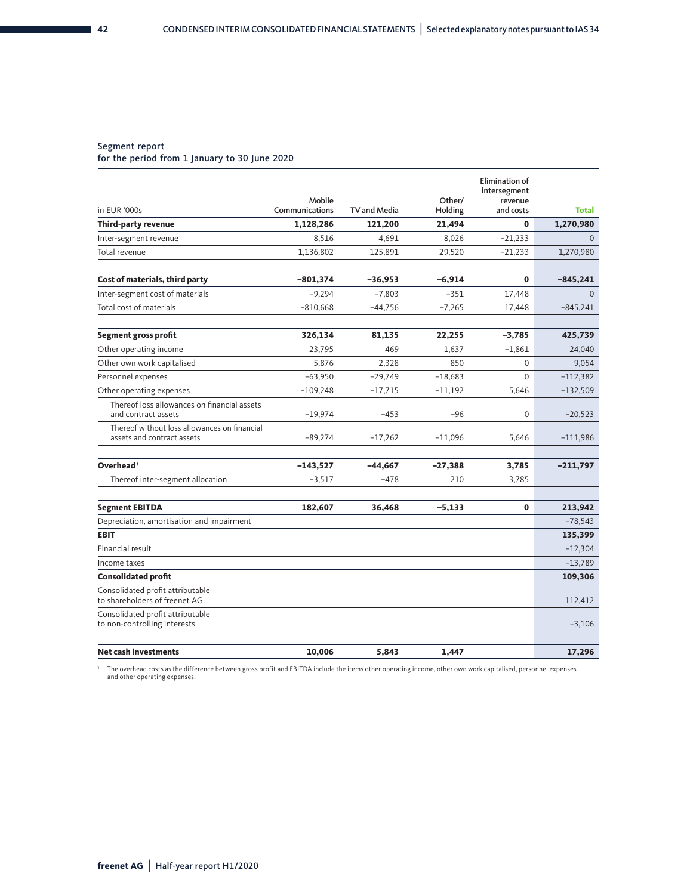## Segment report
### for the period from 1 January to 30 June 2020

| in EUR '000s | Mobile Communications | TV and Media | Other/ Holding | Elimination of intersegment revenue and costs | Total |
|---|---|---|---|---|---|
| **Third-party revenue** | **1,128,286** | **121,200** | **21,494** | **0** | **1,270,980** |
| Inter-segment revenue | 8,516 | 4,691 | 8,026 | –21,233 | 0 |
| Total revenue | 1,136,802 | 125,891 | 29,520 | –21,233 | 1,270,980 |
| **Cost of materials, third party** | **–801,374** | **–36,953** | **–6,914** | **0** | **–845,241** |
| Inter-segment cost of materials | –9,294 | –7,803 | –351 | 17,448 | 0 |
| Total cost of materials | –810,668 | –44,756 | –7,265 | 17,448 | –845,241 |
| **Segment gross profit** | **326,134** | **81,135** | **22,255** | **–3,785** | **425,739** |
| Other operating income | 23,795 | 469 | 1,637 | –1,861 | 24,040 |
| Other own work capitalised | 5,876 | 2,328 | 850 | 0 | 9,054 |
| Personnel expenses | –63,950 | –29,749 | –18,683 | 0 | –112,382 |
| Other operating expenses | –109,248 | –17,715 | –11,192 | 5,646 | –132,509 |
| Thereof loss allowances on financial assets and contract assets | –19,974 | –453 | –96 | 0 | –20,523 |
| Thereof without loss allowances on financial assets and contract assets | –89,274 | –17,262 | –11,096 | 5,646 | –111,986 |
| **Overhead**[1] | **–143,527** | **–44,667** | **–27,388** | **3,785** | **–211,797** |
| Thereof inter-segment allocation | –3,517 | –478 | 210 | 3,785 | |
| **Segment EBITDA** | **182,607** | **36,468** | **–5,133** | **0** | **213,942** |
| Depreciation, amortisation and impairment | | | | | –78,543 |
| **EBIT** | | | | | **135,399** |
| Financial result | | | | | –12,304 |
| Income taxes | | | | | –13,789 |
| **Consolidated profit** | | | | | **109,306** |
| Consolidated profit attributable to shareholders of freenet AG | | | | | 112,412 |
| Consolidated profit attributable to non-controlling interests | | | | | –3,106 |
| **Net cash investments** | **10,006** | **5,843** | **1,447** | | **17,296** |

[1] The overhead costs as the difference between gross profit and EBITDA include the items other operating income, other own work capitalised, personnel expenses and other operating expenses.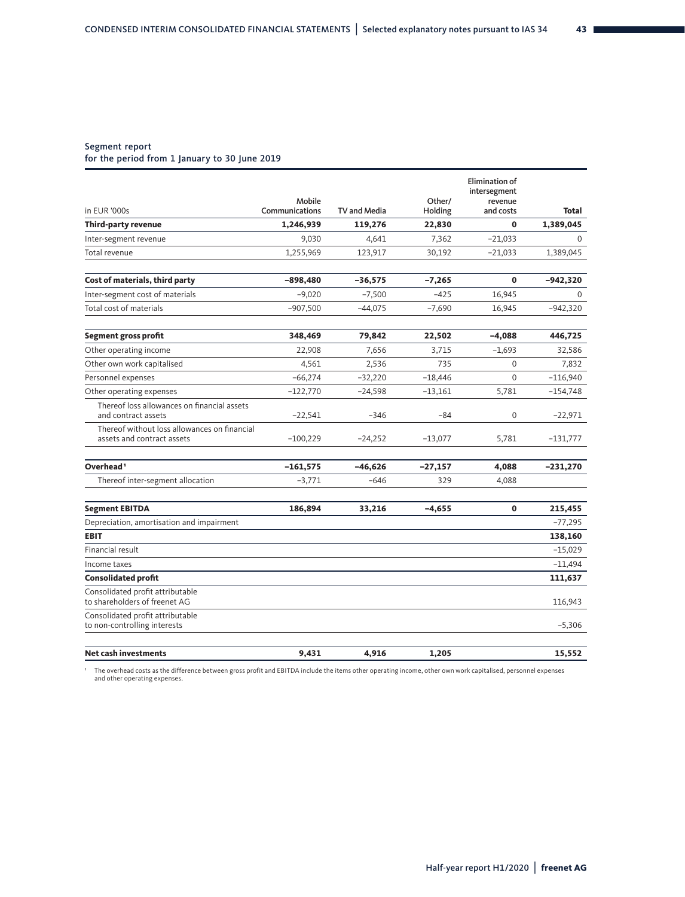## Segment report
for the period from 1 January to 30 June 2019

| in EUR '000s | Mobile Communications | TV and Media | Other/ Holding | Elimination of intersegment revenue and costs | Total |
|---|---|---|---|---|---|
| **Third-party revenue** | **1,246,939** | **119,276** | **22,830** | **0** | **1,389,045** |
| Inter-segment revenue | 9,030 | 4,641 | 7,362 | −21,033 | 0 |
| Total revenue | 1,255,969 | 123,917 | 30,192 | −21,033 | 1,389,045 |
| | | | | | |
| **Cost of materials, third party** | **−898,480** | **−36,575** | **−7,265** | **0** | **−942,320** |
| Inter-segment cost of materials | −9,020 | −7,500 | −425 | 16,945 | 0 |
| Total cost of materials | −907,500 | −44,075 | −7,690 | 16,945 | −942,320 |
| | | | | | |
| **Segment gross profit** | **348,469** | **79,842** | **22,502** | **−4,088** | **446,725** |
| Other operating income | 22,908 | 7,656 | 3,715 | −1,693 | 32,586 |
| Other own work capitalised | 4,561 | 2,536 | 735 | 0 | 7,832 |
| Personnel expenses | −66,274 | −32,220 | −18,446 | 0 | −116,940 |
| Other operating expenses | −122,770 | −24,598 | −13,161 | 5,781 | −154,748 |
| Thereof loss allowances on financial assets and contract assets | −22,541 | −346 | −84 | 0 | −22,971 |
| Thereof without loss allowances on financial assets and contract assets | −100,229 | −24,252 | −13,077 | 5,781 | −131,777 |
| | | | | | |
| **Overhead** [1] | **−161,575** | **−46,626** | **−27,157** | **4,088** | **−231,270** |
| Thereof inter-segment allocation | −3,771 | −646 | 329 | 4,088 | |
| | | | | | |
| **Segment EBITDA** | **186,894** | **33,216** | **−4,655** | **0** | **215,455** |
| Depreciation, amortisation and impairment | | | | | −77,295 |
| **EBIT** | | | | | **138,160** |
| Financial result | | | | | −15,029 |
| Income taxes | | | | | −11,494 |
| **Consolidated profit** | | | | | **111,637** |
| Consolidated profit attributable to shareholders of freenet AG | | | | | 116,943 |
| Consolidated profit attributable to non-controlling interests | | | | | −5,306 |
| | | | | | |
| **Net cash investments** | **9,431** | **4,916** | **1,205** | | **15,552** |

[1] The overhead costs as the difference between gross profit and EBITDA include the items other operating income, other own work capitalised, personnel expenses and other operating expenses.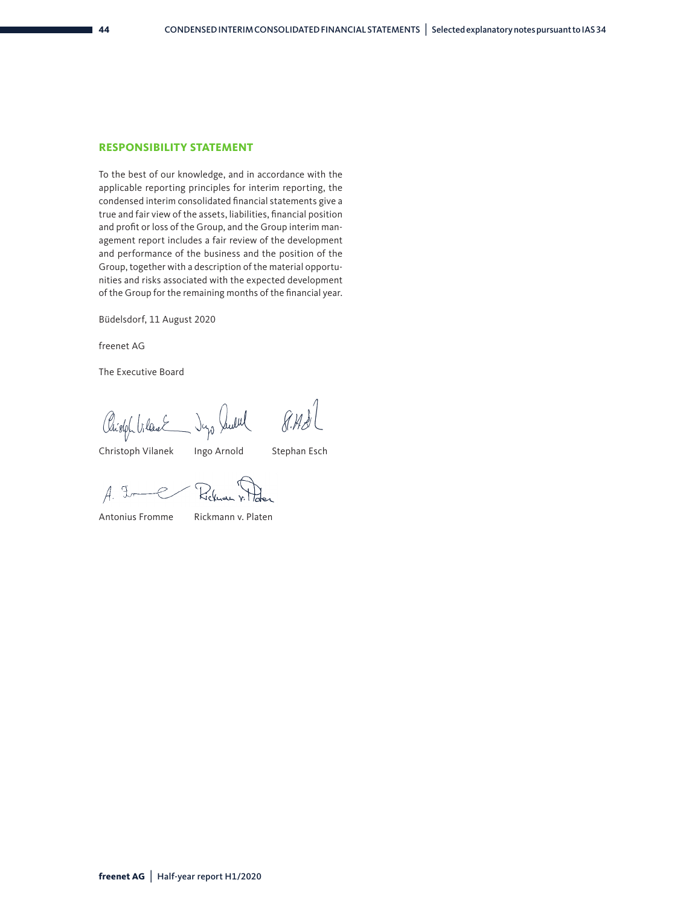## RESPONSIBILITY STATEMENT

To the best of our knowledge, and in accordance with the applicable reporting principles for interim reporting, the condensed interim consolidated financial statements give a true and fair view of the assets, liabilities, financial position and profit or loss of the Group, and the Group interim management report includes a fair review of the development and performance of the business and the position of the Group, together with a description of the material opportunities and risks associated with the expected development of the Group for the remaining months of the financial year.

Büdelsdorf, 11 August 2020

freenet AG

The Executive Board

Christoph Vilanek Ingo Arnold Stephan Esch

Antonius Fromme Rickmann v. Platen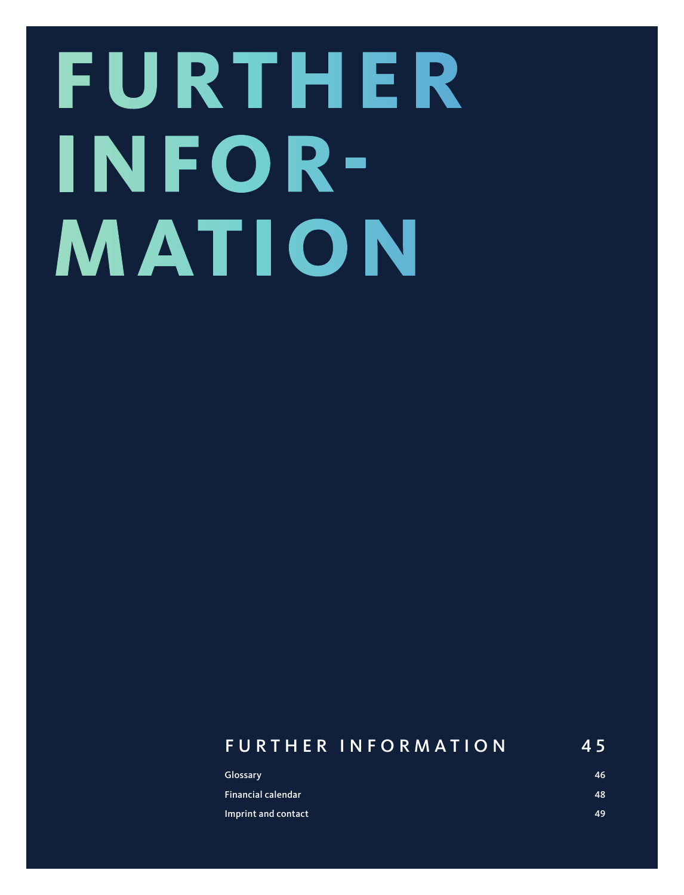# FURTHER INFORMATION

## FURTHER INFORMATION 45

| | |
|---|---|
| Glossary | 46 |
| Financial calendar | 48 |
| Imprint and contact | 49 |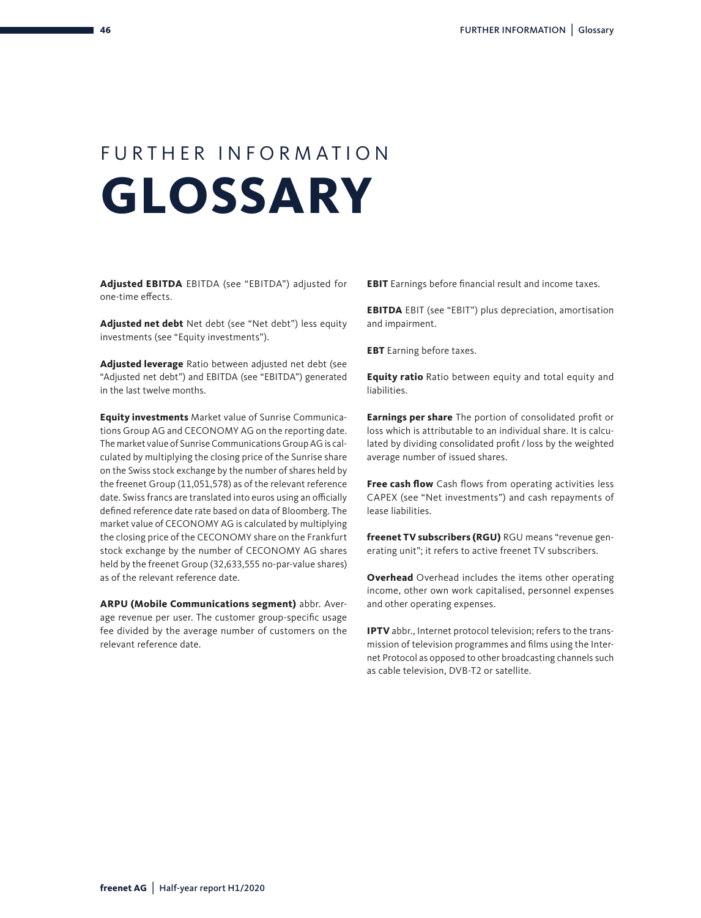# FURTHER INFORMATION
# GLOSSARY

**Adjusted EBITDA** EBITDA (see "EBITDA") adjusted for one-time effects.

**Adjusted net debt** Net debt (see "Net debt") less equity investments (see "Equity investments").

**Adjusted leverage** Ratio between adjusted net debt (see "Adjusted net debt") and EBITDA (see "EBITDA") generated in the last twelve months.

**Equity investments** Market value of Sunrise Communications Group AG and CECONOMY AG on the reporting date. The market value of Sunrise Communications Group AG is calculated by multiplying the closing price of the Sunrise share on the Swiss stock exchange by the number of shares held by the freenet Group (11,051,578) as of the relevant reference date. Swiss francs are translated into euros using an officially defined reference date rate based on data of Bloomberg. The market value of CECONOMY AG is calculated by multiplying the closing price of the CECONOMY share on the Frankfurt stock exchange by the number of CECONOMY AG shares held by the freenet Group (32,633,555 no-par-value shares) as of the relevant reference date.

**ARPU (Mobile Communications segment)** abbr. Average revenue per user. The customer group-specific usage fee divided by the average number of customers on the relevant reference date.

**EBIT** Earnings before financial result and income taxes.

**EBITDA** EBIT (see "EBIT") plus depreciation, amortisation and impairment.

**EBT** Earning before taxes.

**Equity ratio** Ratio between equity and total equity and liabilities.

**Earnings per share** The portion of consolidated profit or loss which is attributable to an individual share. It is calculated by dividing consolidated profit / loss by the weighted average number of issued shares.

**Free cash flow** Cash flows from operating activities less CAPEX (see "Net investments") and cash repayments of lease liabilities.

**freenet TV subscribers (RGU)** RGU means "revenue generating unit"; it refers to active freenet TV subscribers.

**Overhead** Overhead includes the items other operating income, other own work capitalised, personnel expenses and other operating expenses.

**IPTV** abbr., Internet protocol television; refers to the transmission of television programmes and films using the Internet Protocol as opposed to other broadcasting channels such as cable television, DVB-T2 or satellite.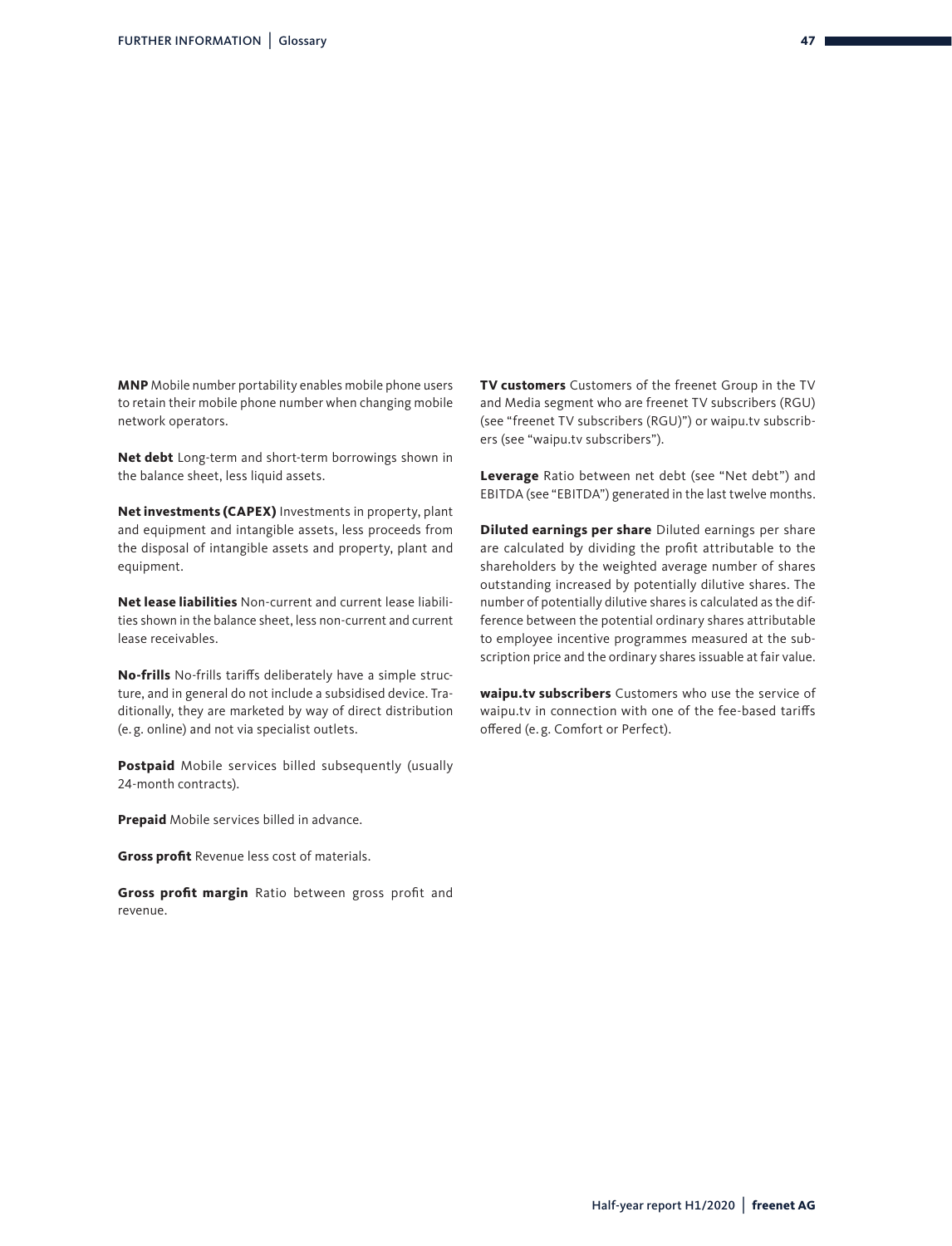**MNP** Mobile number portability enables mobile phone users to retain their mobile phone number when changing mobile network operators.

**Net debt** Long-term and short-term borrowings shown in the balance sheet, less liquid assets.

**Net investments (CAPEX)** Investments in property, plant and equipment and intangible assets, less proceeds from the disposal of intangible assets and property, plant and equipment.

**Net lease liabilities** Non-current and current lease liabilities shown in the balance sheet, less non-current and current lease receivables.

**No-frills** No-frills tariffs deliberately have a simple structure, and in general do not include a subsidised device. Traditionally, they are marketed by way of direct distribution (e. g. online) and not via specialist outlets.

**Postpaid** Mobile services billed subsequently (usually 24-month contracts).

**Prepaid** Mobile services billed in advance.

**Gross profit** Revenue less cost of materials.

**Gross profit margin** Ratio between gross profit and revenue.

**TV customers** Customers of the freenet Group in the TV and Media segment who are freenet TV subscribers (RGU) (see "freenet TV subscribers (RGU)") or waipu.tv subscribers (see "waipu.tv subscribers").

**Leverage** Ratio between net debt (see "Net debt") and EBITDA (see "EBITDA") generated in the last twelve months.

**Diluted earnings per share** Diluted earnings per share are calculated by dividing the profit attributable to the shareholders by the weighted average number of shares outstanding increased by potentially dilutive shares. The number of potentially dilutive shares is calculated as the difference between the potential ordinary shares attributable to employee incentive programmes measured at the subscription price and the ordinary shares issuable at fair value.

**waipu.tv subscribers** Customers who use the service of waipu.tv in connection with one of the fee-based tariffs offered (e. g. Comfort or Perfect).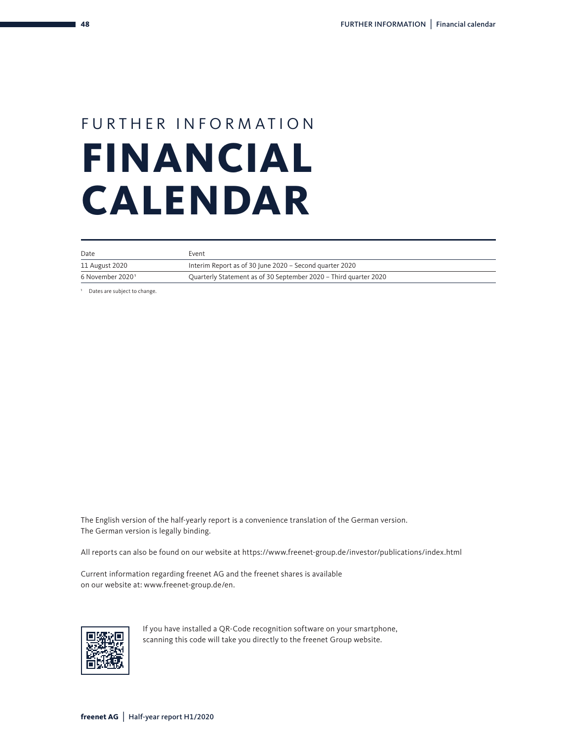FURTHER INFORMATION

# FINANCIAL CALENDAR

| Date | Event |
|---|---|
| 11 August 2020 | Interim Report as of 30 June 2020 – Second quarter 2020 |
| 6 November 2020[1] | Quarterly Statement as of 30 September 2020 – Third quarter 2020 |

[1] Dates are subject to change.

The English version of the half-yearly report is a convenience translation of the German version. The German version is legally binding.

All reports can also be found on our website at https://www.freenet-group.de/investor/publications/index.html

Current information regarding freenet AG and the freenet shares is available on our website at: www.freenet-group.de/en.

If you have installed a QR-Code recognition software on your smartphone, scanning this code will take you directly to the freenet Group website.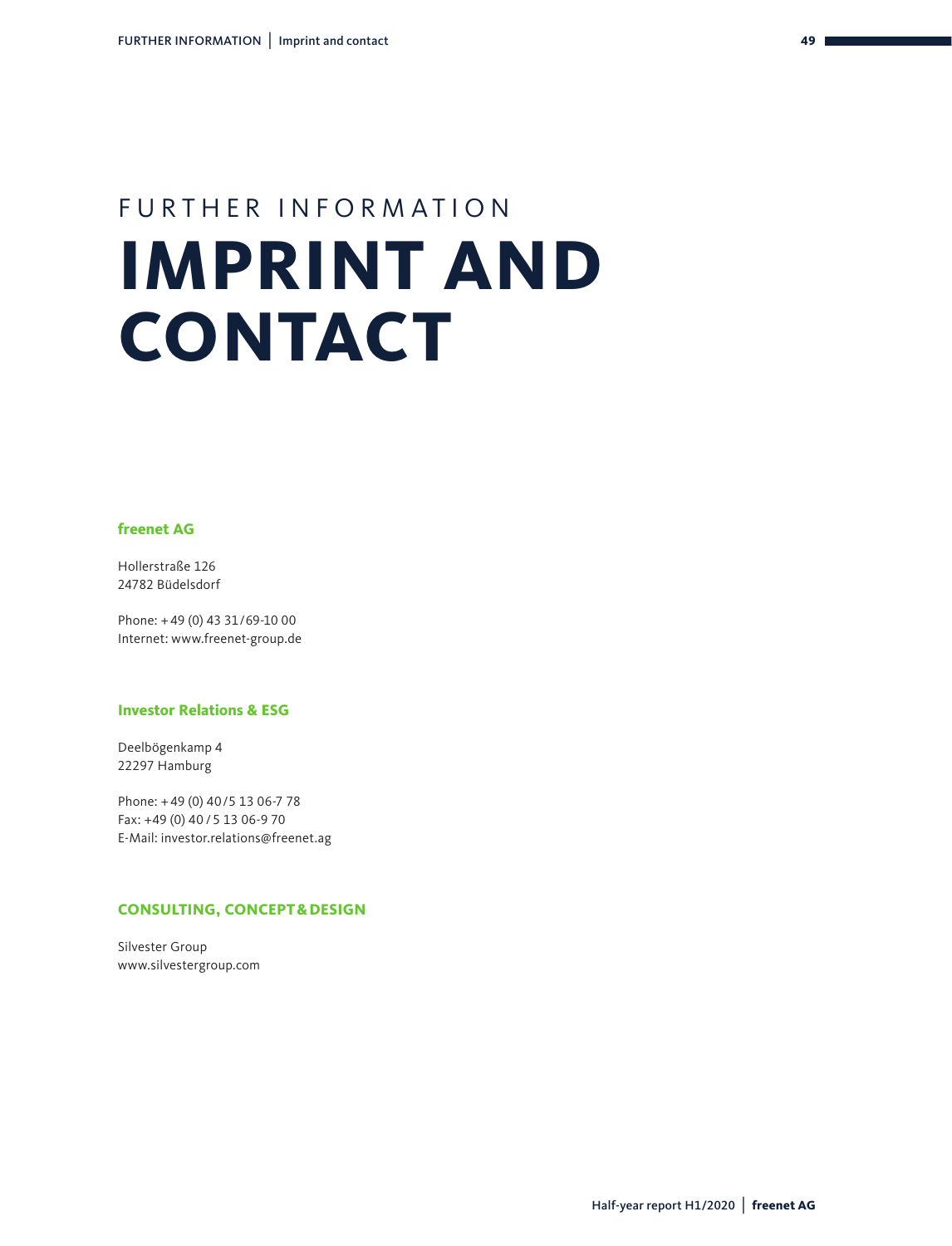FURTHER INFORMATION

# IMPRINT AND CONTACT

### freenet AG

Hollerstraße 126
24782 Büdelsdorf

Phone: + 49 (0) 43 31 / 69-10 00
Internet: www.freenet-group.de

### Investor Relations & ESG

Deelbögenkamp 4
22297 Hamburg

Phone: + 49 (0) 40 / 5 13 06-7 78
Fax: +49 (0) 40 / 5 13 06-9 70
E-Mail: investor.relations@freenet.ag

### CONSULTING, CONCEPT & DESIGN

Silvester Group
www.silvestergroup.com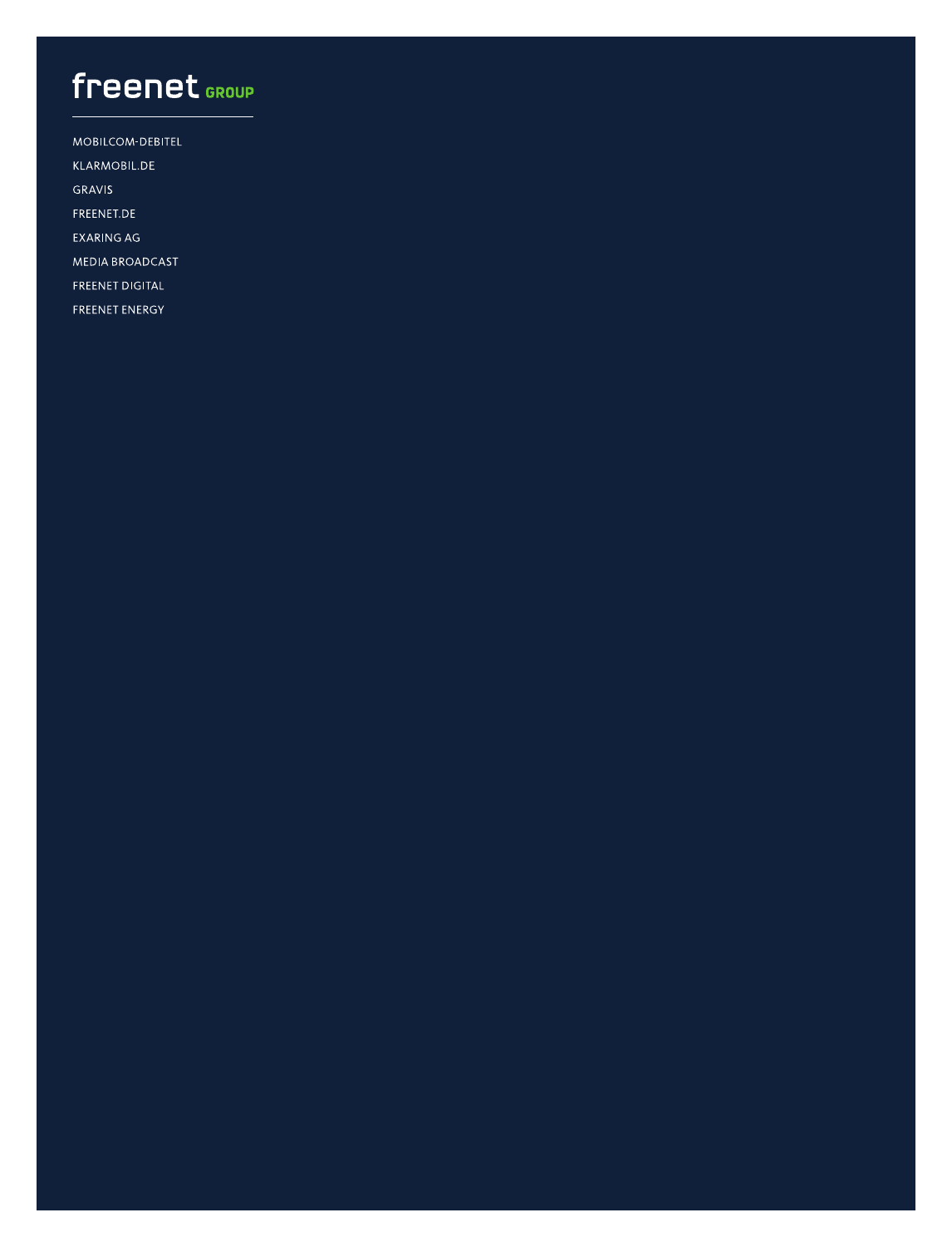freenet GROUP

MOBILCOM-DEBITEL
KLARMOBIL.DE
GRAVIS
FREENET.DE
EXARING AG
MEDIA BROADCAST
FREENET DIGITAL
FREENET ENERGY